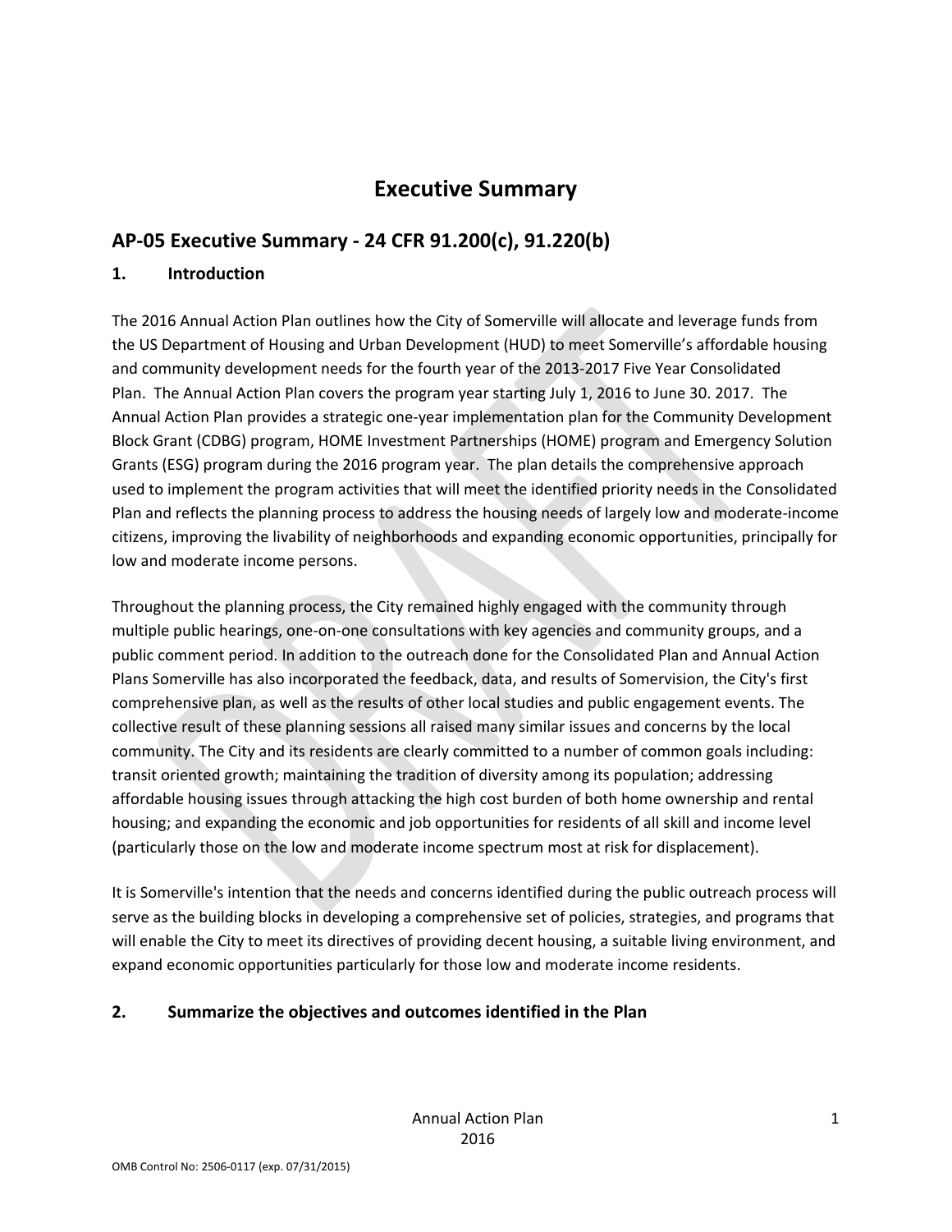# Executive Summary

## AP-05 Executive Summary - 24 CFR 91.200(c), 91.220(b)

### 1. Introduction

The 2016 Annual Action Plan outlines how the City of Somerville will allocate and leverage funds from the US Department of Housing and Urban Development (HUD) to meet Somerville's affordable housing and community development needs for the fourth year of the 2013-2017 Five Year Consolidated Plan. The Annual Action Plan covers the program year starting July 1, 2016 to June 30. 2017. The Annual Action Plan provides a strategic one-year implementation plan for the Community Development Block Grant (CDBG) program, HOME Investment Partnerships (HOME) program and Emergency Solution Grants (ESG) program during the 2016 program year. The plan details the comprehensive approach used to implement the program activities that will meet the identified priority needs in the Consolidated Plan and reflects the planning process to address the housing needs of largely low and moderate-income citizens, improving the livability of neighborhoods and expanding economic opportunities, principally for low and moderate income persons.

Throughout the planning process, the City remained highly engaged with the community through multiple public hearings, one-on-one consultations with key agencies and community groups, and a public comment period. In addition to the outreach done for the Consolidated Plan and Annual Action Plans Somerville has also incorporated the feedback, data, and results of Somervision, the City's first comprehensive plan, as well as the results of other local studies and public engagement events. The collective result of these planning sessions all raised many similar issues and concerns by the local community. The City and its residents are clearly committed to a number of common goals including: transit oriented growth; maintaining the tradition of diversity among its population; addressing affordable housing issues through attacking the high cost burden of both home ownership and rental housing; and expanding the economic and job opportunities for residents of all skill and income level (particularly those on the low and moderate income spectrum most at risk for displacement).

It is Somerville's intention that the needs and concerns identified during the public outreach process will serve as the building blocks in developing a comprehensive set of policies, strategies, and programs that will enable the City to meet its directives of providing decent housing, a suitable living environment, and expand economic opportunities particularly for those low and moderate income residents.

### 2. Summarize the objectives and outcomes identified in the Plan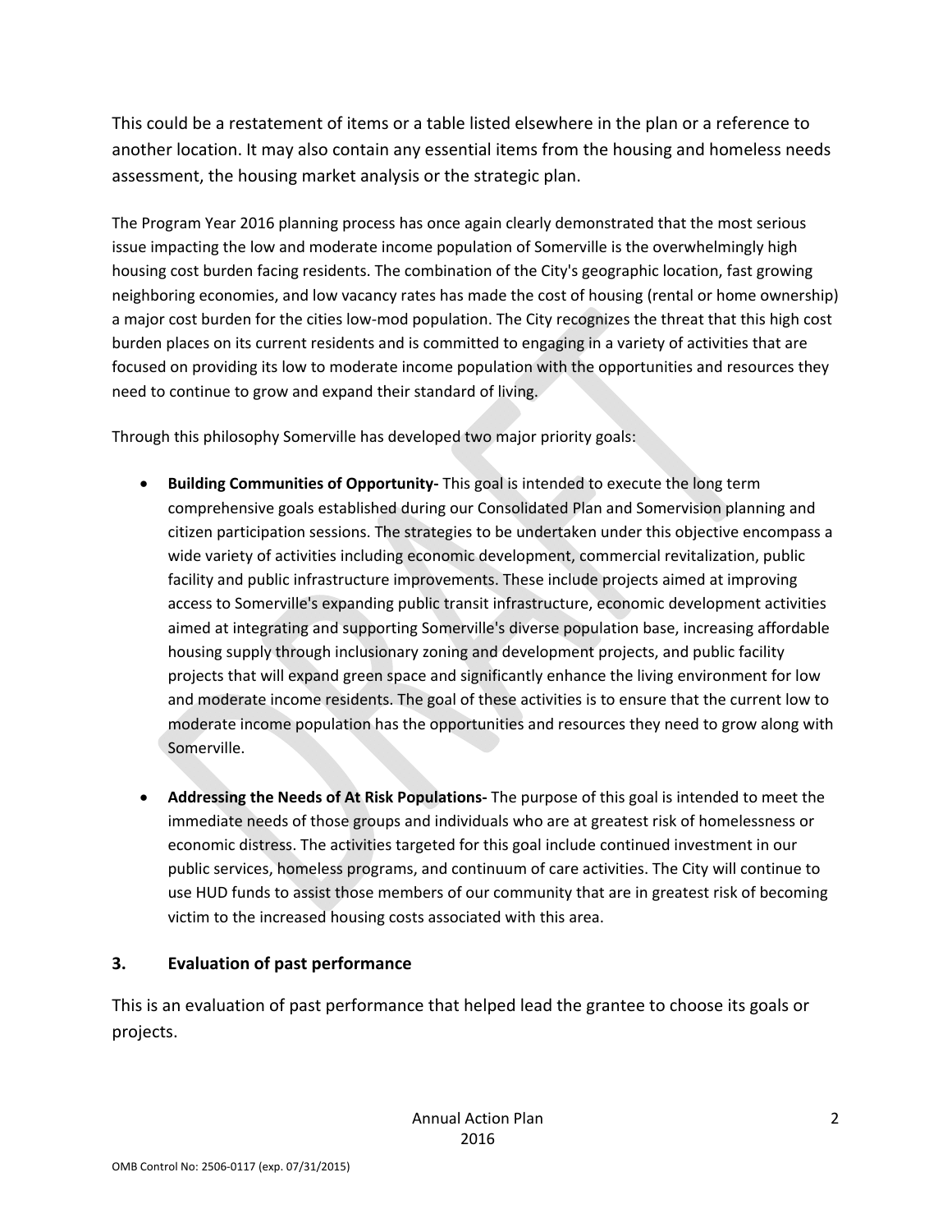This could be a restatement of items or a table listed elsewhere in the plan or a reference to another location. It may also contain any essential items from the housing and homeless needs assessment, the housing market analysis or the strategic plan.

The Program Year 2016 planning process has once again clearly demonstrated that the most serious issue impacting the low and moderate income population of Somerville is the overwhelmingly high housing cost burden facing residents. The combination of the City's geographic location, fast growing neighboring economies, and low vacancy rates has made the cost of housing (rental or home ownership) a major cost burden for the cities low-mod population. The City recognizes the threat that this high cost burden places on its current residents and is committed to engaging in a variety of activities that are focused on providing its low to moderate income population with the opportunities and resources they need to continue to grow and expand their standard of living.

Through this philosophy Somerville has developed two major priority goals:

- **Building Communities of Opportunity-** This goal is intended to execute the long term comprehensive goals established during our Consolidated Plan and Somervision planning and citizen participation sessions. The strategies to be undertaken under this objective encompass a wide variety of activities including economic development, commercial revitalization, public facility and public infrastructure improvements. These include projects aimed at improving access to Somerville's expanding public transit infrastructure, economic development activities aimed at integrating and supporting Somerville's diverse population base, increasing affordable housing supply through inclusionary zoning and development projects, and public facility projects that will expand green space and significantly enhance the living environment for low and moderate income residents. The goal of these activities is to ensure that the current low to moderate income population has the opportunities and resources they need to grow along with Somerville.

- **Addressing the Needs of At Risk Populations-** The purpose of this goal is intended to meet the immediate needs of those groups and individuals who are at greatest risk of homelessness or economic distress. The activities targeted for this goal include continued investment in our public services, homeless programs, and continuum of care activities. The City will continue to use HUD funds to assist those members of our community that are in greatest risk of becoming victim to the increased housing costs associated with this area.

### 3. Evaluation of past performance

This is an evaluation of past performance that helped lead the grantee to choose its goals or projects.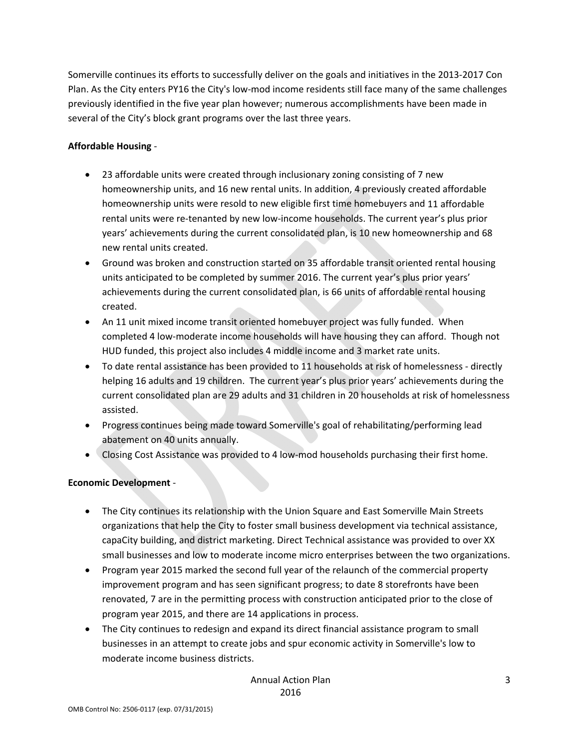Somerville continues its efforts to successfully deliver on the goals and initiatives in the 2013-2017 Con Plan. As the City enters PY16 the City's low-mod income residents still face many of the same challenges previously identified in the five year plan however; numerous accomplishments have been made in several of the City's block grant programs over the last three years.

**Affordable Housing** -

- 23 affordable units were created through inclusionary zoning consisting of 7 new homeownership units, and 16 new rental units. In addition, 4 previously created affordable homeownership units were resold to new eligible first time homebuyers and 11 affordable rental units were re-tenanted by new low-income households. The current year's plus prior years' achievements during the current consolidated plan, is 10 new homeownership and 68 new rental units created.
- Ground was broken and construction started on 35 affordable transit oriented rental housing units anticipated to be completed by summer 2016. The current year's plus prior years' achievements during the current consolidated plan, is 66 units of affordable rental housing created.
- An 11 unit mixed income transit oriented homebuyer project was fully funded. When completed 4 low-moderate income households will have housing they can afford. Though not HUD funded, this project also includes 4 middle income and 3 market rate units.
- To date rental assistance has been provided to 11 households at risk of homelessness - directly helping 16 adults and 19 children. The current year's plus prior years' achievements during the current consolidated plan are 29 adults and 31 children in 20 households at risk of homelessness assisted.
- Progress continues being made toward Somerville's goal of rehabilitating/performing lead abatement on 40 units annually.
- Closing Cost Assistance was provided to 4 low-mod households purchasing their first home.

**Economic Development** -

- The City continues its relationship with the Union Square and East Somerville Main Streets organizations that help the City to foster small business development via technical assistance, capaCity building, and district marketing. Direct Technical assistance was provided to over XX small businesses and low to moderate income micro enterprises between the two organizations.
- Program year 2015 marked the second full year of the relaunch of the commercial property improvement program and has seen significant progress; to date 8 storefronts have been renovated, 7 are in the permitting process with construction anticipated prior to the close of program year 2015, and there are 14 applications in process.
- The City continues to redesign and expand its direct financial assistance program to small businesses in an attempt to create jobs and spur economic activity in Somerville's low to moderate income business districts.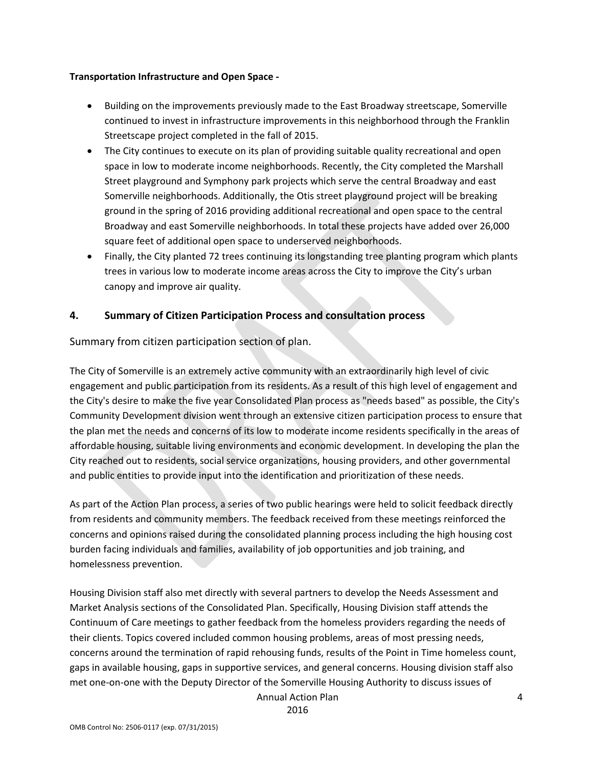**Transportation Infrastructure and Open Space -**

- Building on the improvements previously made to the East Broadway streetscape, Somerville continued to invest in infrastructure improvements in this neighborhood through the Franklin Streetscape project completed in the fall of 2015.
- The City continues to execute on its plan of providing suitable quality recreational and open space in low to moderate income neighborhoods. Recently, the City completed the Marshall Street playground and Symphony park projects which serve the central Broadway and east Somerville neighborhoods. Additionally, the Otis street playground project will be breaking ground in the spring of 2016 providing additional recreational and open space to the central Broadway and east Somerville neighborhoods. In total these projects have added over 26,000 square feet of additional open space to underserved neighborhoods.
- Finally, the City planted 72 trees continuing its longstanding tree planting program which plants trees in various low to moderate income areas across the City to improve the City's urban canopy and improve air quality.

## 4. Summary of Citizen Participation Process and consultation process

Summary from citizen participation section of plan.

The City of Somerville is an extremely active community with an extraordinarily high level of civic engagement and public participation from its residents. As a result of this high level of engagement and the City's desire to make the five year Consolidated Plan process as "needs based" as possible, the City's Community Development division went through an extensive citizen participation process to ensure that the plan met the needs and concerns of its low to moderate income residents specifically in the areas of affordable housing, suitable living environments and economic development. In developing the plan the City reached out to residents, social service organizations, housing providers, and other governmental and public entities to provide input into the identification and prioritization of these needs.

As part of the Action Plan process, a series of two public hearings were held to solicit feedback directly from residents and community members. The feedback received from these meetings reinforced the concerns and opinions raised during the consolidated planning process including the high housing cost burden facing individuals and families, availability of job opportunities and job training, and homelessness prevention.

Housing Division staff also met directly with several partners to develop the Needs Assessment and Market Analysis sections of the Consolidated Plan. Specifically, Housing Division staff attends the Continuum of Care meetings to gather feedback from the homeless providers regarding the needs of their clients. Topics covered included common housing problems, areas of most pressing needs, concerns around the termination of rapid rehousing funds, results of the Point in Time homeless count, gaps in available housing, gaps in supportive services, and general concerns. Housing division staff also met one-on-one with the Deputy Director of the Somerville Housing Authority to discuss issues of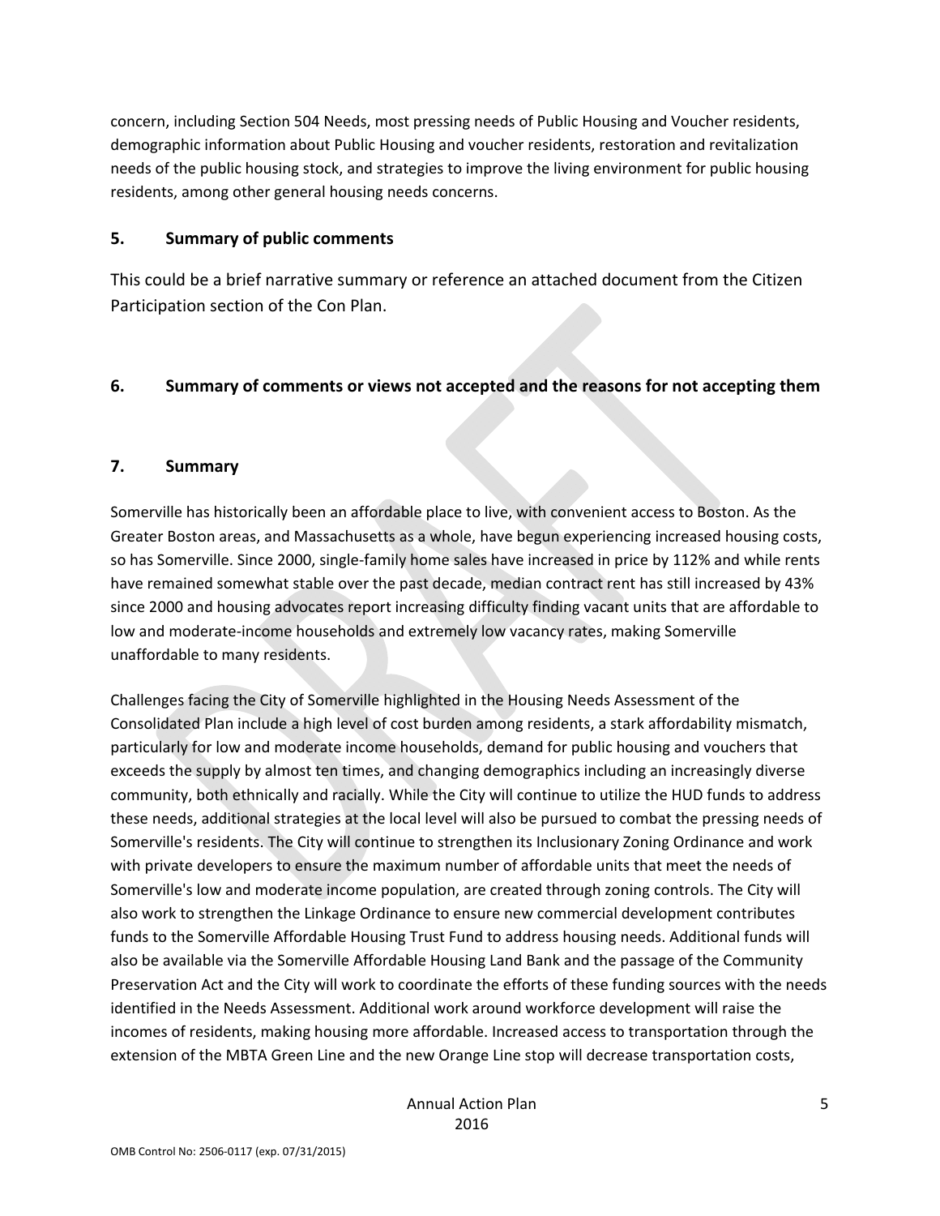concern, including Section 504 Needs, most pressing needs of Public Housing and Voucher residents, demographic information about Public Housing and voucher residents, restoration and revitalization needs of the public housing stock, and strategies to improve the living environment for public housing residents, among other general housing needs concerns.

## 5. Summary of public comments

This could be a brief narrative summary or reference an attached document from the Citizen Participation section of the Con Plan.

## 6. Summary of comments or views not accepted and the reasons for not accepting them

## 7. Summary

Somerville has historically been an affordable place to live, with convenient access to Boston. As the Greater Boston areas, and Massachusetts as a whole, have begun experiencing increased housing costs, so has Somerville. Since 2000, single-family home sales have increased in price by 112% and while rents have remained somewhat stable over the past decade, median contract rent has still increased by 43% since 2000 and housing advocates report increasing difficulty finding vacant units that are affordable to low and moderate-income households and extremely low vacancy rates, making Somerville unaffordable to many residents.

Challenges facing the City of Somerville highlighted in the Housing Needs Assessment of the Consolidated Plan include a high level of cost burden among residents, a stark affordability mismatch, particularly for low and moderate income households, demand for public housing and vouchers that exceeds the supply by almost ten times, and changing demographics including an increasingly diverse community, both ethnically and racially. While the City will continue to utilize the HUD funds to address these needs, additional strategies at the local level will also be pursued to combat the pressing needs of Somerville's residents. The City will continue to strengthen its Inclusionary Zoning Ordinance and work with private developers to ensure the maximum number of affordable units that meet the needs of Somerville's low and moderate income population, are created through zoning controls. The City will also work to strengthen the Linkage Ordinance to ensure new commercial development contributes funds to the Somerville Affordable Housing Trust Fund to address housing needs. Additional funds will also be available via the Somerville Affordable Housing Land Bank and the passage of the Community Preservation Act and the City will work to coordinate the efforts of these funding sources with the needs identified in the Needs Assessment. Additional work around workforce development will raise the incomes of residents, making housing more affordable. Increased access to transportation through the extension of the MBTA Green Line and the new Orange Line stop will decrease transportation costs,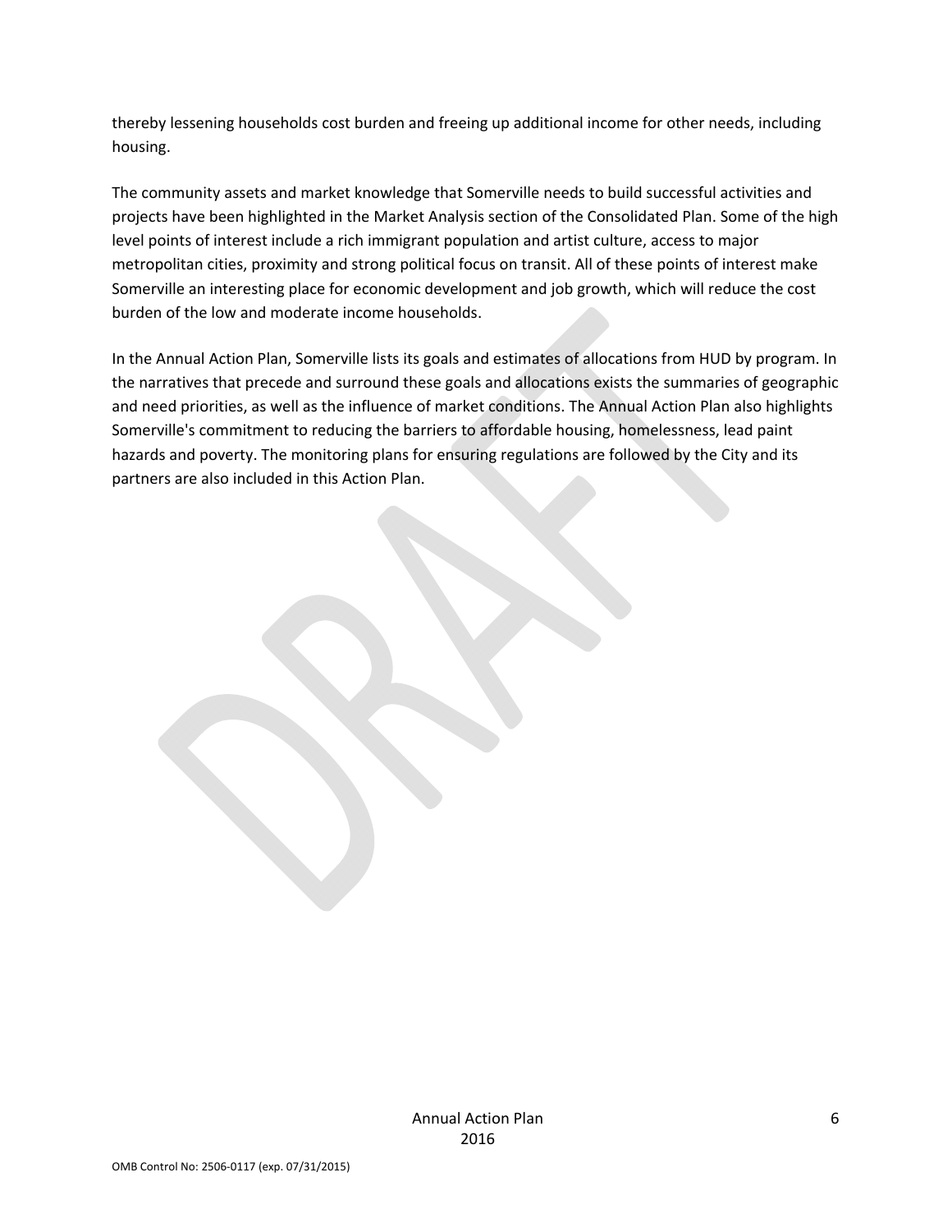thereby lessening households cost burden and freeing up additional income for other needs, including housing.

The community assets and market knowledge that Somerville needs to build successful activities and projects have been highlighted in the Market Analysis section of the Consolidated Plan. Some of the high level points of interest include a rich immigrant population and artist culture, access to major metropolitan cities, proximity and strong political focus on transit. All of these points of interest make Somerville an interesting place for economic development and job growth, which will reduce the cost burden of the low and moderate income households.

In the Annual Action Plan, Somerville lists its goals and estimates of allocations from HUD by program. In the narratives that precede and surround these goals and allocations exists the summaries of geographic and need priorities, as well as the influence of market conditions. The Annual Action Plan also highlights Somerville's commitment to reducing the barriers to affordable housing, homelessness, lead paint hazards and poverty. The monitoring plans for ensuring regulations are followed by the City and its partners are also included in this Action Plan.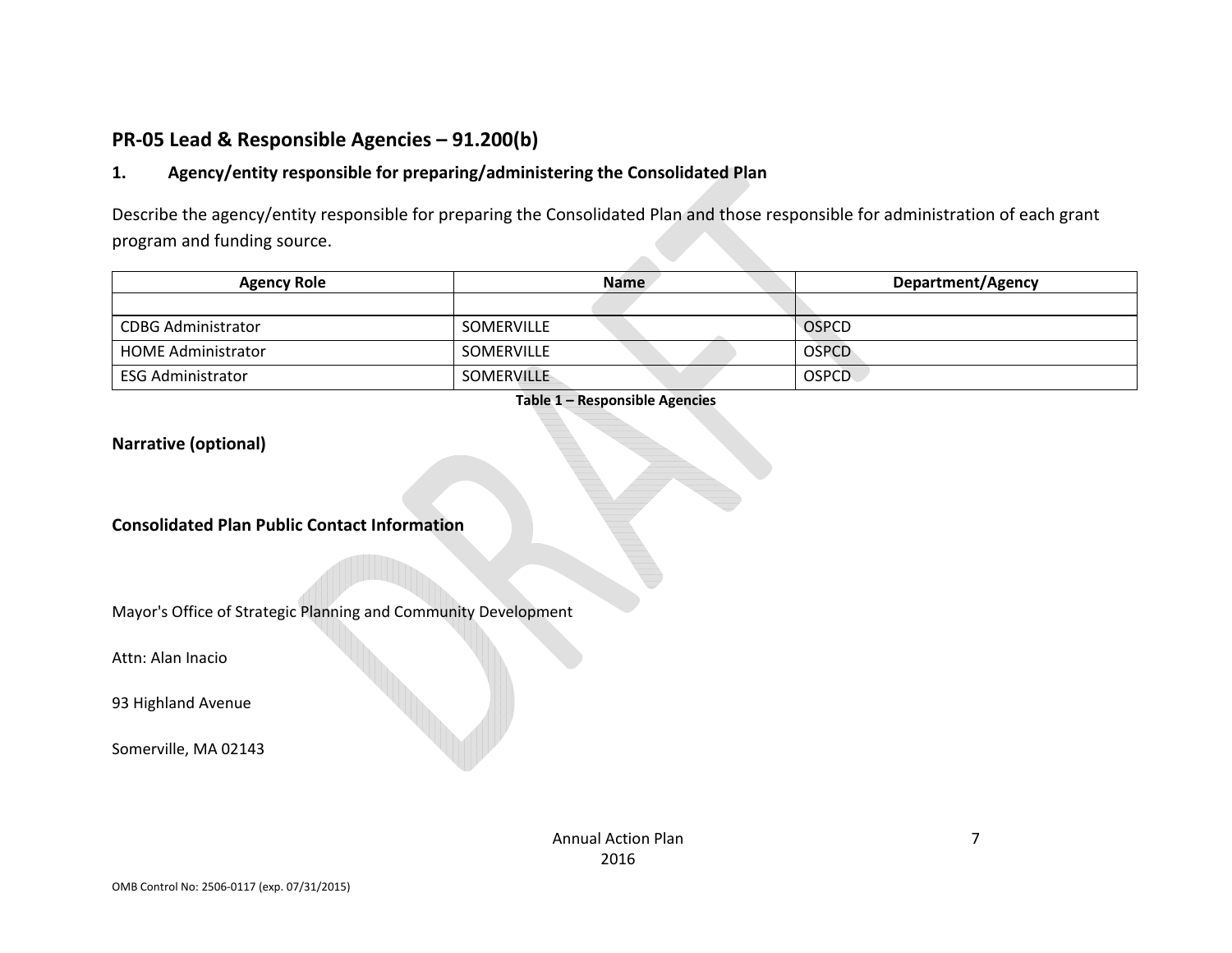## PR-05 Lead & Responsible Agencies – 91.200(b)

### 1. Agency/entity responsible for preparing/administering the Consolidated Plan

Describe the agency/entity responsible for preparing the Consolidated Plan and those responsible for administration of each grant program and funding source.

| Agency Role | Name | Department/Agency |
|---|---|---|
| | | |
| CDBG Administrator | SOMERVILLE | OSPCD |
| HOME Administrator | SOMERVILLE | OSPCD |
| ESG Administrator | SOMERVILLE | OSPCD |

**Table 1 – Responsible Agencies**

**Narrative (optional)**

**Consolidated Plan Public Contact Information**

Mayor's Office of Strategic Planning and Community Development

Attn: Alan Inacio

93 Highland Avenue

Somerville, MA 02143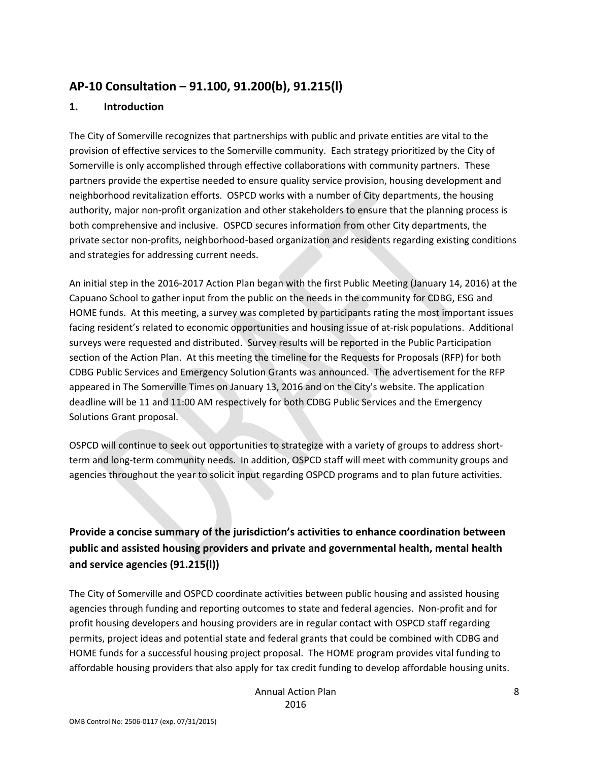## AP-10 Consultation – 91.100, 91.200(b), 91.215(l)

### 1. Introduction

The City of Somerville recognizes that partnerships with public and private entities are vital to the provision of effective services to the Somerville community. Each strategy prioritized by the City of Somerville is only accomplished through effective collaborations with community partners. These partners provide the expertise needed to ensure quality service provision, housing development and neighborhood revitalization efforts. OSPCD works with a number of City departments, the housing authority, major non-profit organization and other stakeholders to ensure that the planning process is both comprehensive and inclusive. OSPCD secures information from other City departments, the private sector non-profits, neighborhood-based organization and residents regarding existing conditions and strategies for addressing current needs.

An initial step in the 2016-2017 Action Plan began with the first Public Meeting (January 14, 2016) at the Capuano School to gather input from the public on the needs in the community for CDBG, ESG and HOME funds. At this meeting, a survey was completed by participants rating the most important issues facing resident's related to economic opportunities and housing issue of at-risk populations. Additional surveys were requested and distributed. Survey results will be reported in the Public Participation section of the Action Plan. At this meeting the timeline for the Requests for Proposals (RFP) for both CDBG Public Services and Emergency Solution Grants was announced. The advertisement for the RFP appeared in The Somerville Times on January 13, 2016 and on the City's website. The application deadline will be 11 and 11:00 AM respectively for both CDBG Public Services and the Emergency Solutions Grant proposal.

OSPCD will continue to seek out opportunities to strategize with a variety of groups to address short-term and long-term community needs. In addition, OSPCD staff will meet with community groups and agencies throughout the year to solicit input regarding OSPCD programs and to plan future activities.

### Provide a concise summary of the jurisdiction's activities to enhance coordination between public and assisted housing providers and private and governmental health, mental health and service agencies (91.215(l))

The City of Somerville and OSPCD coordinate activities between public housing and assisted housing agencies through funding and reporting outcomes to state and federal agencies. Non-profit and for profit housing developers and housing providers are in regular contact with OSPCD staff regarding permits, project ideas and potential state and federal grants that could be combined with CDBG and HOME funds for a successful housing project proposal. The HOME program provides vital funding to affordable housing providers that also apply for tax credit funding to develop affordable housing units.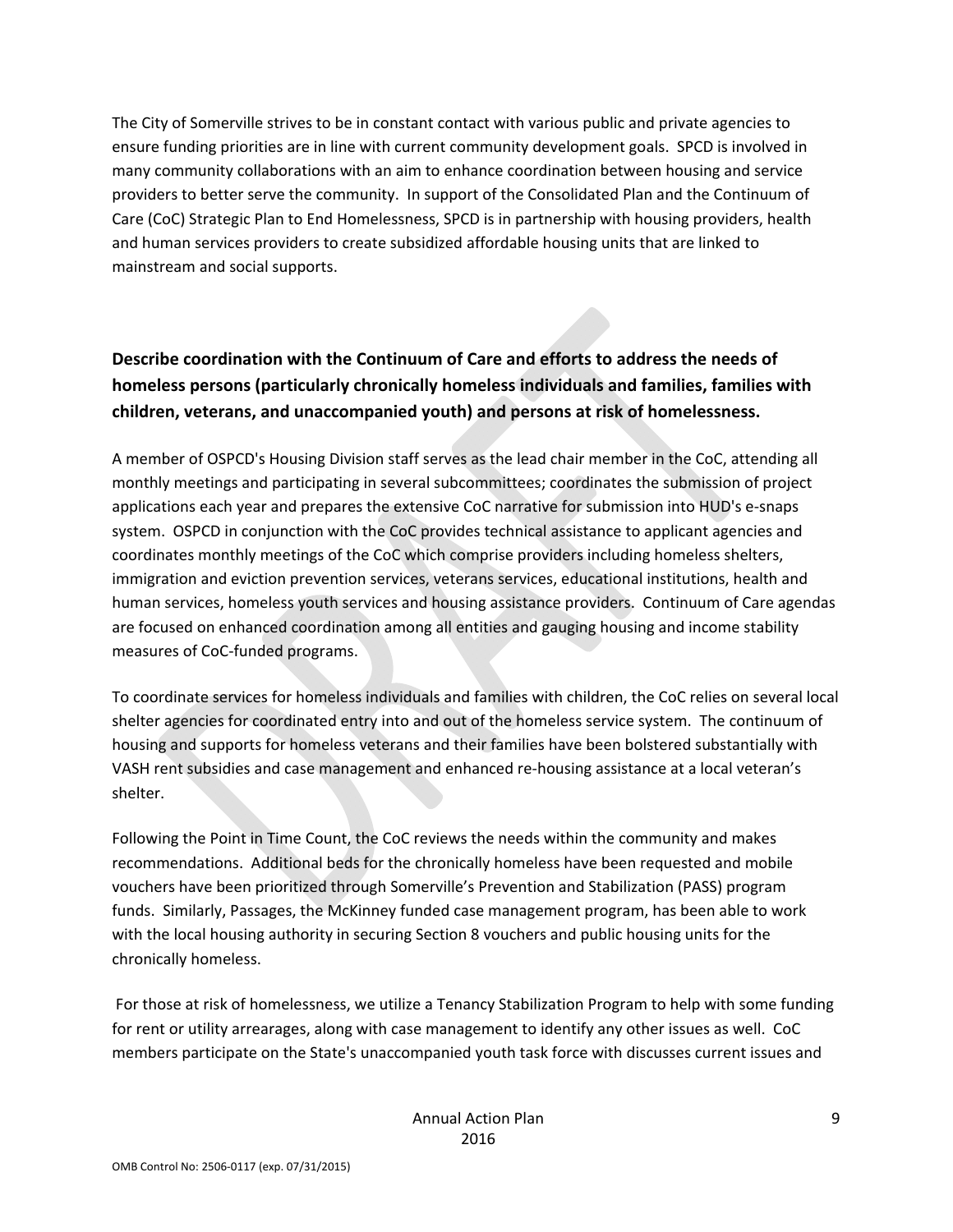The City of Somerville strives to be in constant contact with various public and private agencies to ensure funding priorities are in line with current community development goals. SPCD is involved in many community collaborations with an aim to enhance coordination between housing and service providers to better serve the community. In support of the Consolidated Plan and the Continuum of Care (CoC) Strategic Plan to End Homelessness, SPCD is in partnership with housing providers, health and human services providers to create subsidized affordable housing units that are linked to mainstream and social supports.

**Describe coordination with the Continuum of Care and efforts to address the needs of homeless persons (particularly chronically homeless individuals and families, families with children, veterans, and unaccompanied youth) and persons at risk of homelessness.**

A member of OSPCD's Housing Division staff serves as the lead chair member in the CoC, attending all monthly meetings and participating in several subcommittees; coordinates the submission of project applications each year and prepares the extensive CoC narrative for submission into HUD's e-snaps system. OSPCD in conjunction with the CoC provides technical assistance to applicant agencies and coordinates monthly meetings of the CoC which comprise providers including homeless shelters, immigration and eviction prevention services, veterans services, educational institutions, health and human services, homeless youth services and housing assistance providers. Continuum of Care agendas are focused on enhanced coordination among all entities and gauging housing and income stability measures of CoC-funded programs.

To coordinate services for homeless individuals and families with children, the CoC relies on several local shelter agencies for coordinated entry into and out of the homeless service system. The continuum of housing and supports for homeless veterans and their families have been bolstered substantially with VASH rent subsidies and case management and enhanced re-housing assistance at a local veteran's shelter.

Following the Point in Time Count, the CoC reviews the needs within the community and makes recommendations. Additional beds for the chronically homeless have been requested and mobile vouchers have been prioritized through Somerville's Prevention and Stabilization (PASS) program funds. Similarly, Passages, the McKinney funded case management program, has been able to work with the local housing authority in securing Section 8 vouchers and public housing units for the chronically homeless.

For those at risk of homelessness, we utilize a Tenancy Stabilization Program to help with some funding for rent or utility arrearages, along with case management to identify any other issues as well. CoC members participate on the State's unaccompanied youth task force with discusses current issues and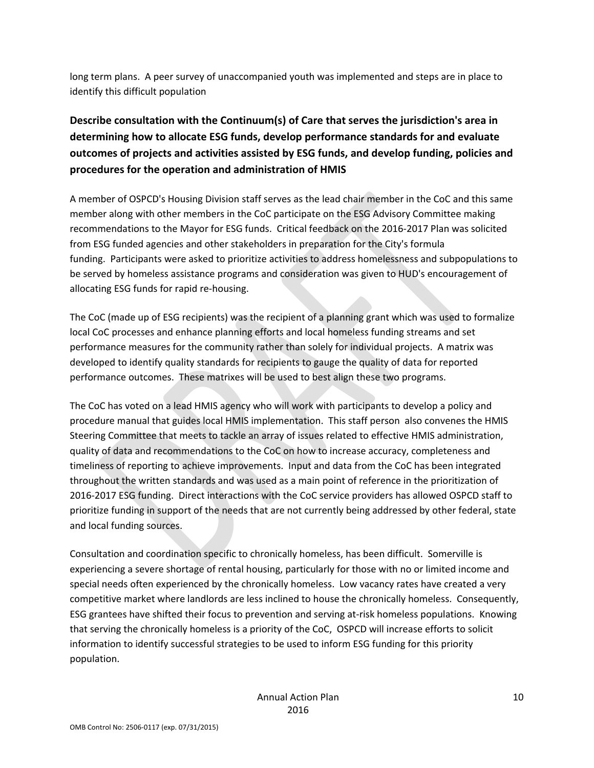long term plans. A peer survey of unaccompanied youth was implemented and steps are in place to identify this difficult population

## Describe consultation with the Continuum(s) of Care that serves the jurisdiction's area in determining how to allocate ESG funds, develop performance standards for and evaluate outcomes of projects and activities assisted by ESG funds, and develop funding, policies and procedures for the operation and administration of HMIS

A member of OSPCD's Housing Division staff serves as the lead chair member in the CoC and this same member along with other members in the CoC participate on the ESG Advisory Committee making recommendations to the Mayor for ESG funds. Critical feedback on the 2016-2017 Plan was solicited from ESG funded agencies and other stakeholders in preparation for the City's formula funding. Participants were asked to prioritize activities to address homelessness and subpopulations to be served by homeless assistance programs and consideration was given to HUD's encouragement of allocating ESG funds for rapid re-housing.

The CoC (made up of ESG recipients) was the recipient of a planning grant which was used to formalize local CoC processes and enhance planning efforts and local homeless funding streams and set performance measures for the community rather than solely for individual projects. A matrix was developed to identify quality standards for recipients to gauge the quality of data for reported performance outcomes. These matrixes will be used to best align these two programs.

The CoC has voted on a lead HMIS agency who will work with participants to develop a policy and procedure manual that guides local HMIS implementation. This staff person also convenes the HMIS Steering Committee that meets to tackle an array of issues related to effective HMIS administration, quality of data and recommendations to the CoC on how to increase accuracy, completeness and timeliness of reporting to achieve improvements. Input and data from the CoC has been integrated throughout the written standards and was used as a main point of reference in the prioritization of 2016-2017 ESG funding. Direct interactions with the CoC service providers has allowed OSPCD staff to prioritize funding in support of the needs that are not currently being addressed by other federal, state and local funding sources.

Consultation and coordination specific to chronically homeless, has been difficult. Somerville is experiencing a severe shortage of rental housing, particularly for those with no or limited income and special needs often experienced by the chronically homeless. Low vacancy rates have created a very competitive market where landlords are less inclined to house the chronically homeless. Consequently, ESG grantees have shifted their focus to prevention and serving at-risk homeless populations. Knowing that serving the chronically homeless is a priority of the CoC, OSPCD will increase efforts to solicit information to identify successful strategies to be used to inform ESG funding for this priority population.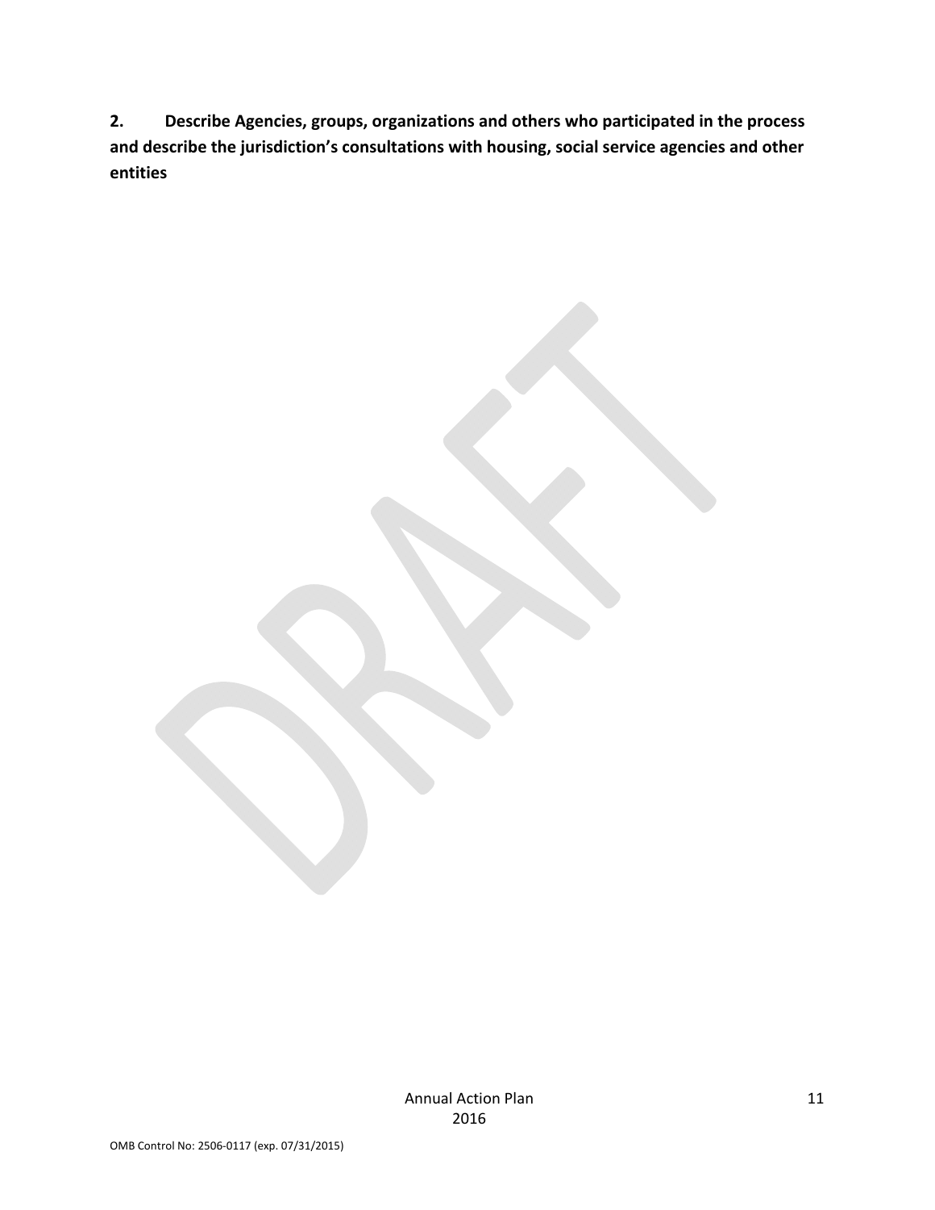**2. Describe Agencies, groups, organizations and others who participated in the process and describe the jurisdiction's consultations with housing, social service agencies and other entities**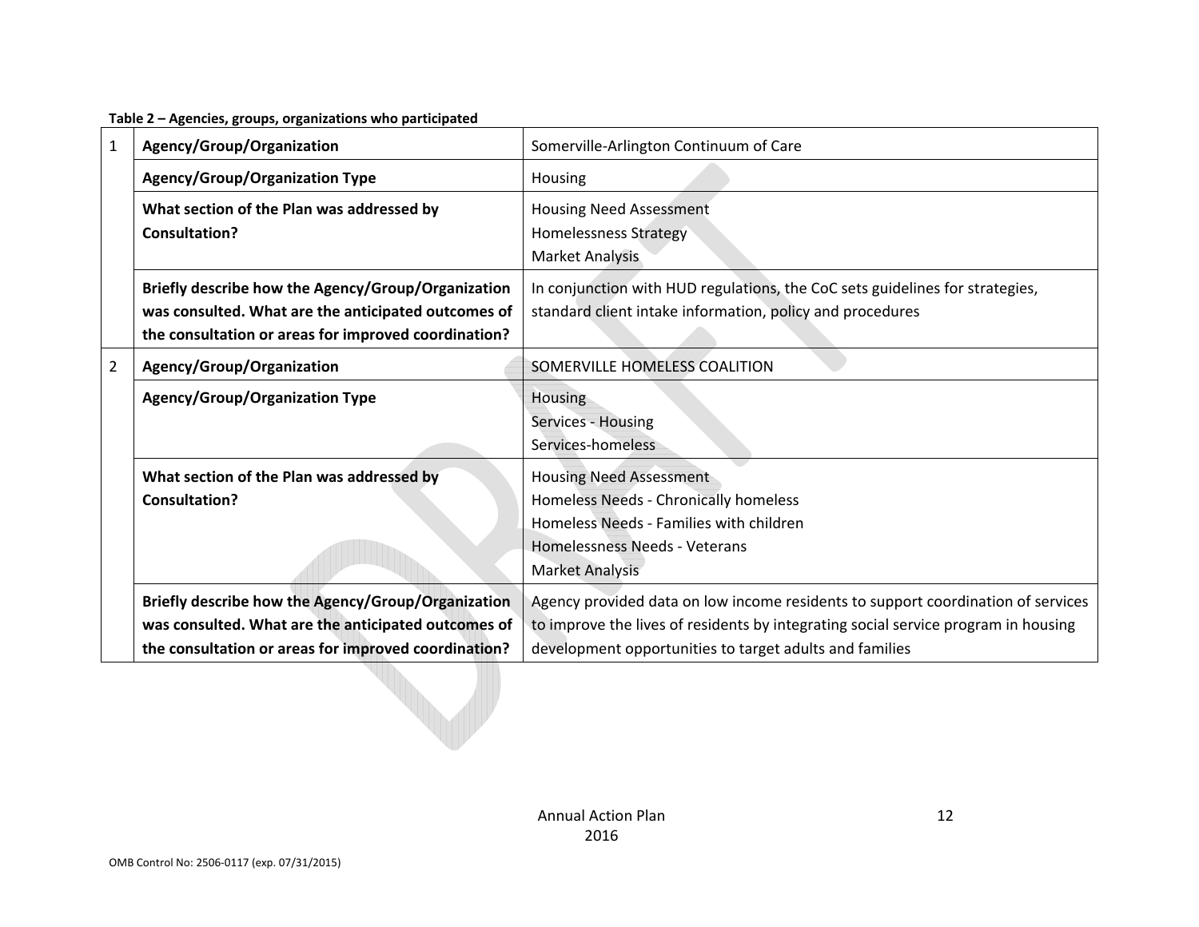**Table 2 – Agencies, groups, organizations who participated**

| | | |
|---|---|---|
| 1 | **Agency/Group/Organization** | Somerville-Arlington Continuum of Care |
| | **Agency/Group/Organization Type** | Housing |
| | **What section of the Plan was addressed by Consultation?** | Housing Need Assessment<br>Homelessness Strategy<br>Market Analysis |
| | **Briefly describe how the Agency/Group/Organization was consulted. What are the anticipated outcomes of the consultation or areas for improved coordination?** | In conjunction with HUD regulations, the CoC sets guidelines for strategies, standard client intake information, policy and procedures |
| 2 | **Agency/Group/Organization** | SOMERVILLE HOMELESS COALITION |
| | **Agency/Group/Organization Type** | Housing<br>Services - Housing<br>Services-homeless |
| | **What section of the Plan was addressed by Consultation?** | Housing Need Assessment<br>Homeless Needs - Chronically homeless<br>Homeless Needs - Families with children<br>Homelessness Needs - Veterans<br>Market Analysis |
| | **Briefly describe how the Agency/Group/Organization was consulted. What are the anticipated outcomes of the consultation or areas for improved coordination?** | Agency provided data on low income residents to support coordination of services to improve the lives of residents by integrating social service program in housing development opportunities to target adults and families |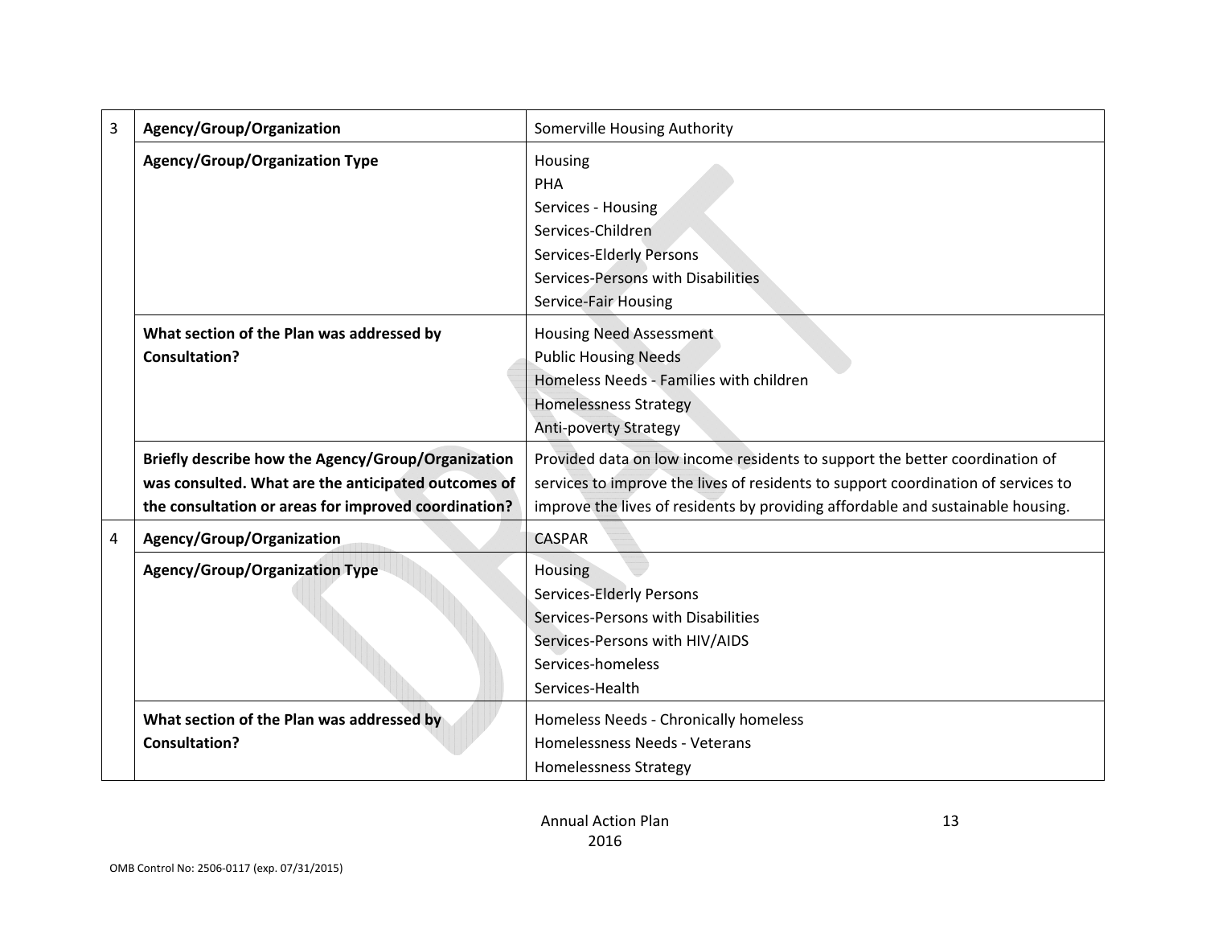| | | |
|---|---|---|
| 3 | **Agency/Group/Organization** | Somerville Housing Authority |
| | **Agency/Group/Organization Type** | Housing<br>PHA<br>Services - Housing<br>Services-Children<br>Services-Elderly Persons<br>Services-Persons with Disabilities<br>Service-Fair Housing |
| | **What section of the Plan was addressed by Consultation?** | Housing Need Assessment<br>Public Housing Needs<br>Homeless Needs - Families with children<br>Homelessness Strategy<br>Anti-poverty Strategy |
| | **Briefly describe how the Agency/Group/Organization was consulted. What are the anticipated outcomes of the consultation or areas for improved coordination?** | Provided data on low income residents to support the better coordination of services to improve the lives of residents to support coordination of services to improve the lives of residents by providing affordable and sustainable housing. |
| 4 | **Agency/Group/Organization** | CASPAR |
| | **Agency/Group/Organization Type** | Housing<br>Services-Elderly Persons<br>Services-Persons with Disabilities<br>Services-Persons with HIV/AIDS<br>Services-homeless<br>Services-Health |
| | **What section of the Plan was addressed by Consultation?** | Homeless Needs - Chronically homeless<br>Homelessness Needs - Veterans<br>Homelessness Strategy |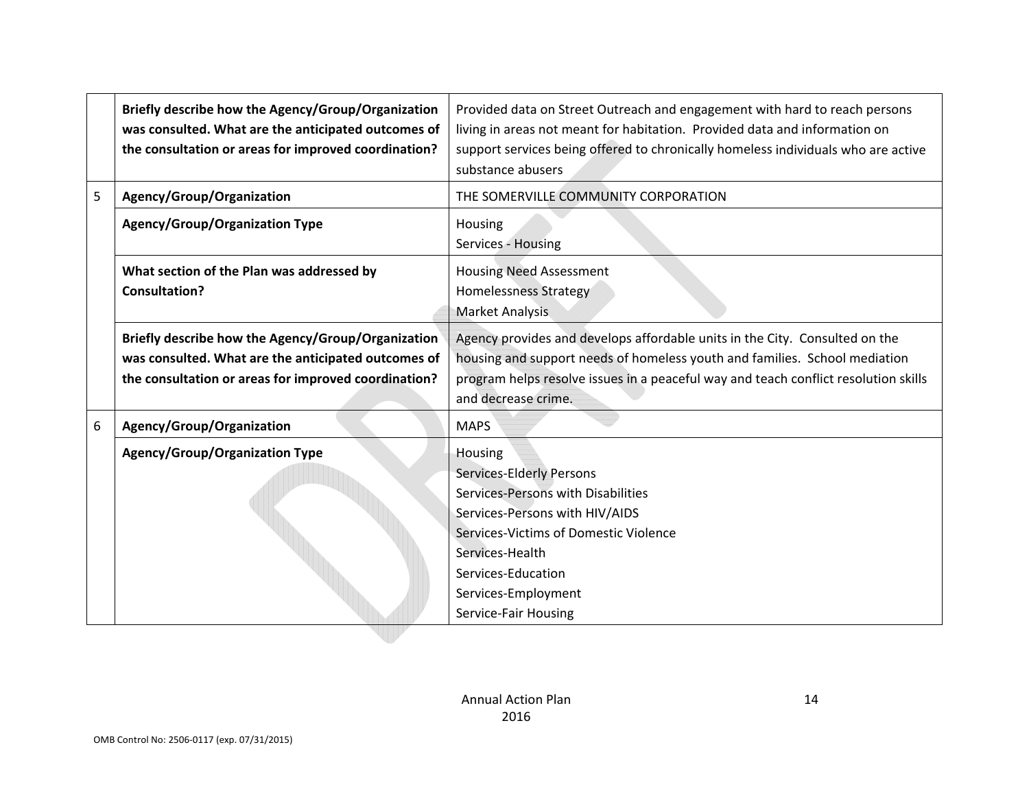| | | |
|---|---|---|
| | **Briefly describe how the Agency/Group/Organization was consulted. What are the anticipated outcomes of the consultation or areas for improved coordination?** | Provided data on Street Outreach and engagement with hard to reach persons living in areas not meant for habitation. Provided data and information on support services being offered to chronically homeless individuals who are active substance abusers |
| 5 | **Agency/Group/Organization** | THE SOMERVILLE COMMUNITY CORPORATION |
| | **Agency/Group/Organization Type** | Housing<br>Services - Housing |
| | **What section of the Plan was addressed by Consultation?** | Housing Need Assessment<br>Homelessness Strategy<br>Market Analysis |
| | **Briefly describe how the Agency/Group/Organization was consulted. What are the anticipated outcomes of the consultation or areas for improved coordination?** | Agency provides and develops affordable units in the City. Consulted on the housing and support needs of homeless youth and families. School mediation program helps resolve issues in a peaceful way and teach conflict resolution skills and decrease crime. |
| 6 | **Agency/Group/Organization** | MAPS |
| | **Agency/Group/Organization Type** | Housing<br>Services-Elderly Persons<br>Services-Persons with Disabilities<br>Services-Persons with HIV/AIDS<br>Services-Victims of Domestic Violence<br>Services-Health<br>Services-Education<br>Services-Employment<br>Service-Fair Housing |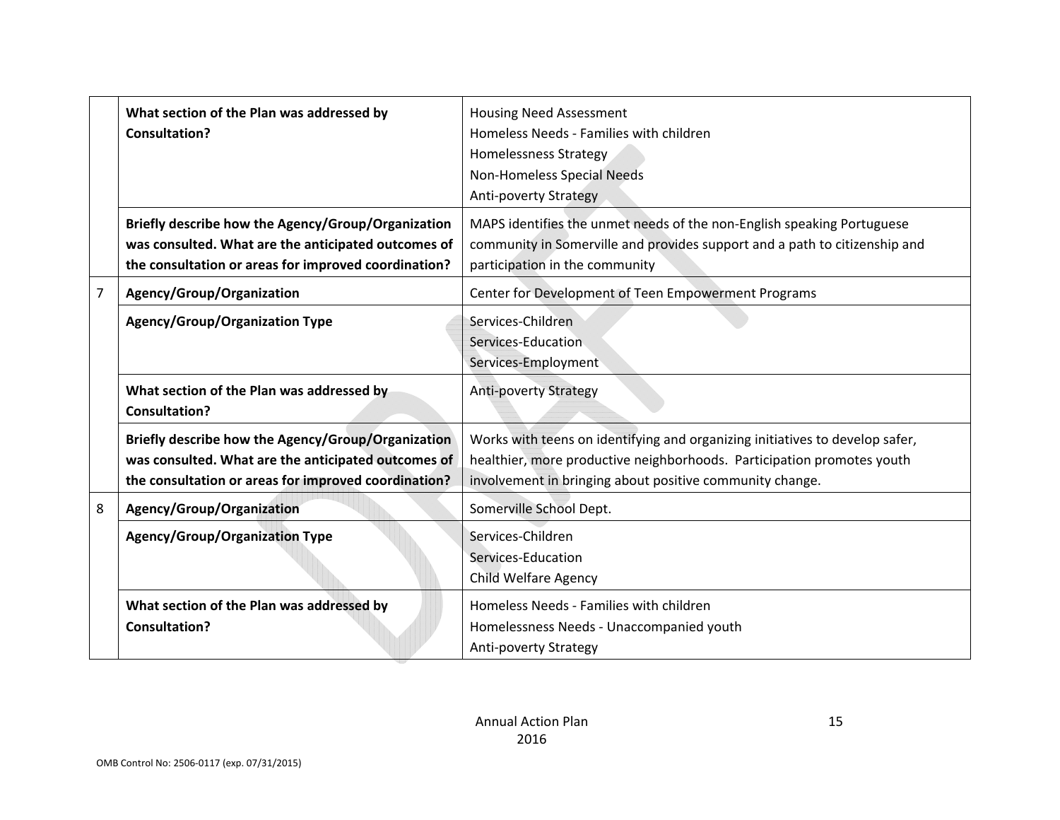| | | |
|---|---|---|
| | **What section of the Plan was addressed by Consultation?** | Housing Need Assessment<br>Homeless Needs - Families with children<br>Homelessness Strategy<br>Non-Homeless Special Needs<br>Anti-poverty Strategy |
| | **Briefly describe how the Agency/Group/Organization was consulted. What are the anticipated outcomes of the consultation or areas for improved coordination?** | MAPS identifies the unmet needs of the non-English speaking Portuguese community in Somerville and provides support and a path to citizenship and participation in the community |
| 7 | **Agency/Group/Organization** | Center for Development of Teen Empowerment Programs |
| | **Agency/Group/Organization Type** | Services-Children<br>Services-Education<br>Services-Employment |
| | **What section of the Plan was addressed by Consultation?** | Anti-poverty Strategy |
| | **Briefly describe how the Agency/Group/Organization was consulted. What are the anticipated outcomes of the consultation or areas for improved coordination?** | Works with teens on identifying and organizing initiatives to develop safer, healthier, more productive neighborhoods. Participation promotes youth involvement in bringing about positive community change. |
| 8 | **Agency/Group/Organization** | Somerville School Dept. |
| | **Agency/Group/Organization Type** | Services-Children<br>Services-Education<br>Child Welfare Agency |
| | **What section of the Plan was addressed by Consultation?** | Homeless Needs - Families with children<br>Homelessness Needs - Unaccompanied youth<br>Anti-poverty Strategy |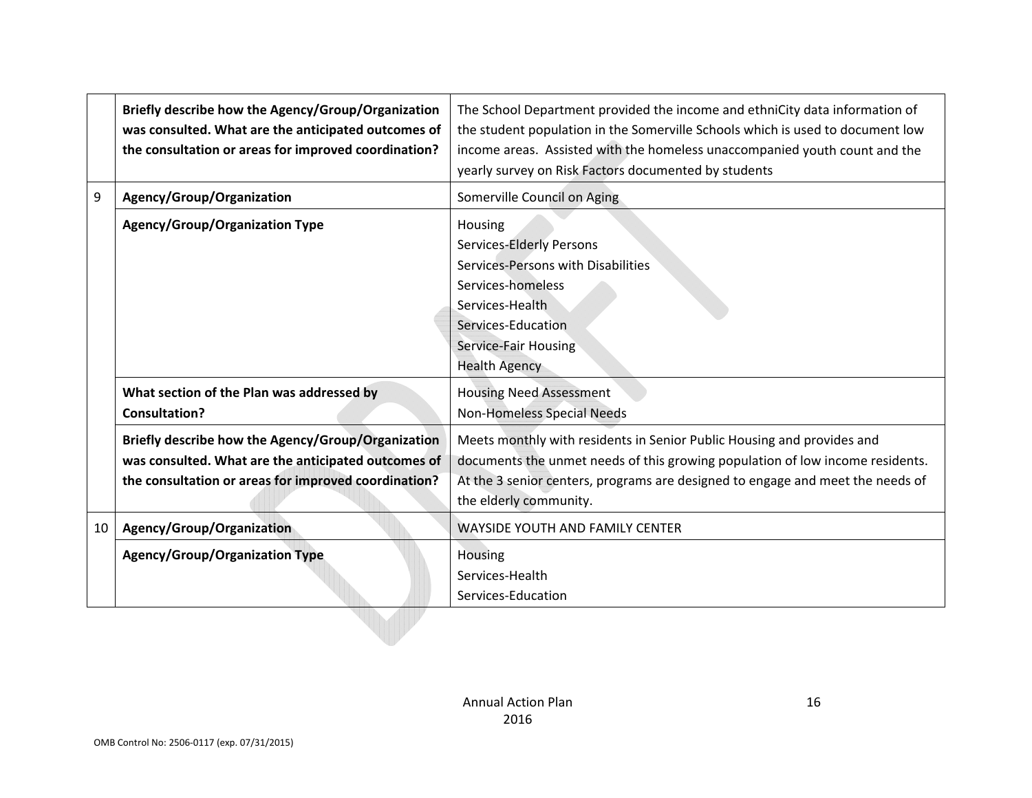| | | |
|---|---|---|
| | **Briefly describe how the Agency/Group/Organization was consulted. What are the anticipated outcomes of the consultation or areas for improved coordination?** | The School Department provided the income and ethniCity data information of the student population in the Somerville Schools which is used to document low income areas. Assisted with the homeless unaccompanied youth count and the yearly survey on Risk Factors documented by students |
| 9 | **Agency/Group/Organization** | Somerville Council on Aging |
| | **Agency/Group/Organization Type** | Housing<br>Services-Elderly Persons<br>Services-Persons with Disabilities<br>Services-homeless<br>Services-Health<br>Services-Education<br>Service-Fair Housing<br>Health Agency |
| | **What section of the Plan was addressed by Consultation?** | Housing Need Assessment<br>Non-Homeless Special Needs |
| | **Briefly describe how the Agency/Group/Organization was consulted. What are the anticipated outcomes of the consultation or areas for improved coordination?** | Meets monthly with residents in Senior Public Housing and provides and documents the unmet needs of this growing population of low income residents. At the 3 senior centers, programs are designed to engage and meet the needs of the elderly community. |
| 10 | **Agency/Group/Organization** | WAYSIDE YOUTH AND FAMILY CENTER |
| | **Agency/Group/Organization Type** | Housing<br>Services-Health<br>Services-Education |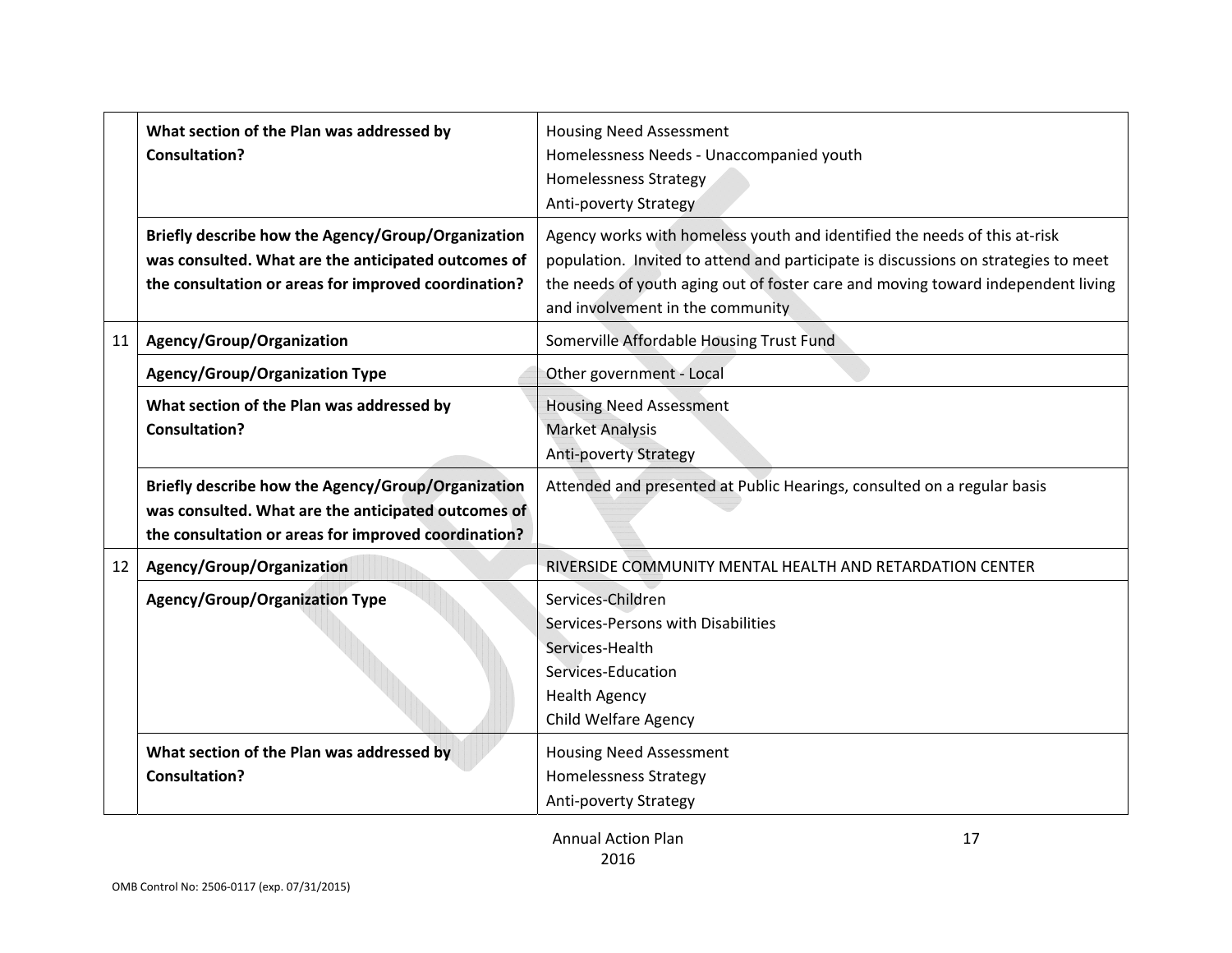| | | |
|---|---|---|
| | **What section of the Plan was addressed by Consultation?** | Housing Need Assessment<br>Homelessness Needs - Unaccompanied youth<br>Homelessness Strategy<br>Anti-poverty Strategy |
| | **Briefly describe how the Agency/Group/Organization was consulted. What are the anticipated outcomes of the consultation or areas for improved coordination?** | Agency works with homeless youth and identified the needs of this at-risk population. Invited to attend and participate is discussions on strategies to meet the needs of youth aging out of foster care and moving toward independent living and involvement in the community |
| 11 | **Agency/Group/Organization** | Somerville Affordable Housing Trust Fund |
| | **Agency/Group/Organization Type** | Other government - Local |
| | **What section of the Plan was addressed by Consultation?** | Housing Need Assessment<br>Market Analysis<br>Anti-poverty Strategy |
| | **Briefly describe how the Agency/Group/Organization was consulted. What are the anticipated outcomes of the consultation or areas for improved coordination?** | Attended and presented at Public Hearings, consulted on a regular basis |
| 12 | **Agency/Group/Organization** | RIVERSIDE COMMUNITY MENTAL HEALTH AND RETARDATION CENTER |
| | **Agency/Group/Organization Type** | Services-Children<br>Services-Persons with Disabilities<br>Services-Health<br>Services-Education<br>Health Agency<br>Child Welfare Agency |
| | **What section of the Plan was addressed by Consultation?** | Housing Need Assessment<br>Homelessness Strategy<br>Anti-poverty Strategy |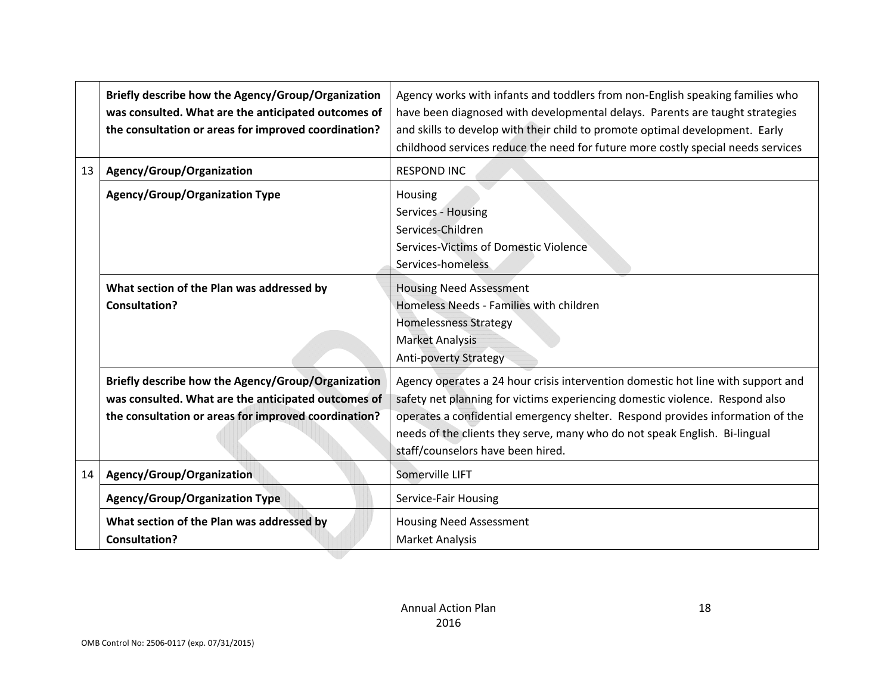| | | |
|---|---|---|
| | **Briefly describe how the Agency/Group/Organization was consulted. What are the anticipated outcomes of the consultation or areas for improved coordination?** | Agency works with infants and toddlers from non-English speaking families who have been diagnosed with developmental delays. Parents are taught strategies and skills to develop with their child to promote optimal development. Early childhood services reduce the need for future more costly special needs services |
| 13 | **Agency/Group/Organization** | RESPOND INC |
| | **Agency/Group/Organization Type** | Housing<br>Services - Housing<br>Services-Children<br>Services-Victims of Domestic Violence<br>Services-homeless |
| | **What section of the Plan was addressed by Consultation?** | Housing Need Assessment<br>Homeless Needs - Families with children<br>Homelessness Strategy<br>Market Analysis<br>Anti-poverty Strategy |
| | **Briefly describe how the Agency/Group/Organization was consulted. What are the anticipated outcomes of the consultation or areas for improved coordination?** | Agency operates a 24 hour crisis intervention domestic hot line with support and safety net planning for victims experiencing domestic violence. Respond also operates a confidential emergency shelter. Respond provides information of the needs of the clients they serve, many who do not speak English. Bi-lingual staff/counselors have been hired. |
| 14 | **Agency/Group/Organization** | Somerville LIFT |
| | **Agency/Group/Organization Type** | Service-Fair Housing |
| | **What section of the Plan was addressed by Consultation?** | Housing Need Assessment<br>Market Analysis |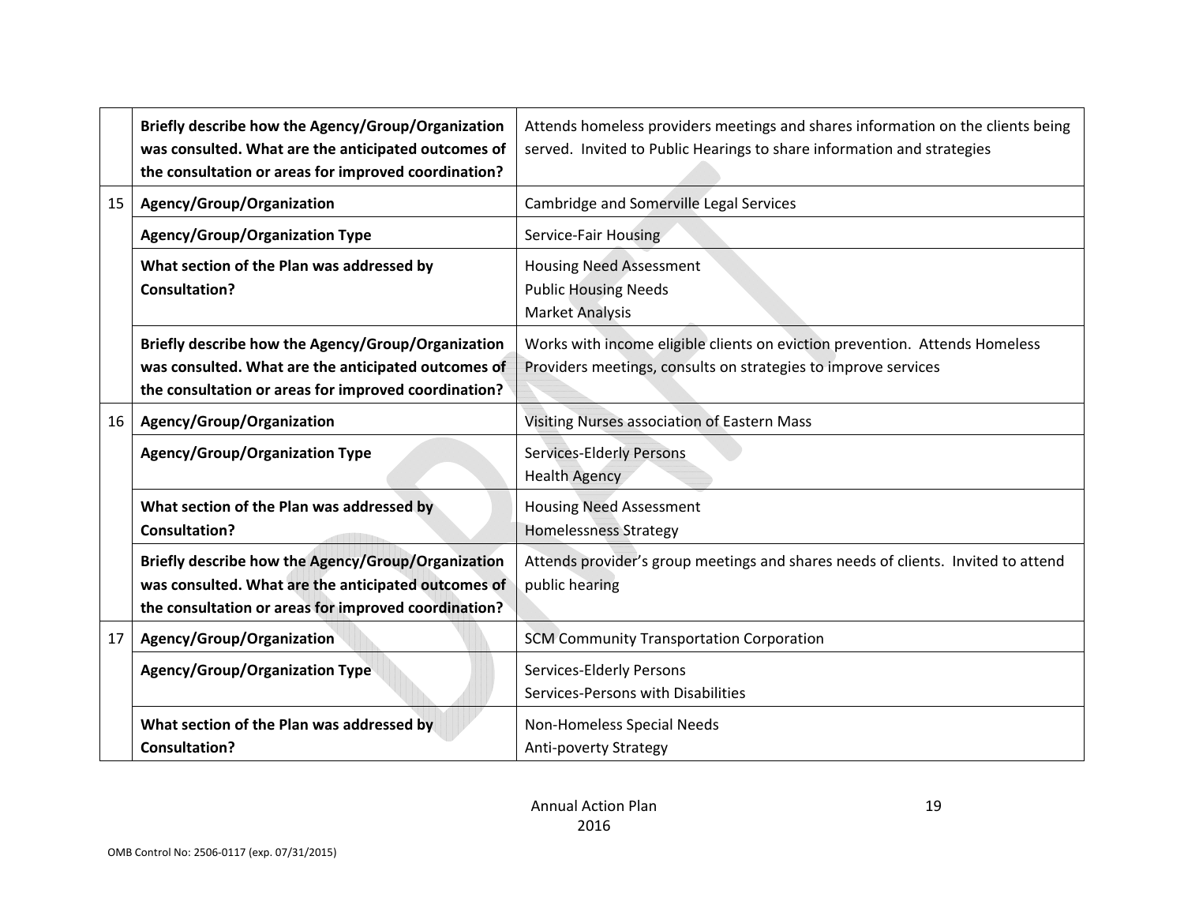| | | |
|---|---|---|
| | **Briefly describe how the Agency/Group/Organization was consulted. What are the anticipated outcomes of the consultation or areas for improved coordination?** | Attends homeless providers meetings and shares information on the clients being served. Invited to Public Hearings to share information and strategies |
| 15 | **Agency/Group/Organization** | Cambridge and Somerville Legal Services |
| | **Agency/Group/Organization Type** | Service-Fair Housing |
| | **What section of the Plan was addressed by Consultation?** | Housing Need Assessment<br>Public Housing Needs<br>Market Analysis |
| | **Briefly describe how the Agency/Group/Organization was consulted. What are the anticipated outcomes of the consultation or areas for improved coordination?** | Works with income eligible clients on eviction prevention. Attends Homeless Providers meetings, consults on strategies to improve services |
| 16 | **Agency/Group/Organization** | Visiting Nurses association of Eastern Mass |
| | **Agency/Group/Organization Type** | Services-Elderly Persons<br>Health Agency |
| | **What section of the Plan was addressed by Consultation?** | Housing Need Assessment<br>Homelessness Strategy |
| | **Briefly describe how the Agency/Group/Organization was consulted. What are the anticipated outcomes of the consultation or areas for improved coordination?** | Attends provider's group meetings and shares needs of clients. Invited to attend public hearing |
| 17 | **Agency/Group/Organization** | SCM Community Transportation Corporation |
| | **Agency/Group/Organization Type** | Services-Elderly Persons<br>Services-Persons with Disabilities |
| | **What section of the Plan was addressed by Consultation?** | Non-Homeless Special Needs<br>Anti-poverty Strategy |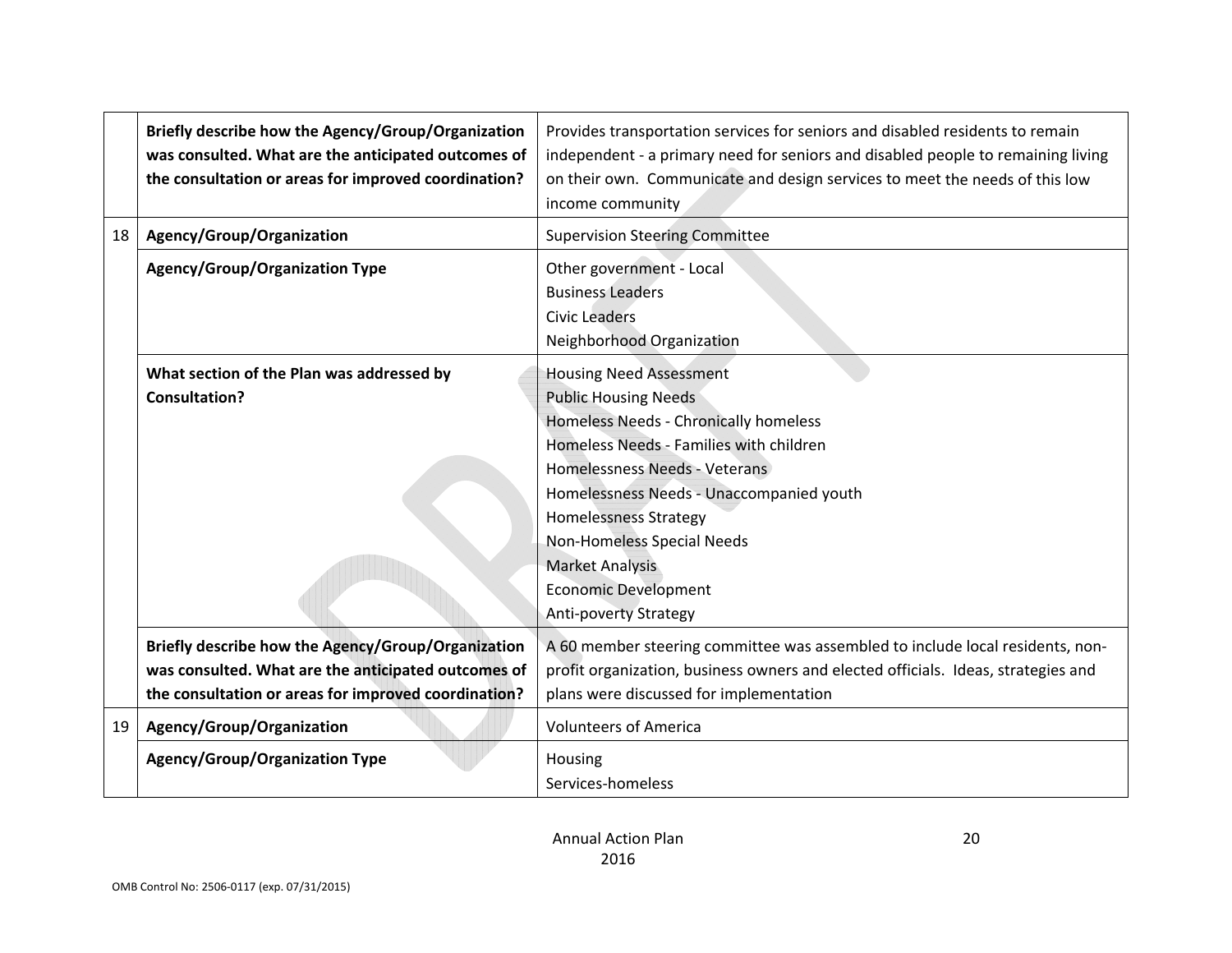| | | |
|---|---|---|
| | **Briefly describe how the Agency/Group/Organization was consulted. What are the anticipated outcomes of the consultation or areas for improved coordination?** | Provides transportation services for seniors and disabled residents to remain independent - a primary need for seniors and disabled people to remaining living on their own. Communicate and design services to meet the needs of this low income community |
| 18 | **Agency/Group/Organization** | Supervision Steering Committee |
| | **Agency/Group/Organization Type** | Other government - Local<br>Business Leaders<br>Civic Leaders<br>Neighborhood Organization |
| | **What section of the Plan was addressed by Consultation?** | Housing Need Assessment<br>Public Housing Needs<br>Homeless Needs - Chronically homeless<br>Homeless Needs - Families with children<br>Homelessness Needs - Veterans<br>Homelessness Needs - Unaccompanied youth<br>Homelessness Strategy<br>Non-Homeless Special Needs<br>Market Analysis<br>Economic Development<br>Anti-poverty Strategy |
| | **Briefly describe how the Agency/Group/Organization was consulted. What are the anticipated outcomes of the consultation or areas for improved coordination?** | A 60 member steering committee was assembled to include local residents, non-profit organization, business owners and elected officials. Ideas, strategies and plans were discussed for implementation |
| 19 | **Agency/Group/Organization** | Volunteers of America |
| | **Agency/Group/Organization Type** | Housing<br>Services-homeless |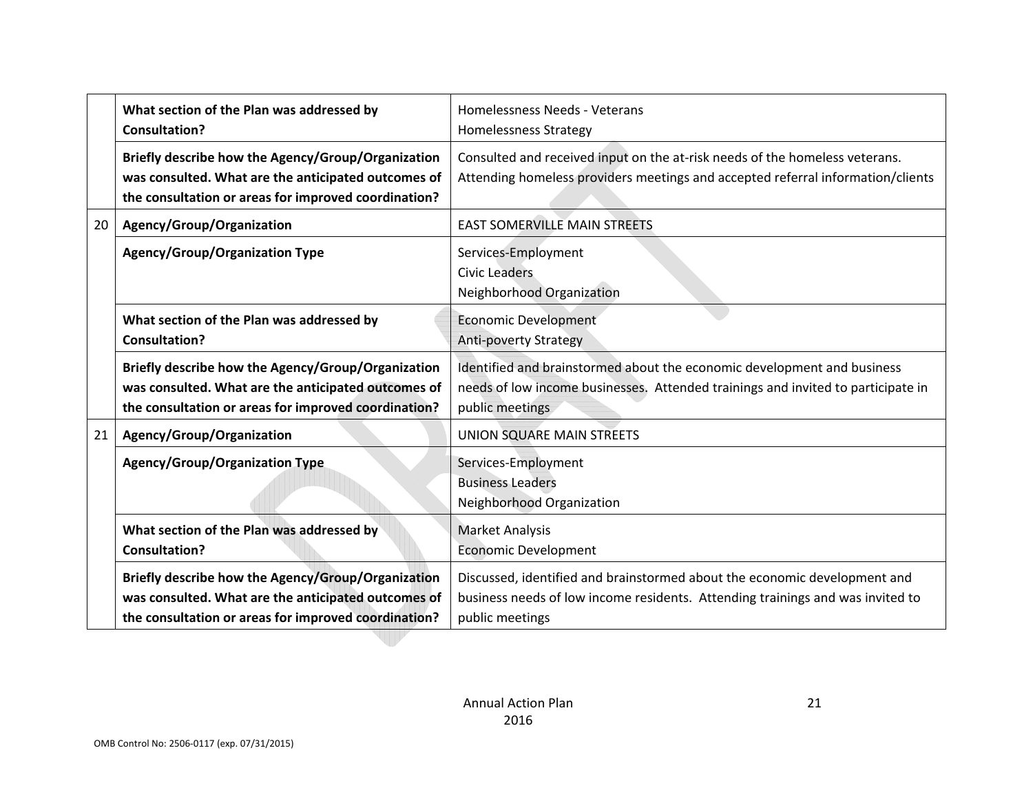| | | |
|---|---|---|
| | **What section of the Plan was addressed by Consultation?** | Homelessness Needs - Veterans<br>Homelessness Strategy |
| | **Briefly describe how the Agency/Group/Organization was consulted. What are the anticipated outcomes of the consultation or areas for improved coordination?** | Consulted and received input on the at-risk needs of the homeless veterans. Attending homeless providers meetings and accepted referral information/clients |
| 20 | **Agency/Group/Organization** | EAST SOMERVILLE MAIN STREETS |
| | **Agency/Group/Organization Type** | Services-Employment<br>Civic Leaders<br>Neighborhood Organization |
| | **What section of the Plan was addressed by Consultation?** | Economic Development<br>Anti-poverty Strategy |
| | **Briefly describe how the Agency/Group/Organization was consulted. What are the anticipated outcomes of the consultation or areas for improved coordination?** | Identified and brainstormed about the economic development and business needs of low income businesses. Attended trainings and invited to participate in public meetings |
| 21 | **Agency/Group/Organization** | UNION SQUARE MAIN STREETS |
| | **Agency/Group/Organization Type** | Services-Employment<br>Business Leaders<br>Neighborhood Organization |
| | **What section of the Plan was addressed by Consultation?** | Market Analysis<br>Economic Development |
| | **Briefly describe how the Agency/Group/Organization was consulted. What are the anticipated outcomes of the consultation or areas for improved coordination?** | Discussed, identified and brainstormed about the economic development and business needs of low income residents. Attending trainings and was invited to public meetings |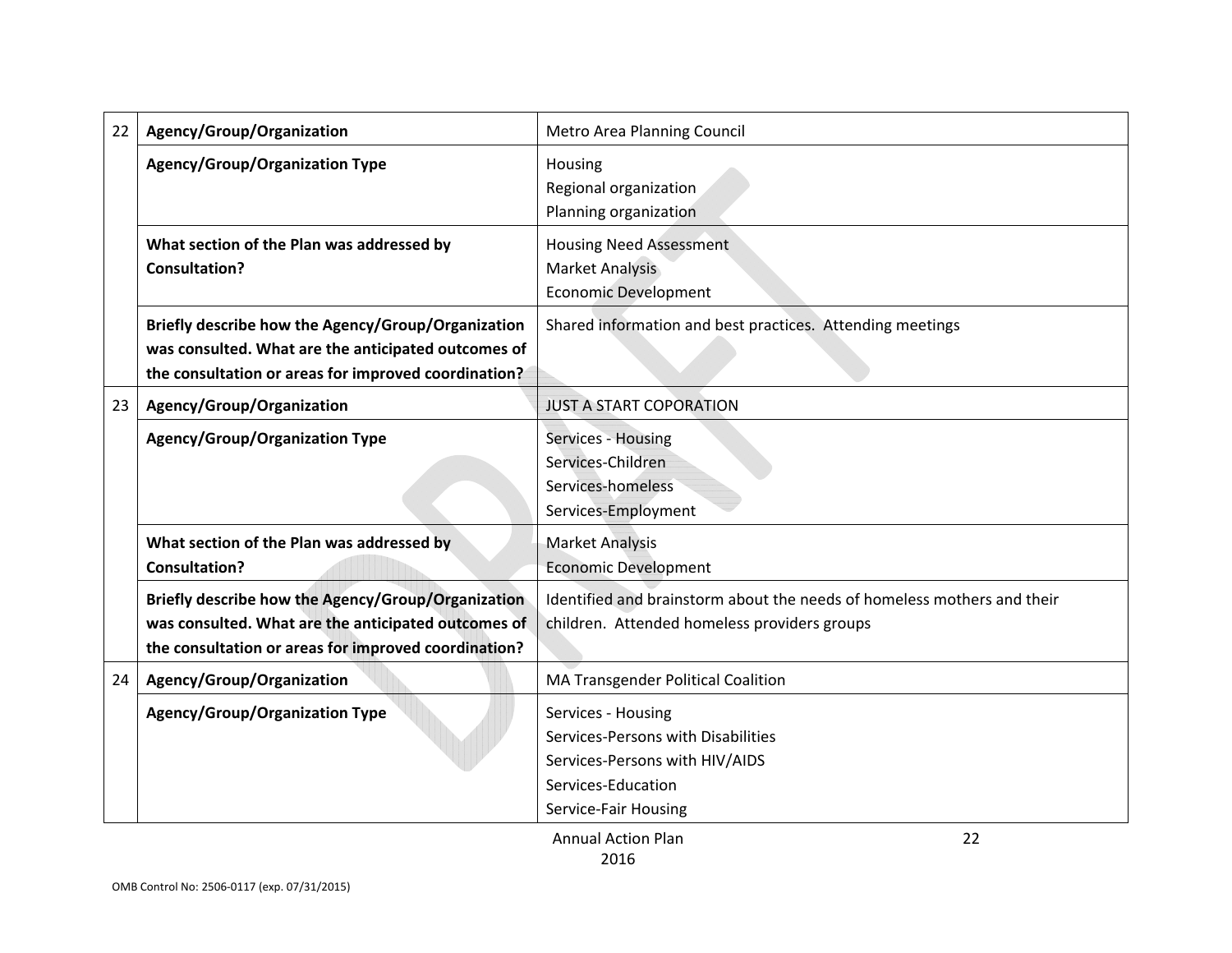| | | |
|---|---|---|
| 22 | **Agency/Group/Organization** | Metro Area Planning Council |
| | **Agency/Group/Organization Type** | Housing<br>Regional organization<br>Planning organization |
| | **What section of the Plan was addressed by Consultation?** | Housing Need Assessment<br>Market Analysis<br>Economic Development |
| | **Briefly describe how the Agency/Group/Organization was consulted. What are the anticipated outcomes of the consultation or areas for improved coordination?** | Shared information and best practices. Attending meetings |
| 23 | **Agency/Group/Organization** | JUST A START COPORATION |
| | **Agency/Group/Organization Type** | Services - Housing<br>Services-Children<br>Services-homeless<br>Services-Employment |
| | **What section of the Plan was addressed by Consultation?** | Market Analysis<br>Economic Development |
| | **Briefly describe how the Agency/Group/Organization was consulted. What are the anticipated outcomes of the consultation or areas for improved coordination?** | Identified and brainstorm about the needs of homeless mothers and their children. Attended homeless providers groups |
| 24 | **Agency/Group/Organization** | MA Transgender Political Coalition |
| | **Agency/Group/Organization Type** | Services - Housing<br>Services-Persons with Disabilities<br>Services-Persons with HIV/AIDS<br>Services-Education<br>Service-Fair Housing |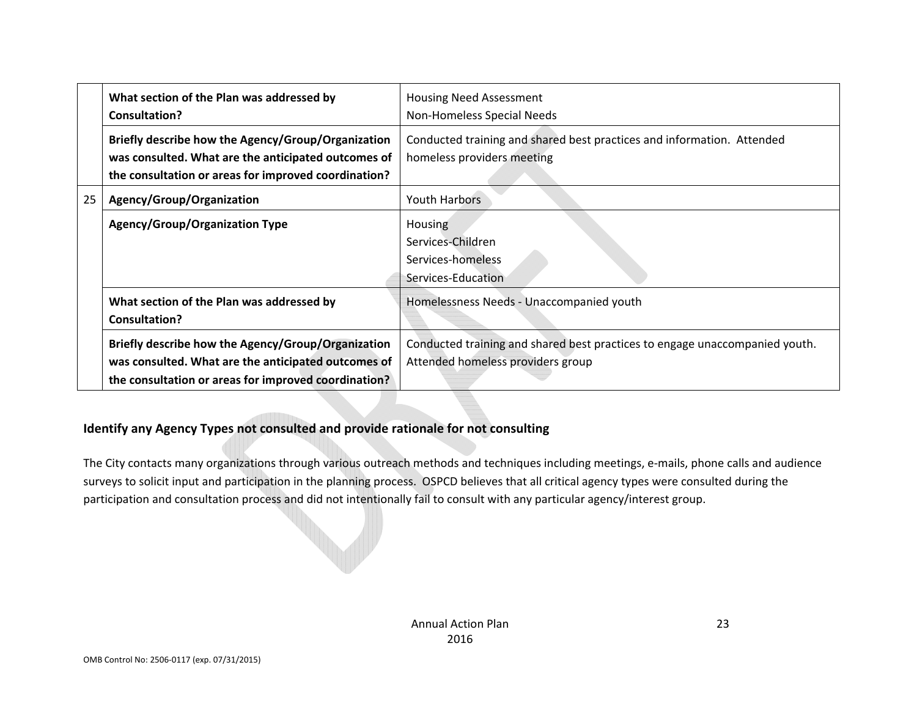| | | |
|---|---|---|
| | **What section of the Plan was addressed by Consultation?** | Housing Need Assessment<br>Non-Homeless Special Needs |
| | **Briefly describe how the Agency/Group/Organization was consulted. What are the anticipated outcomes of the consultation or areas for improved coordination?** | Conducted training and shared best practices and information. Attended homeless providers meeting |
| 25 | **Agency/Group/Organization** | Youth Harbors |
| | **Agency/Group/Organization Type** | Housing<br>Services-Children<br>Services-homeless<br>Services-Education |
| | **What section of the Plan was addressed by Consultation?** | Homelessness Needs - Unaccompanied youth |
| | **Briefly describe how the Agency/Group/Organization was consulted. What are the anticipated outcomes of the consultation or areas for improved coordination?** | Conducted training and shared best practices to engage unaccompanied youth. Attended homeless providers group |

### Identify any Agency Types not consulted and provide rationale for not consulting

The City contacts many organizations through various outreach methods and techniques including meetings, e-mails, phone calls and audience surveys to solicit input and participation in the planning process. OSPCD believes that all critical agency types were consulted during the participation and consultation process and did not intentionally fail to consult with any particular agency/interest group.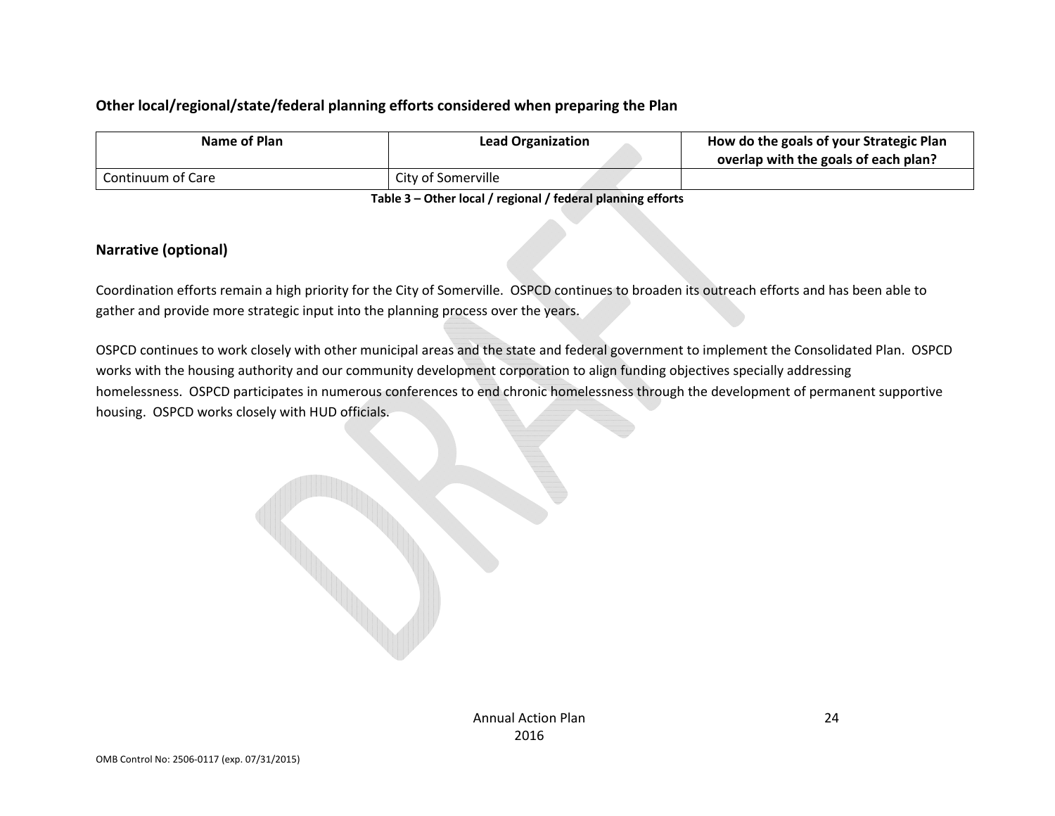### Other local/regional/state/federal planning efforts considered when preparing the Plan

| Name of Plan | Lead Organization | How do the goals of your Strategic Plan overlap with the goals of each plan? |
| --- | --- | --- |
| Continuum of Care | City of Somerville | |

**Table 3 – Other local / regional / federal planning efforts**

### Narrative (optional)

Coordination efforts remain a high priority for the City of Somerville. OSPCD continues to broaden its outreach efforts and has been able to gather and provide more strategic input into the planning process over the years.

OSPCD continues to work closely with other municipal areas and the state and federal government to implement the Consolidated Plan. OSPCD works with the housing authority and our community development corporation to align funding objectives specially addressing homelessness. OSPCD participates in numerous conferences to end chronic homelessness through the development of permanent supportive housing. OSPCD works closely with HUD officials.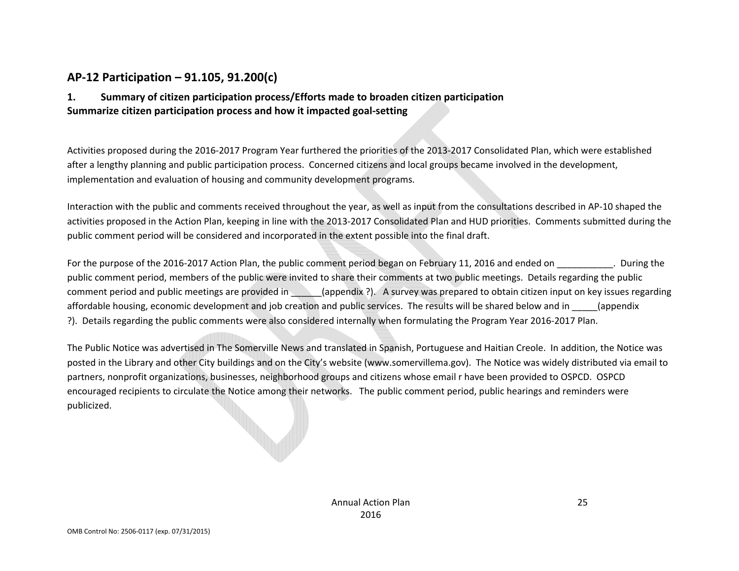## AP-12 Participation – 91.105, 91.200(c)

### 1. Summary of citizen participation process/Efforts made to broaden citizen participation

**Summarize citizen participation process and how it impacted goal-setting**

Activities proposed during the 2016-2017 Program Year furthered the priorities of the 2013-2017 Consolidated Plan, which were established after a lengthy planning and public participation process. Concerned citizens and local groups became involved in the development, implementation and evaluation of housing and community development programs.

Interaction with the public and comments received throughout the year, as well as input from the consultations described in AP-10 shaped the activities proposed in the Action Plan, keeping in line with the 2013-2017 Consolidated Plan and HUD priorities. Comments submitted during the public comment period will be considered and incorporated in the extent possible into the final draft.

For the purpose of the 2016-2017 Action Plan, the public comment period began on February 11, 2016 and ended on ___________. During the public comment period, members of the public were invited to share their comments at two public meetings. Details regarding the public comment period and public meetings are provided in ______(appendix ?). A survey was prepared to obtain citizen input on key issues regarding affordable housing, economic development and job creation and public services. The results will be shared below and in _____(appendix ?). Details regarding the public comments were also considered internally when formulating the Program Year 2016-2017 Plan.

The Public Notice was advertised in The Somerville News and translated in Spanish, Portuguese and Haitian Creole. In addition, the Notice was posted in the Library and other City buildings and on the City's website (www.somervillema.gov). The Notice was widely distributed via email to partners, nonprofit organizations, businesses, neighborhood groups and citizens whose email r have been provided to OSPCD. OSPCD encouraged recipients to circulate the Notice among their networks. The public comment period, public hearings and reminders were publicized.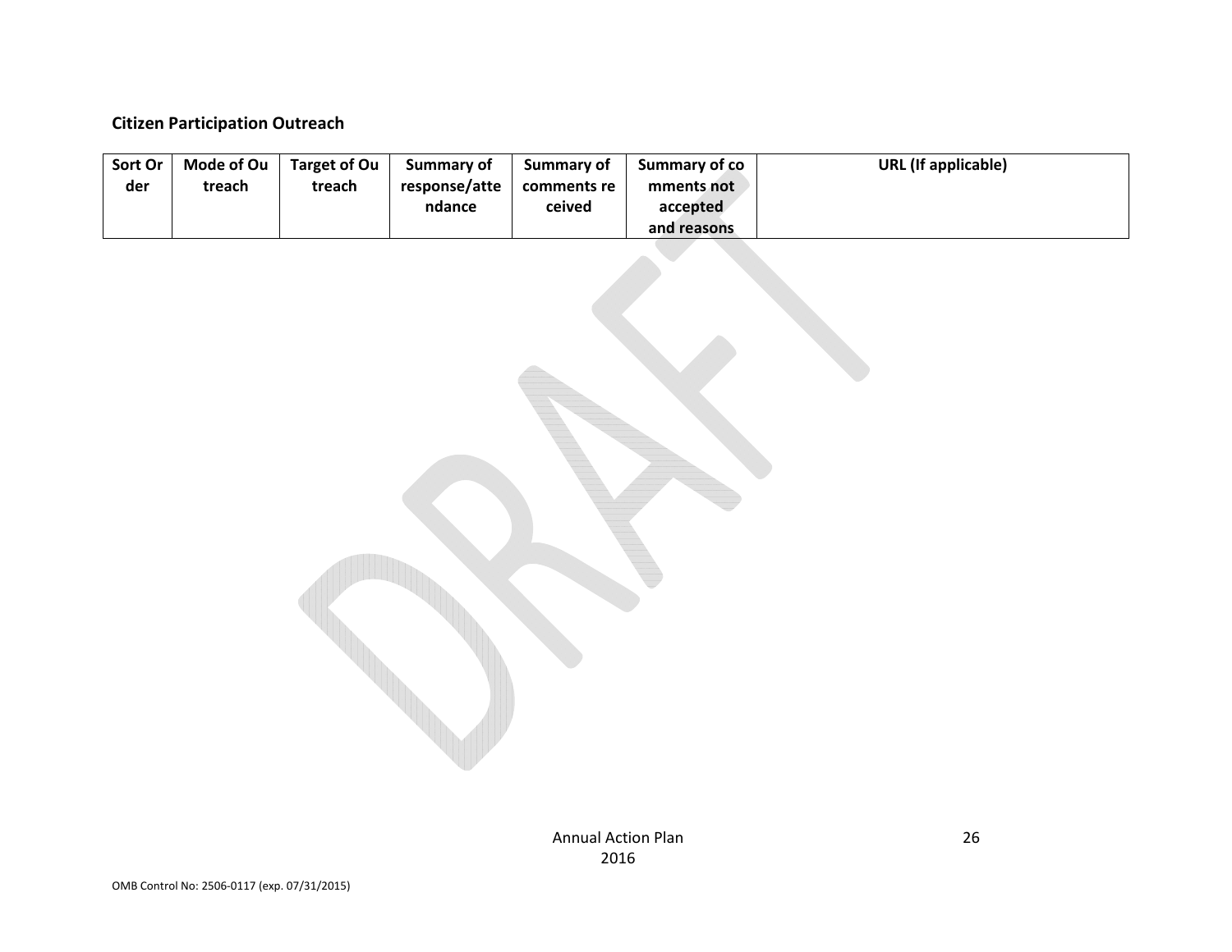**Citizen Participation Outreach**

| Sort Order | Mode of Outreach | Target of Outreach | Summary of response/attendance | Summary of comments received | Summary of comments not accepted and reasons | URL (If applicable) |
| --- | --- | --- | --- | --- | --- | --- |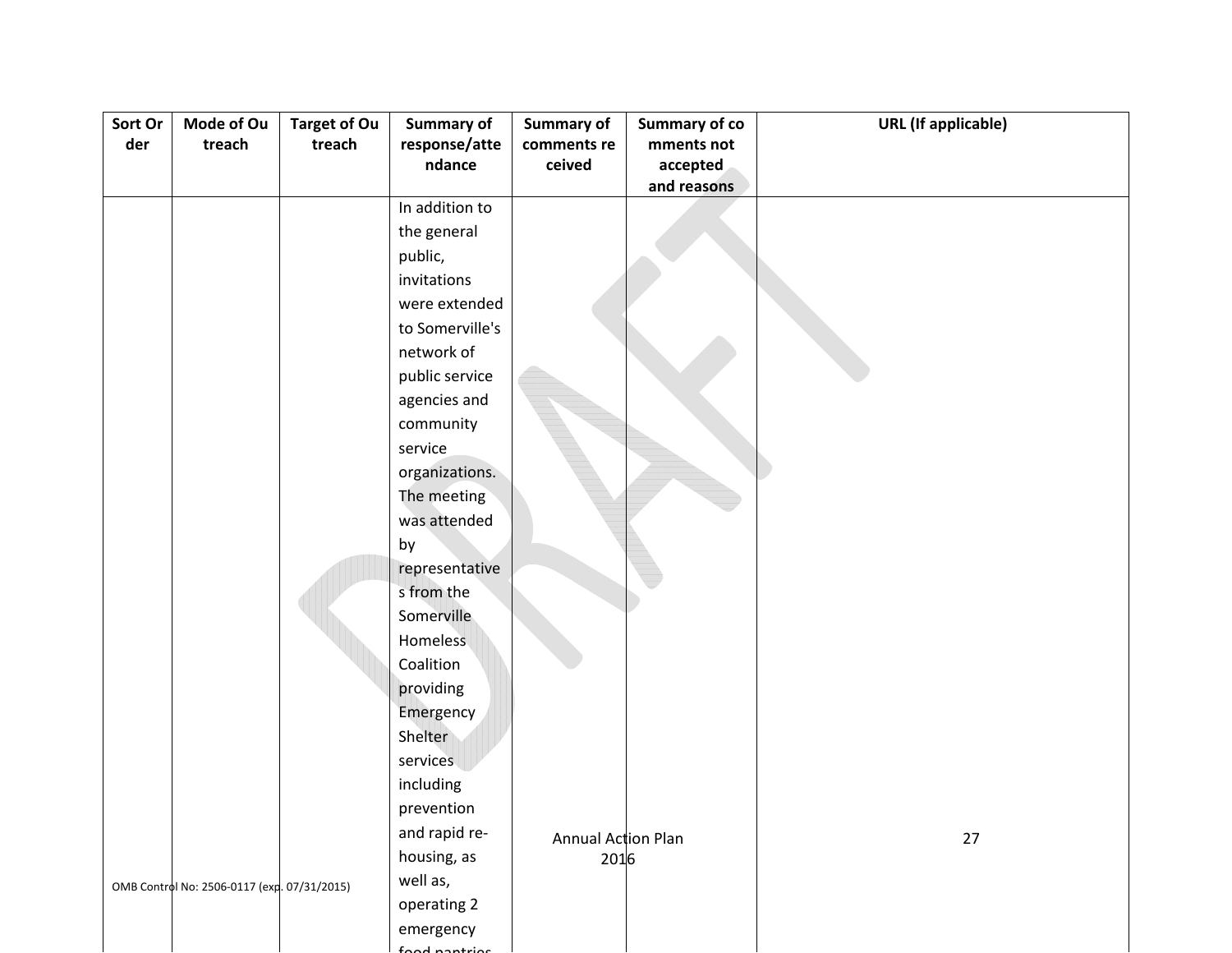| Sort Order | Mode of Outreach | Target of Outreach | Summary of response/attendance | Summary of comments received | Summary of comments not accepted and reasons | URL (If applicable) |
|---|---|---|---|---|---|---|
| | | | In addition to the general public, invitations were extended to Somerville's network of public service agencies and community service organizations. The meeting was attended by representatives from the Somerville Homeless Coalition providing Emergency Shelter services including prevention and rapid re-housing, as well as, operating 2 emergency food pantries | | | |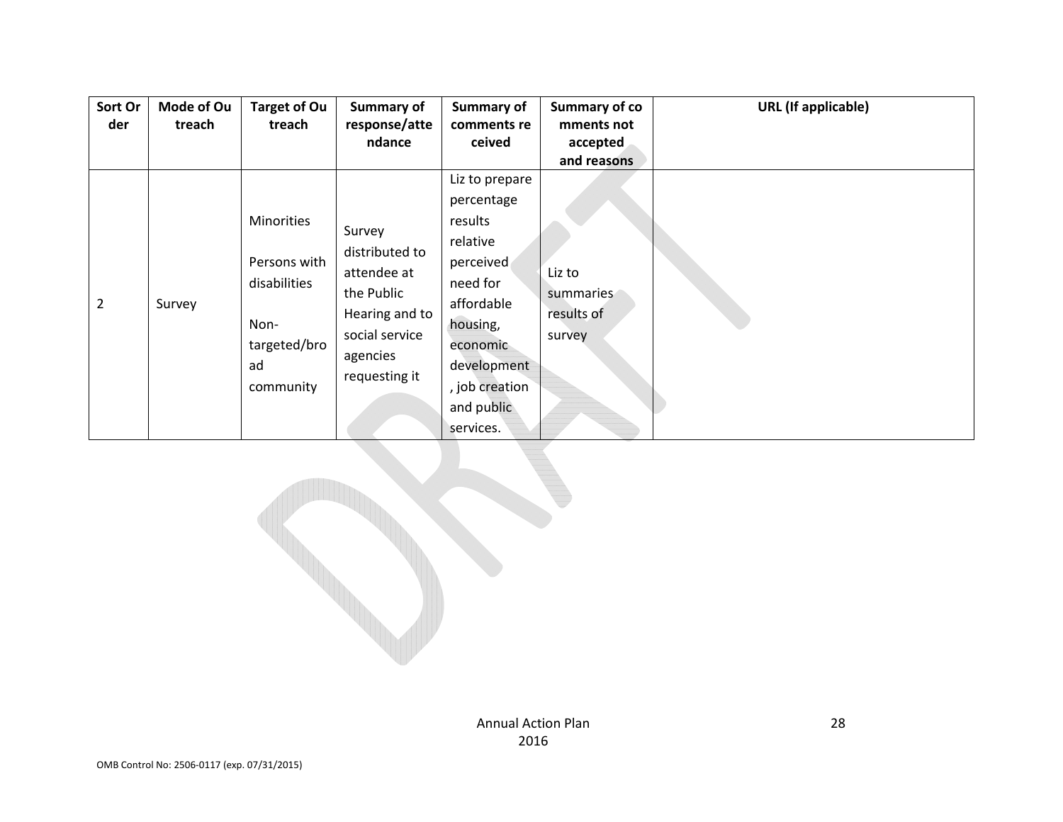| Sort Order | Mode of Outreach | Target of Outreach | Summary of response/attendance | Summary of comments received | Summary of comments not accepted and reasons | URL (If applicable) |
| --- | --- | --- | --- | --- | --- | --- |
| 2 | Survey | Minorities<br><br>Persons with disabilities<br><br>Non-targeted/broad community | Survey distributed to attendee at the Public Hearing and to social service agencies requesting it | Liz to prepare percentage results relative perceived need for affordable housing, economic development, job creation and public services. | Liz to summaries results of survey | |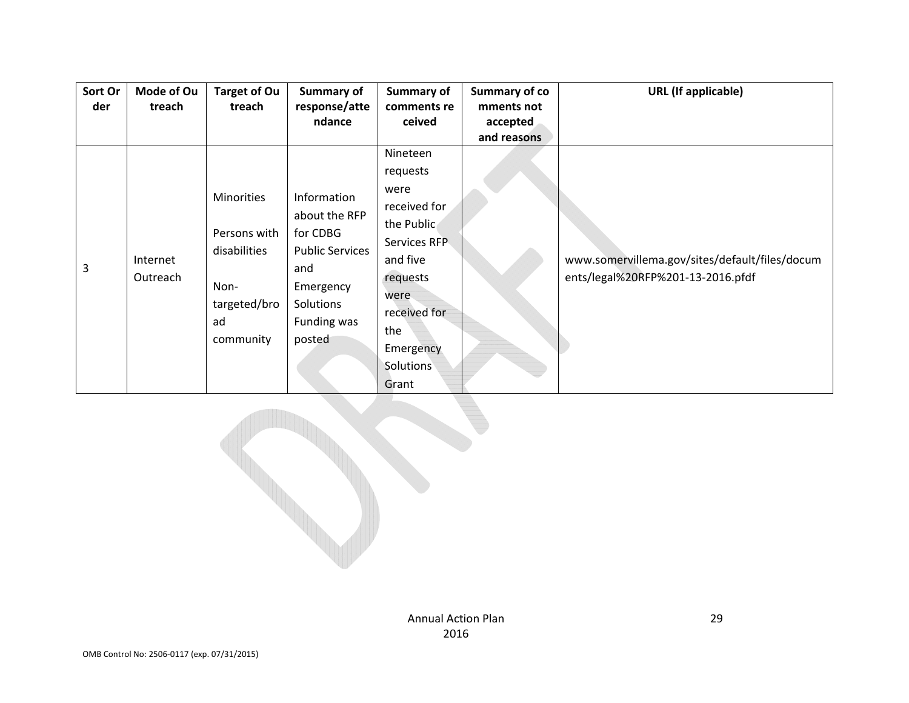| Sort Order | Mode of Outreach | Target of Outreach | Summary of response/attendance | Summary of comments received | Summary of comments not accepted and reasons | URL (If applicable) |
|---|---|---|---|---|---|---|
| 3 | Internet Outreach | Minorities<br><br>Persons with disabilities<br><br>Non-targeted/broad community | Information about the RFP for CDBG Public Services and Emergency Solutions Funding was posted | Nineteen requests were received for the Public Services RFP and five requests were received for the Emergency Solutions Grant | | www.somervillema.gov/sites/default/files/documents/legal%20RFP%201-13-2016.pfdf |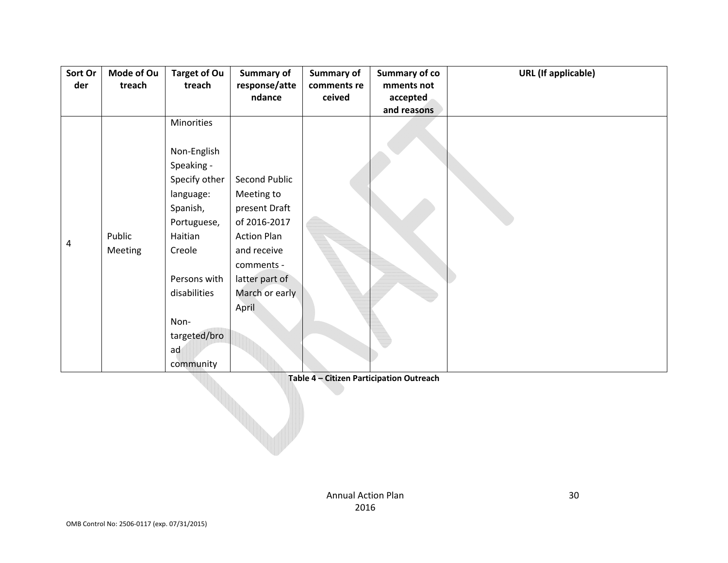| Sort Order | Mode of Outreach | Target of Outreach | Summary of response/attendance | Summary of comments received | Summary of comments not accepted and reasons | URL (If applicable) |
|---|---|---|---|---|---|---|
| 4 | Public Meeting | Minorities<br><br>Non-English Speaking - Specify other language: Spanish, Portuguese, Haitian Creole<br><br>Persons with disabilities<br><br>Non-targeted/broad community | Second Public Meeting to present Draft of 2016-2017 Action Plan and receive comments - latter part of March or early April | | | |

**Table 4 – Citizen Participation Outreach**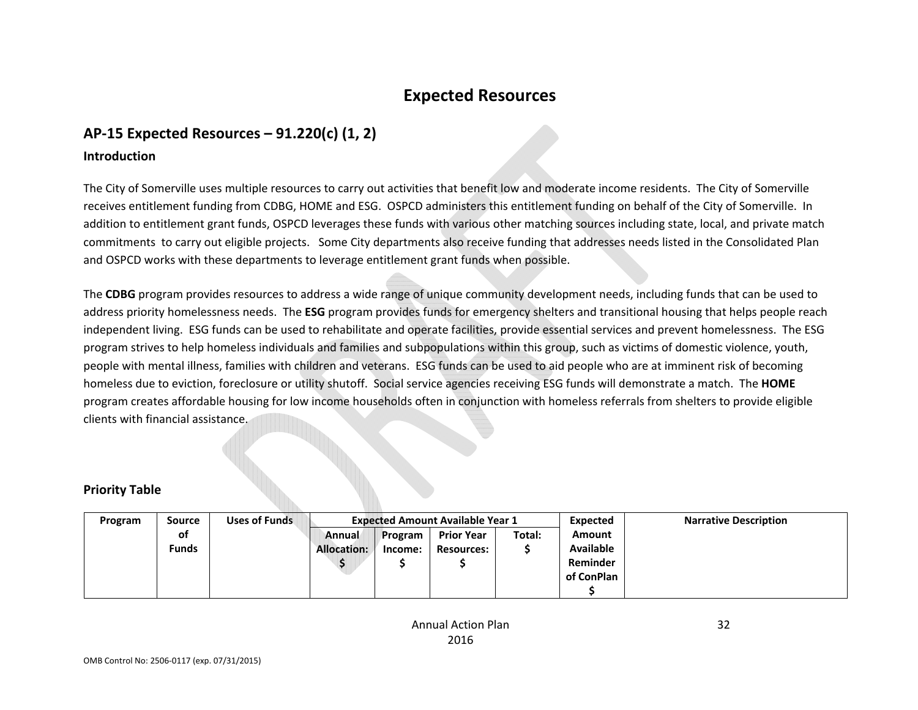# Expected Resources

## AP-15 Expected Resources – 91.220(c) (1, 2)

### Introduction

The City of Somerville uses multiple resources to carry out activities that benefit low and moderate income residents. The City of Somerville receives entitlement funding from CDBG, HOME and ESG. OSPCD administers this entitlement funding on behalf of the City of Somerville. In addition to entitlement grant funds, OSPCD leverages these funds with various other matching sources including state, local, and private match commitments to carry out eligible projects. Some City departments also receive funding that addresses needs listed in the Consolidated Plan and OSPCD works with these departments to leverage entitlement grant funds when possible.

The **CDBG** program provides resources to address a wide range of unique community development needs, including funds that can be used to address priority homelessness needs. The **ESG** program provides funds for emergency shelters and transitional housing that helps people reach independent living. ESG funds can be used to rehabilitate and operate facilities, provide essential services and prevent homelessness. The ESG program strives to help homeless individuals and families and subpopulations within this group, such as victims of domestic violence, youth, people with mental illness, families with children and veterans. ESG funds can be used to aid people who are at imminent risk of becoming homeless due to eviction, foreclosure or utility shutoff. Social service agencies receiving ESG funds will demonstrate a match. The **HOME** program creates affordable housing for low income households often in conjunction with homeless referrals from shelters to provide eligible clients with financial assistance.

### Priority Table

| Program | Source of Funds | Uses of Funds | Expected Amount Available Year 1 | | | | Expected Amount Available Reminder of ConPlan $ | Narrative Description |
|---|---|---|---|---|---|---|---|---|
| | | | Annual Allocation: $ | Program Income: $ | Prior Year Resources: $ | Total: $ | | |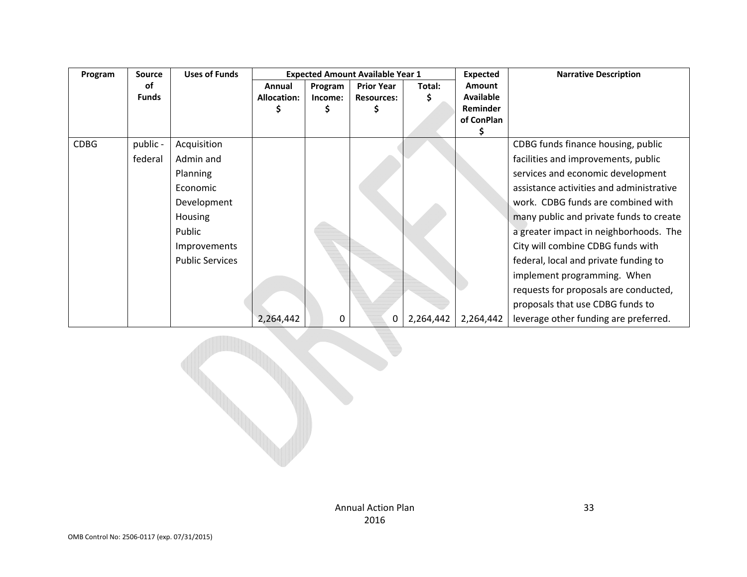| Program | Source of Funds | Uses of Funds | Expected Amount Available Year 1 | | | | Expected Amount Available Reminder of ConPlan $ | Narrative Description |
|---|---|---|---|---|---|---|---|---|
| | | | Annual Allocation: $ | Program Income: $ | Prior Year Resources: $ | Total: $ | | |
| CDBG | public - federal | Acquisition<br>Admin and Planning<br>Economic Development<br>Housing<br>Public Improvements<br>Public Services | 2,264,442 | 0 | 0 | 2,264,442 | 2,264,442 | CDBG funds finance housing, public facilities and improvements, public services and economic development assistance activities and administrative work. CDBG funds are combined with many public and private funds to create a greater impact in neighborhoods. The City will combine CDBG funds with federal, local and private funding to implement programming. When requests for proposals are conducted, proposals that use CDBG funds to leverage other funding are preferred. |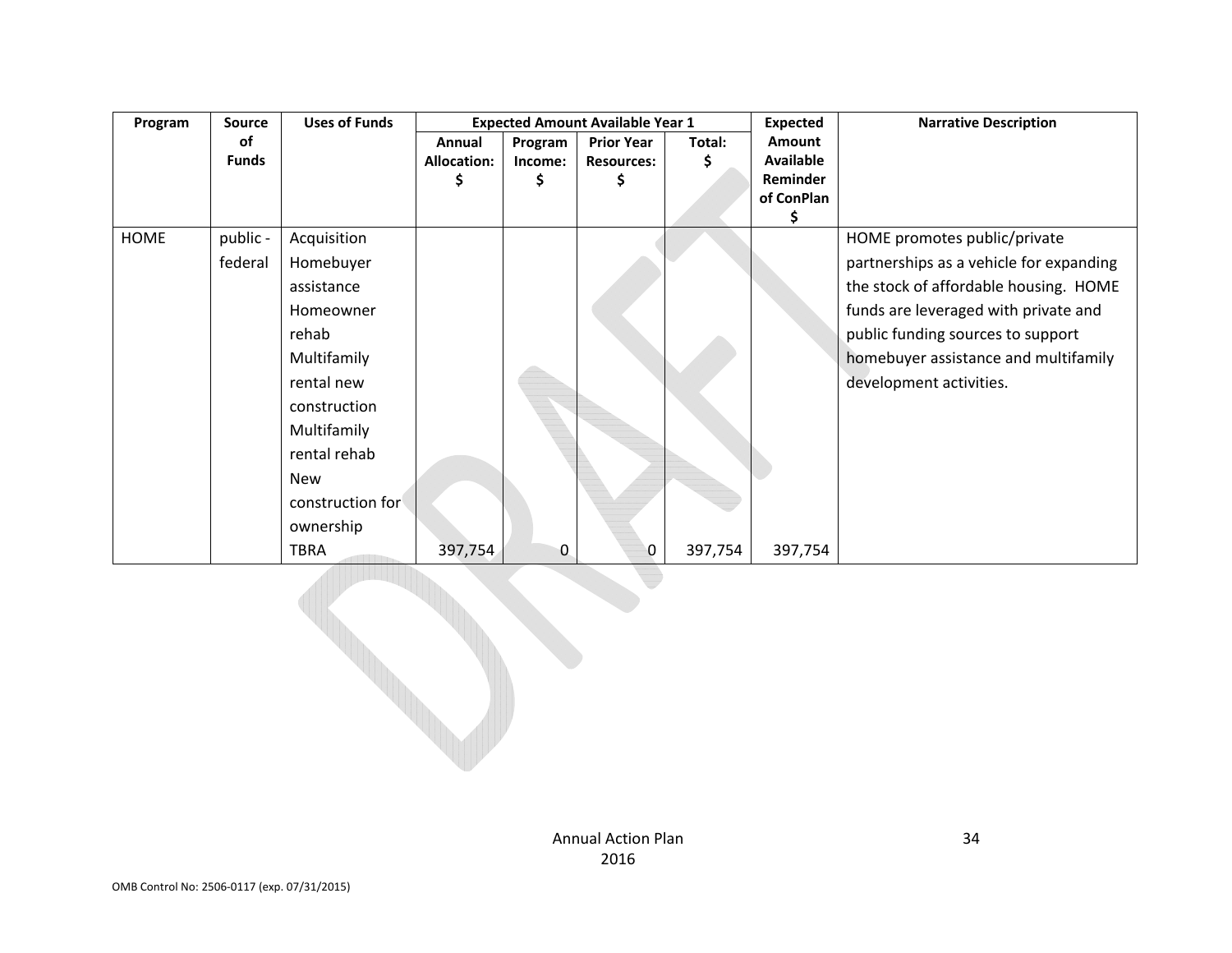| Program | Source of Funds | Uses of Funds | Expected Amount Available Year 1 | | | | Expected Amount Available Reminder of ConPlan $ | Narrative Description |
|---|---|---|---|---|---|---|---|---|
| | | | Annual Allocation: $ | Program Income: $ | Prior Year Resources: $ | Total: $ | | |
| HOME | public - federal | Acquisition Homebuyer assistance Homeowner rehab Multifamily rental new construction Multifamily rental rehab New construction for ownership TBRA | 397,754 | 0 | 0 | 397,754 | 397,754 | HOME promotes public/private partnerships as a vehicle for expanding the stock of affordable housing. HOME funds are leveraged with private and public funding sources to support homebuyer assistance and multifamily development activities. |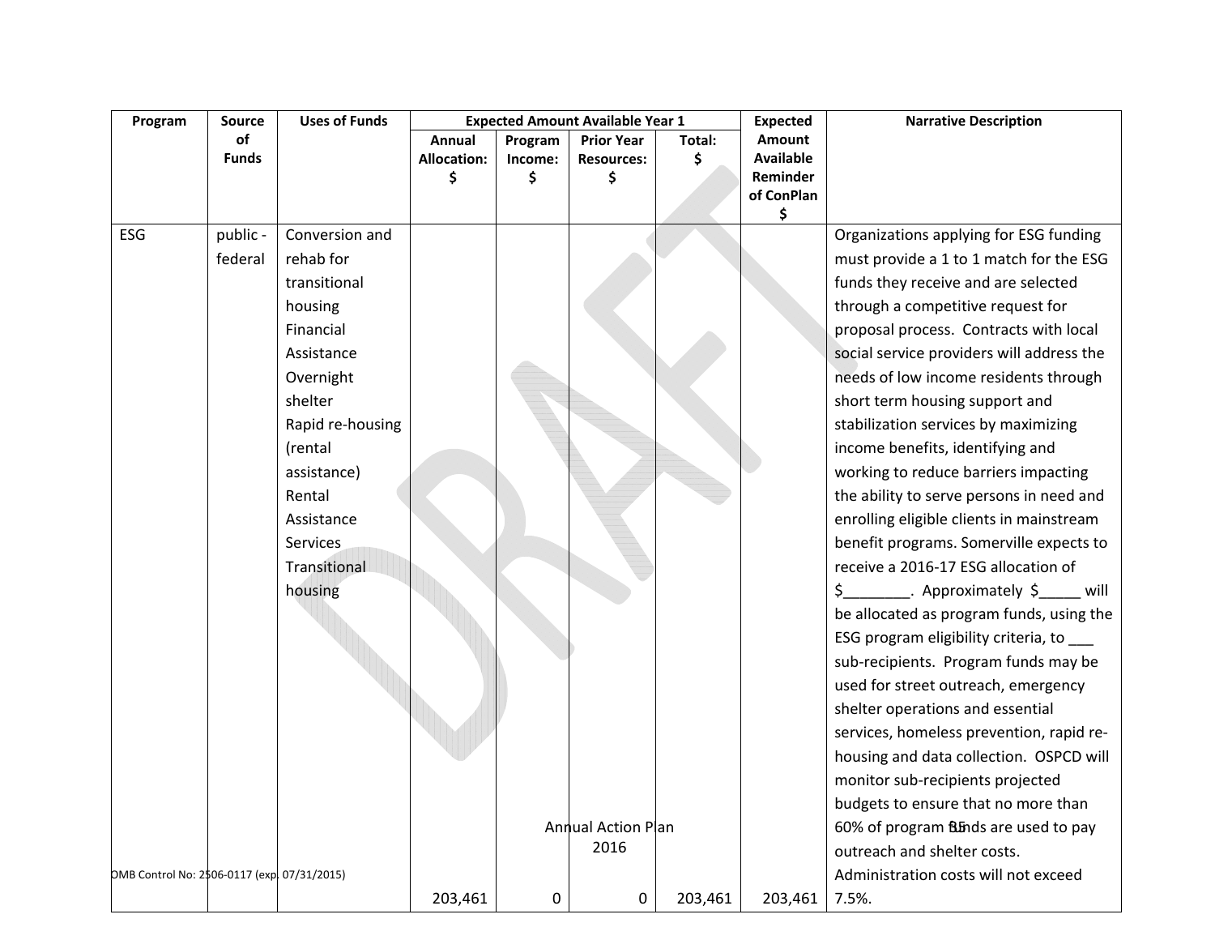| Program | Source of Funds | Uses of Funds | Expected Amount Available Year 1 | | | | Expected Amount Available Reminder of ConPlan $ | Narrative Description |
|---|---|---|---|---|---|---|---|---|
| | | | Annual Allocation: $ | Program Income: $ | Prior Year Resources: $ | Total: $ | | |
| ESG | public - federal | Conversion and rehab for transitional housing<br>Financial Assistance<br>Overnight shelter<br>Rapid re-housing (rental assistance)<br>Rental Assistance Services<br>Transitional housing | 203,461 | 0 | 0 | 203,461 | 203,461 | Organizations applying for ESG funding must provide a 1 to 1 match for the ESG funds they receive and are selected through a competitive request for proposal process. Contracts with local social service providers will address the needs of low income residents through short term housing support and stabilization services by maximizing income benefits, identifying and working to reduce barriers impacting the ability to serve persons in need and enrolling eligible clients in mainstream benefit programs. Somerville expects to receive a 2016-17 ESG allocation of $________. Approximately $_____ will be allocated as program funds, using the ESG program eligibility criteria, to ___ sub-recipients. Program funds may be used for street outreach, emergency shelter operations and essential services, homeless prevention, rapid re-housing and data collection. OSPCD will monitor sub-recipients projected budgets to ensure that no more than 60% of program funds are used to pay outreach and shelter costs. Administration costs will not exceed 7.5%. |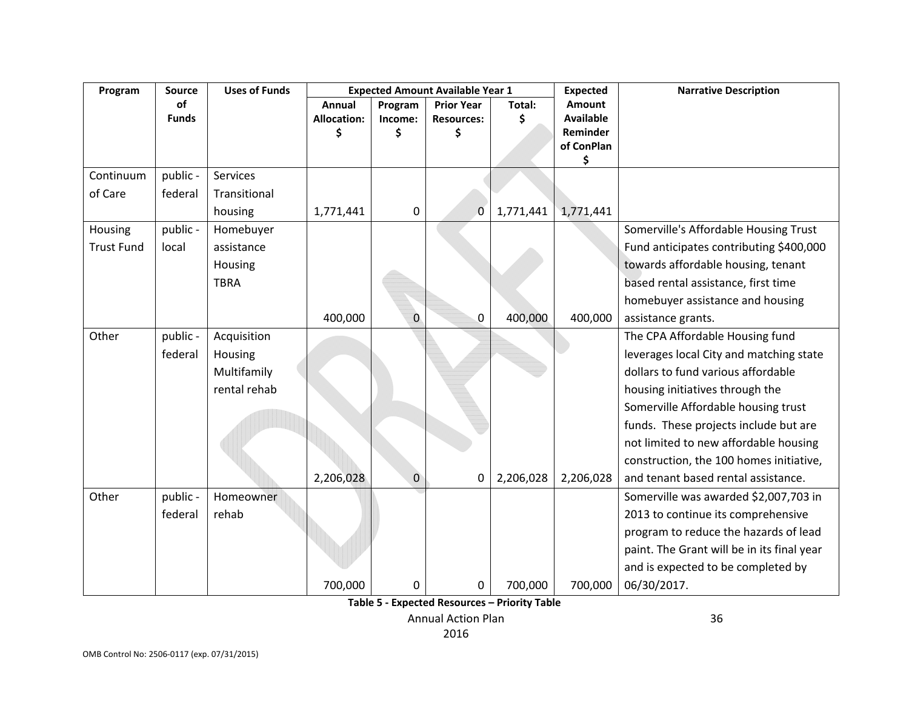| Program | Source of Funds | Uses of Funds | Expected Amount Available Year 1 | | | | Expected Amount Available Reminder of ConPlan $ | Narrative Description |
|---|---|---|---|---|---|---|---|---|
| | | | Annual Allocation: $ | Program Income: $ | Prior Year Resources: $ | Total: $ | | |
| Continuum of Care | public - federal | Services Transitional housing | 1,771,441 | 0 | 0 | 1,771,441 | 1,771,441 | |
| Housing Trust Fund | public - local | Homebuyer assistance Housing TBRA | 400,000 | 0 | 0 | 400,000 | 400,000 | Somerville's Affordable Housing Trust Fund anticipates contributing $400,000 towards affordable housing, tenant based rental assistance, first time homebuyer assistance and housing assistance grants. |
| Other | public - federal | Acquisition Housing Multifamily rental rehab | 2,206,028 | 0 | 0 | 2,206,028 | 2,206,028 | The CPA Affordable Housing fund leverages local City and matching state dollars to fund various affordable housing initiatives through the Somerville Affordable housing trust funds. These projects include but are not limited to new affordable housing construction, the 100 homes initiative, and tenant based rental assistance. |
| Other | public - federal | Homeowner rehab | 700,000 | 0 | 0 | 700,000 | 700,000 | Somerville was awarded $2,007,703 in 2013 to continue its comprehensive program to reduce the hazards of lead paint. The Grant will be in its final year and is expected to be completed by 06/30/2017. |

**Table 5 - Expected Resources – Priority Table**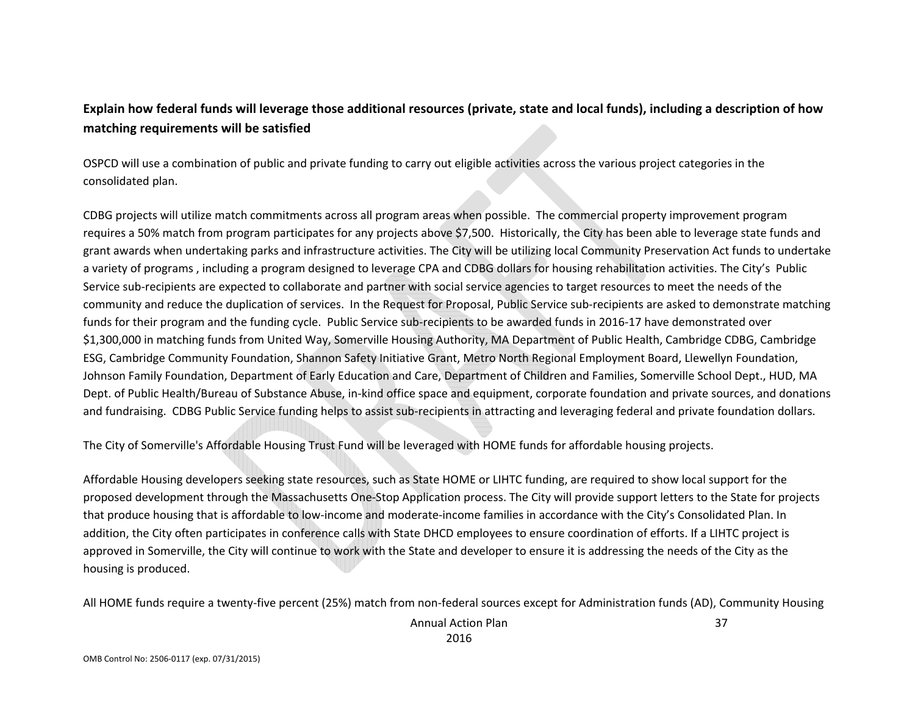**Explain how federal funds will leverage those additional resources (private, state and local funds), including a description of how matching requirements will be satisfied**

OSPCD will use a combination of public and private funding to carry out eligible activities across the various project categories in the consolidated plan.

CDBG projects will utilize match commitments across all program areas when possible. The commercial property improvement program requires a 50% match from program participates for any projects above $7,500. Historically, the City has been able to leverage state funds and grant awards when undertaking parks and infrastructure activities. The City will be utilizing local Community Preservation Act funds to undertake a variety of programs , including a program designed to leverage CPA and CDBG dollars for housing rehabilitation activities. The City's Public Service sub-recipients are expected to collaborate and partner with social service agencies to target resources to meet the needs of the community and reduce the duplication of services. In the Request for Proposal, Public Service sub-recipients are asked to demonstrate matching funds for their program and the funding cycle. Public Service sub-recipients to be awarded funds in 2016-17 have demonstrated over $1,300,000 in matching funds from United Way, Somerville Housing Authority, MA Department of Public Health, Cambridge CDBG, Cambridge ESG, Cambridge Community Foundation, Shannon Safety Initiative Grant, Metro North Regional Employment Board, Llewellyn Foundation, Johnson Family Foundation, Department of Early Education and Care, Department of Children and Families, Somerville School Dept., HUD, MA Dept. of Public Health/Bureau of Substance Abuse, in-kind office space and equipment, corporate foundation and private sources, and donations and fundraising. CDBG Public Service funding helps to assist sub-recipients in attracting and leveraging federal and private foundation dollars.

The City of Somerville's Affordable Housing Trust Fund will be leveraged with HOME funds for affordable housing projects.

Affordable Housing developers seeking state resources, such as State HOME or LIHTC funding, are required to show local support for the proposed development through the Massachusetts One-Stop Application process. The City will provide support letters to the State for projects that produce housing that is affordable to low-income and moderate-income families in accordance with the City's Consolidated Plan. In addition, the City often participates in conference calls with State DHCD employees to ensure coordination of efforts. If a LIHTC project is approved in Somerville, the City will continue to work with the State and developer to ensure it is addressing the needs of the City as the housing is produced.

All HOME funds require a twenty-five percent (25%) match from non-federal sources except for Administration funds (AD), Community Housing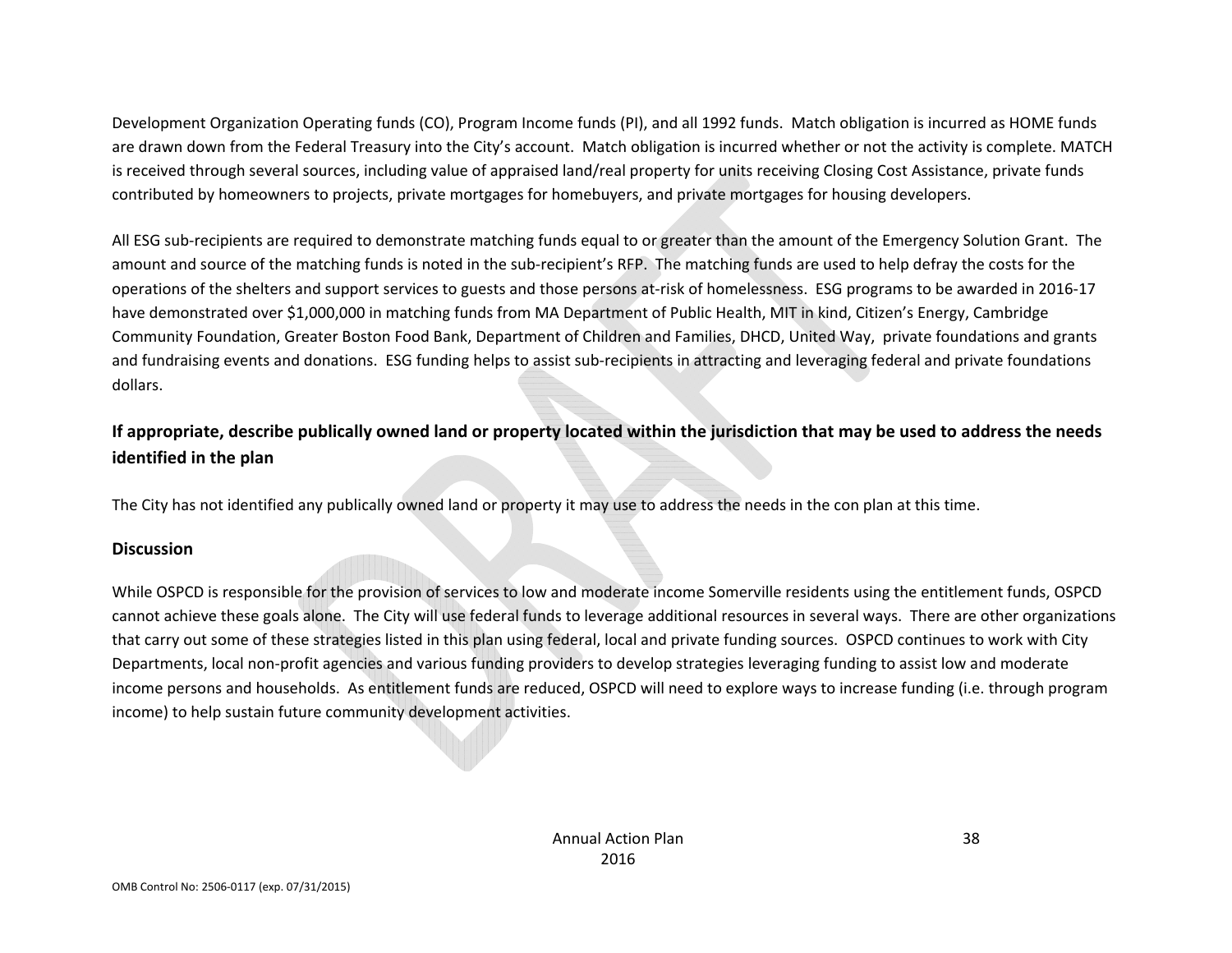Development Organization Operating funds (CO), Program Income funds (PI), and all 1992 funds. Match obligation is incurred as HOME funds are drawn down from the Federal Treasury into the City's account. Match obligation is incurred whether or not the activity is complete. MATCH is received through several sources, including value of appraised land/real property for units receiving Closing Cost Assistance, private funds contributed by homeowners to projects, private mortgages for homebuyers, and private mortgages for housing developers.

All ESG sub-recipients are required to demonstrate matching funds equal to or greater than the amount of the Emergency Solution Grant. The amount and source of the matching funds is noted in the sub-recipient's RFP. The matching funds are used to help defray the costs for the operations of the shelters and support services to guests and those persons at-risk of homelessness. ESG programs to be awarded in 2016-17 have demonstrated over $1,000,000 in matching funds from MA Department of Public Health, MIT in kind, Citizen's Energy, Cambridge Community Foundation, Greater Boston Food Bank, Department of Children and Families, DHCD, United Way, private foundations and grants and fundraising events and donations. ESG funding helps to assist sub-recipients in attracting and leveraging federal and private foundations dollars.

## If appropriate, describe publically owned land or property located within the jurisdiction that may be used to address the needs identified in the plan

The City has not identified any publically owned land or property it may use to address the needs in the con plan at this time.

## Discussion

While OSPCD is responsible for the provision of services to low and moderate income Somerville residents using the entitlement funds, OSPCD cannot achieve these goals alone. The City will use federal funds to leverage additional resources in several ways. There are other organizations that carry out some of these strategies listed in this plan using federal, local and private funding sources. OSPCD continues to work with City Departments, local non-profit agencies and various funding providers to develop strategies leveraging funding to assist low and moderate income persons and households. As entitlement funds are reduced, OSPCD will need to explore ways to increase funding (i.e. through program income) to help sustain future community development activities.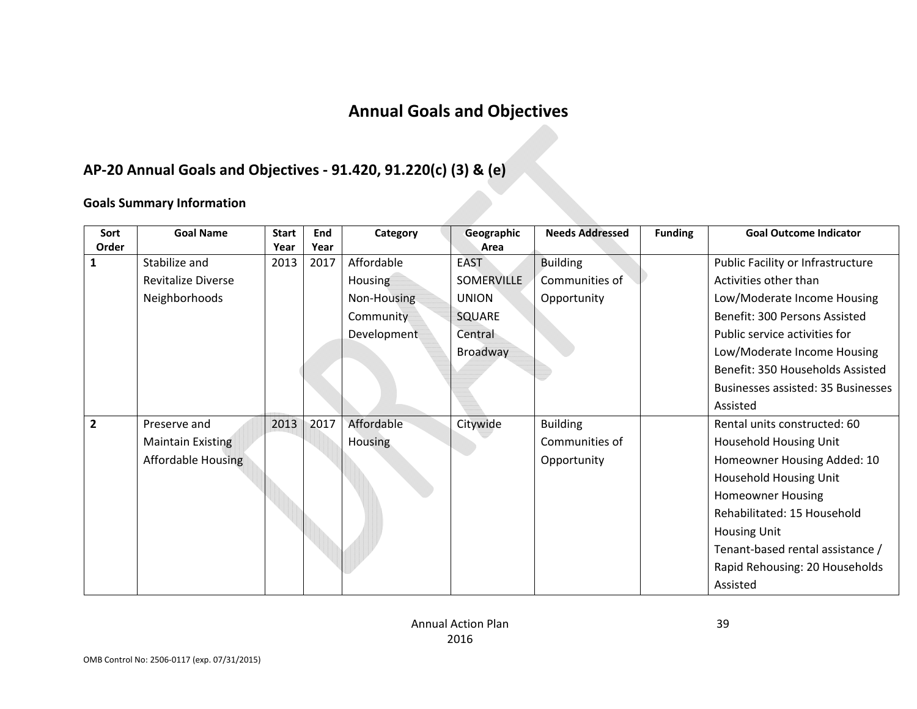# Annual Goals and Objectives

## AP-20 Annual Goals and Objectives - 91.420, 91.220(c) (3) & (e)

### Goals Summary Information

| Sort Order | Goal Name | Start Year | End Year | Category | Geographic Area | Needs Addressed | Funding | Goal Outcome Indicator |
|---|---|---|---|---|---|---|---|---|
| 1 | Stabilize and Revitalize Diverse Neighborhoods | 2013 | 2017 | Affordable Housing Non-Housing Community Development | EAST SOMERVILLE UNION SQUARE Central Broadway | Building Communities of Opportunity | | Public Facility or Infrastructure Activities other than Low/Moderate Income Housing Benefit: 300 Persons Assisted Public service activities for Low/Moderate Income Housing Benefit: 350 Households Assisted Businesses assisted: 35 Businesses Assisted |
| 2 | Preserve and Maintain Existing Affordable Housing | 2013 | 2017 | Affordable Housing | Citywide | Building Communities of Opportunity | | Rental units constructed: 60 Household Housing Unit Homeowner Housing Added: 10 Household Housing Unit Homeowner Housing Rehabilitated: 15 Household Housing Unit Tenant-based rental assistance / Rapid Rehousing: 20 Households Assisted |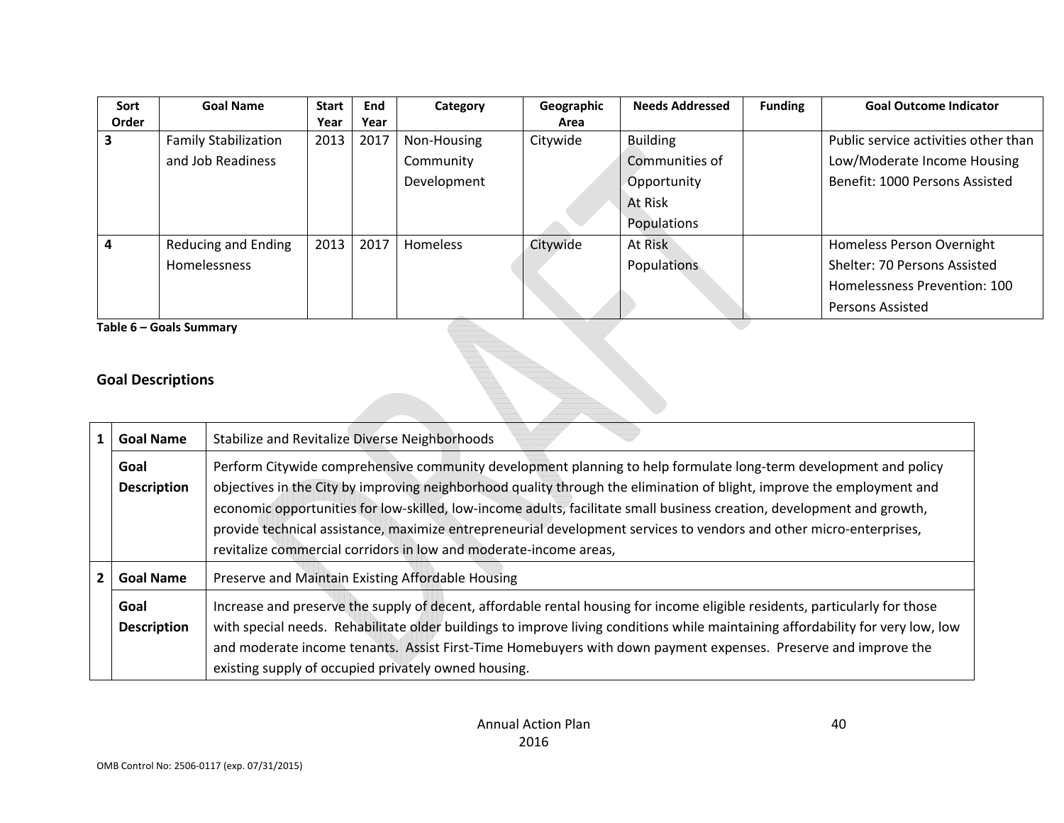| Sort Order | Goal Name | Start Year | End Year | Category | Geographic Area | Needs Addressed | Funding | Goal Outcome Indicator |
|---|---|---|---|---|---|---|---|---|
| 3 | Family Stabilization and Job Readiness | 2013 | 2017 | Non-Housing Community Development | Citywide | Building Communities of Opportunity At Risk Populations | | Public service activities other than Low/Moderate Income Housing Benefit: 1000 Persons Assisted |
| 4 | Reducing and Ending Homelessness | 2013 | 2017 | Homeless | Citywide | At Risk Populations | | Homeless Person Overnight Shelter: 70 Persons Assisted Homelessness Prevention: 100 Persons Assisted |

**Table 6 – Goals Summary**

## Goal Descriptions

| | | |
|---|---|---|
| 1 | **Goal Name** | Stabilize and Revitalize Diverse Neighborhoods |
| | **Goal Description** | Perform Citywide comprehensive community development planning to help formulate long-term development and policy objectives in the City by improving neighborhood quality through the elimination of blight, improve the employment and economic opportunities for low-skilled, low-income adults, facilitate small business creation, development and growth, provide technical assistance, maximize entrepreneurial development services to vendors and other micro-enterprises, revitalize commercial corridors in low and moderate-income areas, |
| 2 | **Goal Name** | Preserve and Maintain Existing Affordable Housing |
| | **Goal Description** | Increase and preserve the supply of decent, affordable rental housing for income eligible residents, particularly for those with special needs. Rehabilitate older buildings to improve living conditions while maintaining affordability for very low, low and moderate income tenants. Assist First-Time Homebuyers with down payment expenses. Preserve and improve the existing supply of occupied privately owned housing. |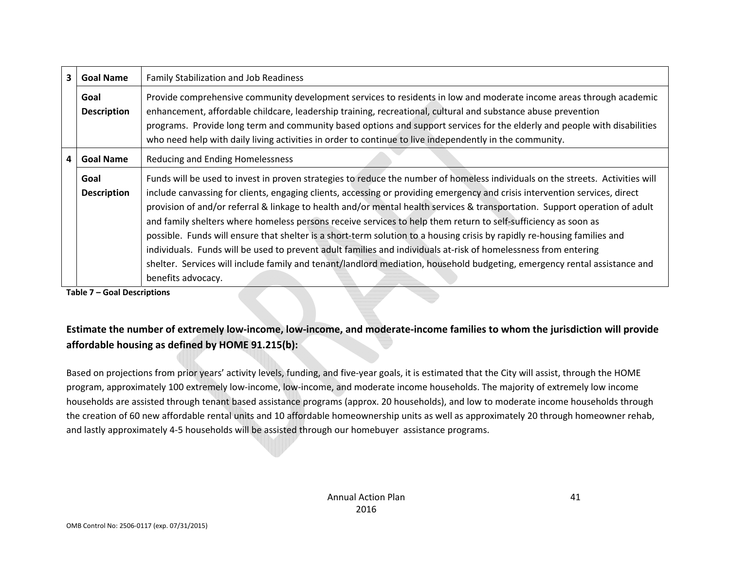| | | |
|---|---|---|
| 3 | **Goal Name** | Family Stabilization and Job Readiness |
| | **Goal Description** | Provide comprehensive community development services to residents in low and moderate income areas through academic enhancement, affordable childcare, leadership training, recreational, cultural and substance abuse prevention programs. Provide long term and community based options and support services for the elderly and people with disabilities who need help with daily living activities in order to continue to live independently in the community. |
| 4 | **Goal Name** | Reducing and Ending Homelessness |
| | **Goal Description** | Funds will be used to invest in proven strategies to reduce the number of homeless individuals on the streets. Activities will include canvassing for clients, engaging clients, accessing or providing emergency and crisis intervention services, direct provision of and/or referral & linkage to health and/or mental health services & transportation. Support operation of adult and family shelters where homeless persons receive services to help them return to self-sufficiency as soon as possible. Funds will ensure that shelter is a short-term solution to a housing crisis by rapidly re-housing families and individuals. Funds will be used to prevent adult families and individuals at-risk of homelessness from entering shelter. Services will include family and tenant/landlord mediation, household budgeting, emergency rental assistance and benefits advocacy. |

**Table 7 – Goal Descriptions**

### Estimate the number of extremely low-income, low-income, and moderate-income families to whom the jurisdiction will provide affordable housing as defined by HOME 91.215(b):

Based on projections from prior years' activity levels, funding, and five-year goals, it is estimated that the City will assist, through the HOME program, approximately 100 extremely low-income, low-income, and moderate income households. The majority of extremely low income households are assisted through tenant based assistance programs (approx. 20 households), and low to moderate income households through the creation of 60 new affordable rental units and 10 affordable homeownership units as well as approximately 20 through homeowner rehab, and lastly approximately 4-5 households will be assisted through our homebuyer assistance programs.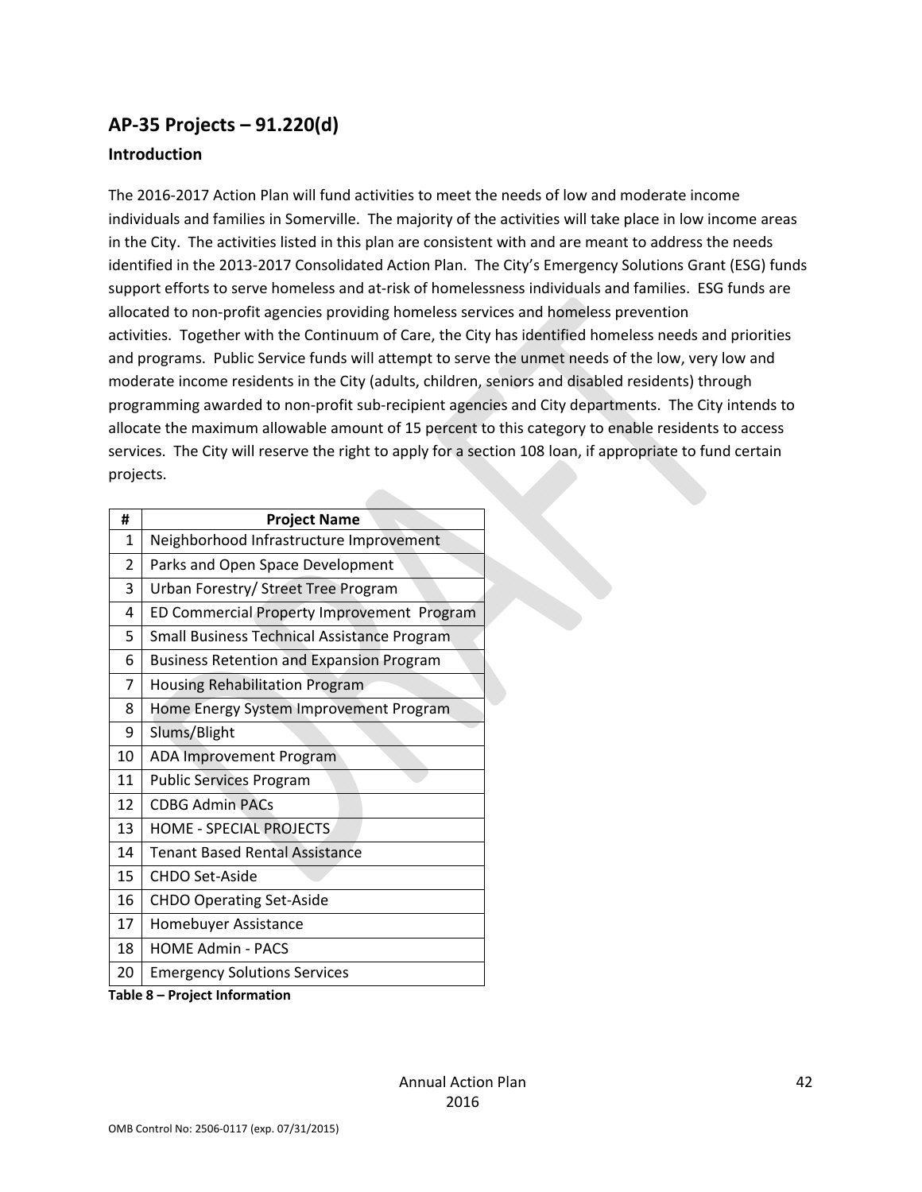## AP-35 Projects – 91.220(d)

### Introduction

The 2016-2017 Action Plan will fund activities to meet the needs of low and moderate income individuals and families in Somerville. The majority of the activities will take place in low income areas in the City. The activities listed in this plan are consistent with and are meant to address the needs identified in the 2013-2017 Consolidated Action Plan. The City's Emergency Solutions Grant (ESG) funds support efforts to serve homeless and at-risk of homelessness individuals and families. ESG funds are allocated to non-profit agencies providing homeless services and homeless prevention activities. Together with the Continuum of Care, the City has identified homeless needs and priorities and programs. Public Service funds will attempt to serve the unmet needs of the low, very low and moderate income residents in the City (adults, children, seniors and disabled residents) through programming awarded to non-profit sub-recipient agencies and City departments. The City intends to allocate the maximum allowable amount of 15 percent to this category to enable residents to access services. The City will reserve the right to apply for a section 108 loan, if appropriate to fund certain projects.

| # | Project Name |
|---|---|
| 1 | Neighborhood Infrastructure Improvement |
| 2 | Parks and Open Space Development |
| 3 | Urban Forestry/ Street Tree Program |
| 4 | ED Commercial Property Improvement Program |
| 5 | Small Business Technical Assistance Program |
| 6 | Business Retention and Expansion Program |
| 7 | Housing Rehabilitation Program |
| 8 | Home Energy System Improvement Program |
| 9 | Slums/Blight |
| 10 | ADA Improvement Program |
| 11 | Public Services Program |
| 12 | CDBG Admin PACs |
| 13 | HOME - SPECIAL PROJECTS |
| 14 | Tenant Based Rental Assistance |
| 15 | CHDO Set-Aside |
| 16 | CHDO Operating Set-Aside |
| 17 | Homebuyer Assistance |
| 18 | HOME Admin - PACS |
| 20 | Emergency Solutions Services |

**Table 8 – Project Information**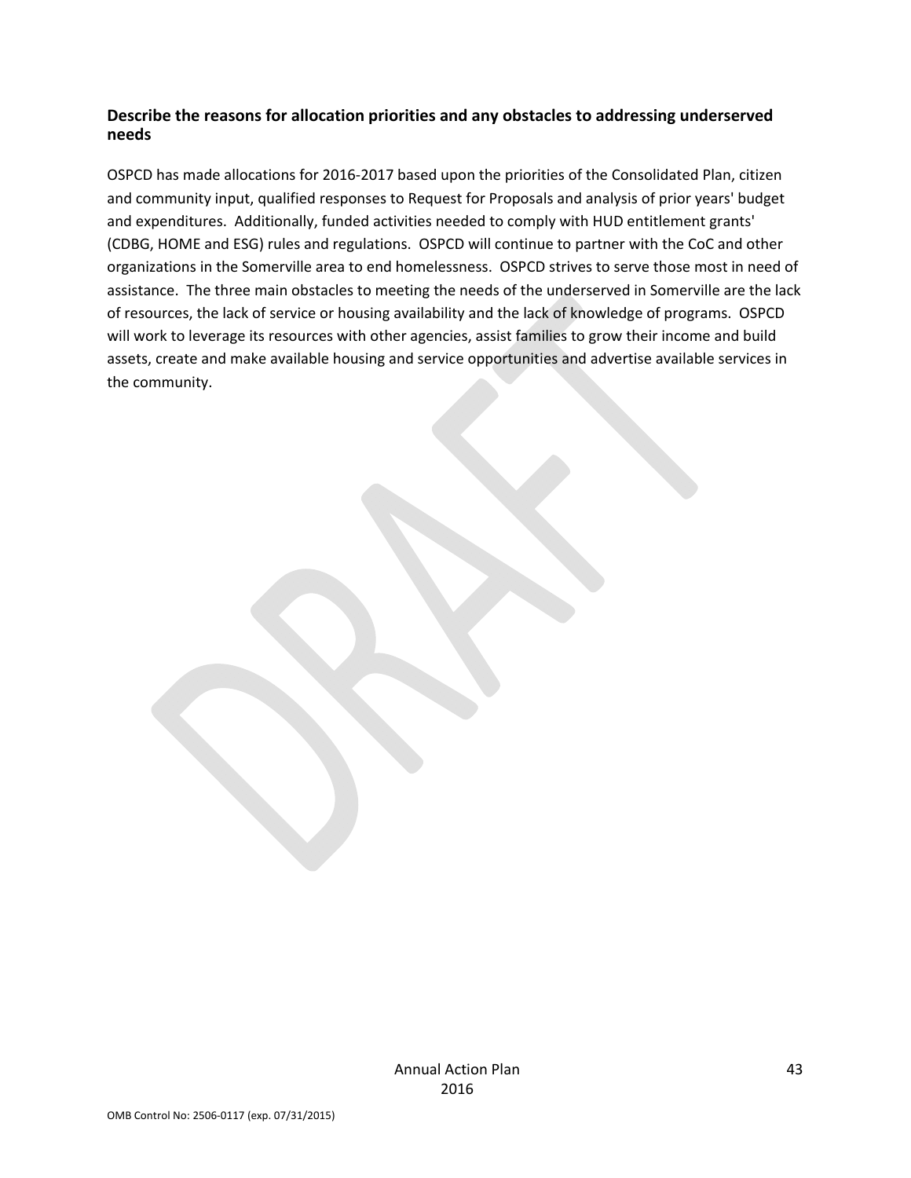### Describe the reasons for allocation priorities and any obstacles to addressing underserved needs

OSPCD has made allocations for 2016-2017 based upon the priorities of the Consolidated Plan, citizen and community input, qualified responses to Request for Proposals and analysis of prior years' budget and expenditures. Additionally, funded activities needed to comply with HUD entitlement grants' (CDBG, HOME and ESG) rules and regulations. OSPCD will continue to partner with the CoC and other organizations in the Somerville area to end homelessness. OSPCD strives to serve those most in need of assistance. The three main obstacles to meeting the needs of the underserved in Somerville are the lack of resources, the lack of service or housing availability and the lack of knowledge of programs. OSPCD will work to leverage its resources with other agencies, assist families to grow their income and build assets, create and make available housing and service opportunities and advertise available services in the community.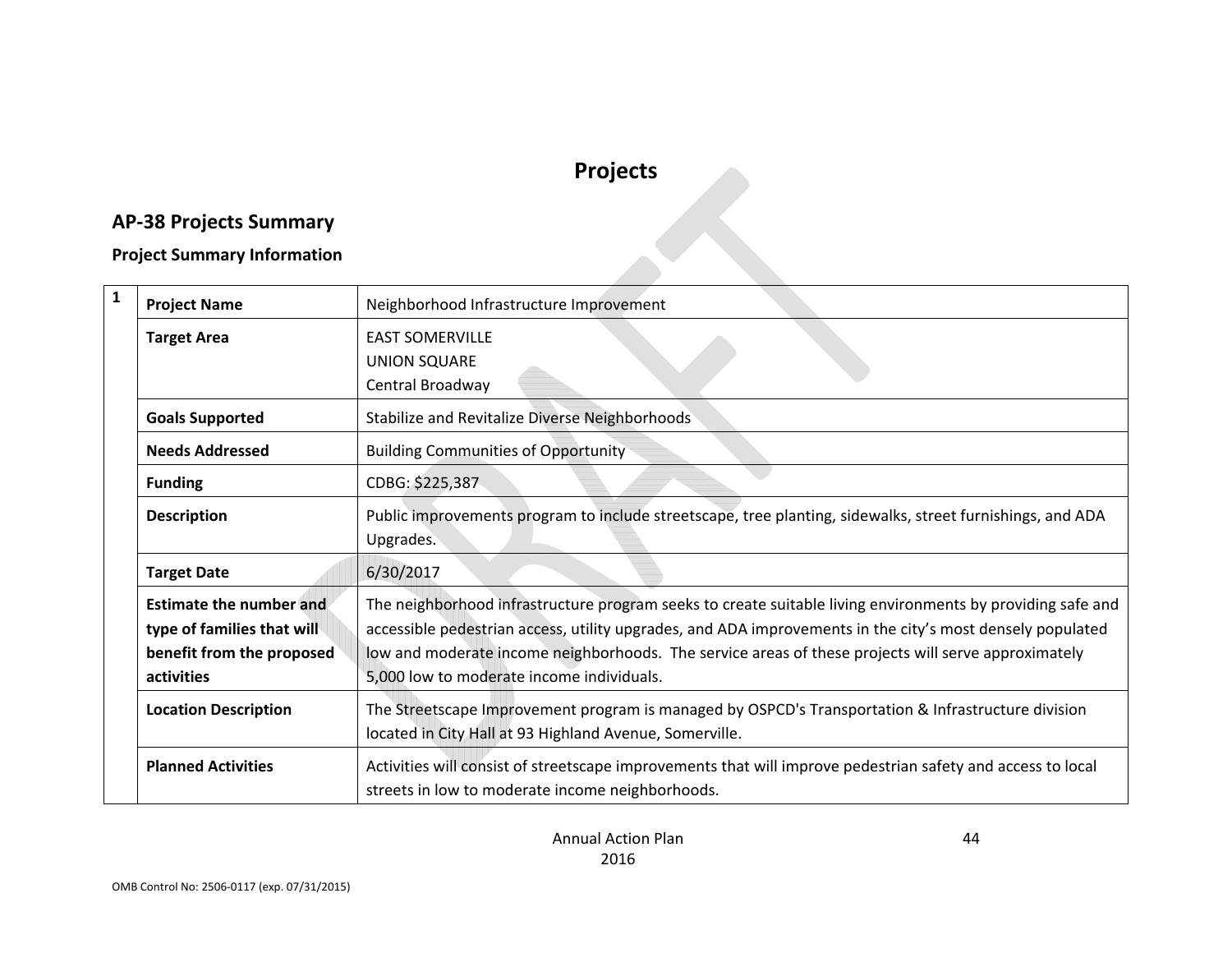# Projects

## AP-38 Projects Summary

### Project Summary Information

| 1 | | |
|---|---|---|
| | **Project Name** | Neighborhood Infrastructure Improvement |
| | **Target Area** | EAST SOMERVILLE<br>UNION SQUARE<br>Central Broadway |
| | **Goals Supported** | Stabilize and Revitalize Diverse Neighborhoods |
| | **Needs Addressed** | Building Communities of Opportunity |
| | **Funding** | CDBG: $225,387 |
| | **Description** | Public improvements program to include streetscape, tree planting, sidewalks, street furnishings, and ADA Upgrades. |
| | **Target Date** | 6/30/2017 |
| | **Estimate the number and type of families that will benefit from the proposed activities** | The neighborhood infrastructure program seeks to create suitable living environments by providing safe and accessible pedestrian access, utility upgrades, and ADA improvements in the city's most densely populated low and moderate income neighborhoods. The service areas of these projects will serve approximately 5,000 low to moderate income individuals. |
| | **Location Description** | The Streetscape Improvement program is managed by OSPCD's Transportation & Infrastructure division located in City Hall at 93 Highland Avenue, Somerville. |
| | **Planned Activities** | Activities will consist of streetscape improvements that will improve pedestrian safety and access to local streets in low to moderate income neighborhoods. |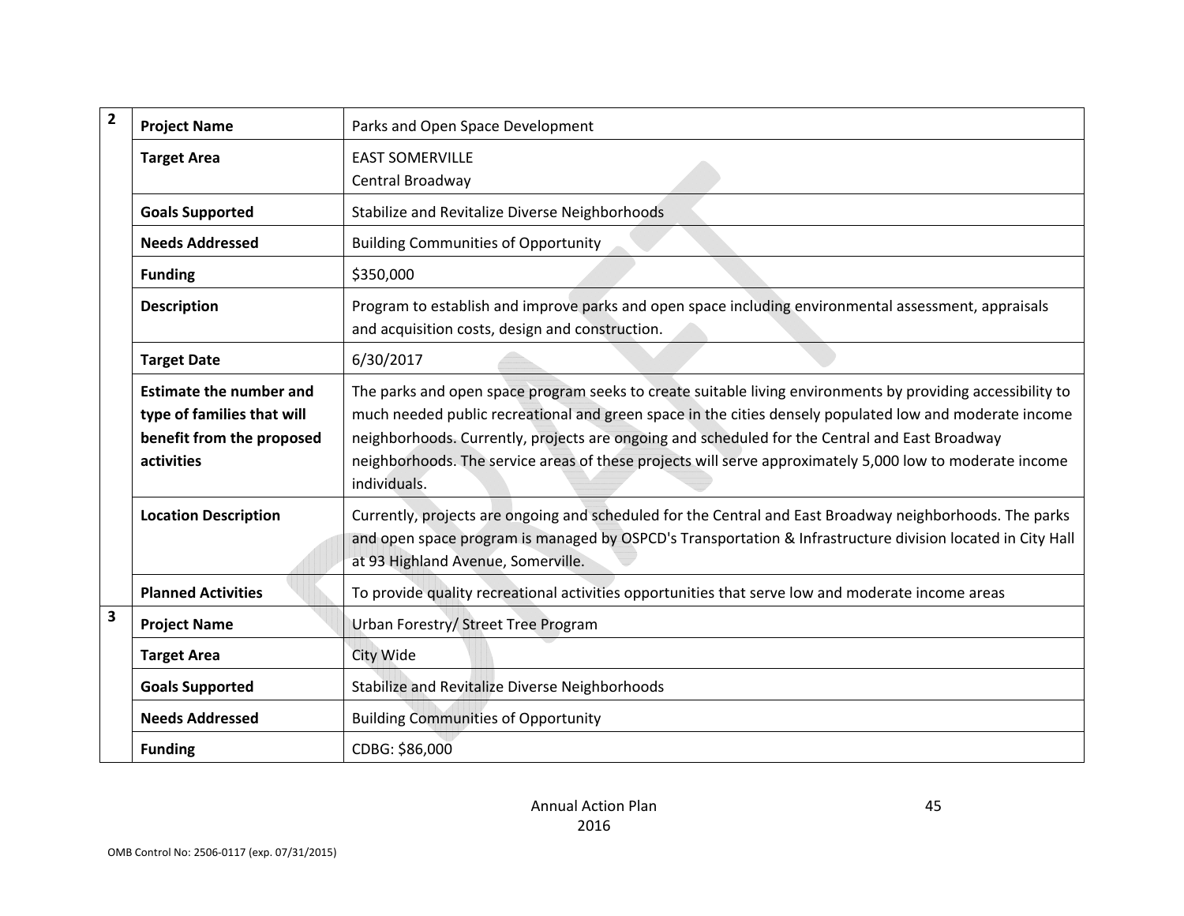| | | |
|---|---|---|
| 2 | **Project Name** | Parks and Open Space Development |
| | **Target Area** | EAST SOMERVILLE<br>Central Broadway |
| | **Goals Supported** | Stabilize and Revitalize Diverse Neighborhoods |
| | **Needs Addressed** | Building Communities of Opportunity |
| | **Funding** | $350,000 |
| | **Description** | Program to establish and improve parks and open space including environmental assessment, appraisals and acquisition costs, design and construction. |
| | **Target Date** | 6/30/2017 |
| | **Estimate the number and type of families that will benefit from the proposed activities** | The parks and open space program seeks to create suitable living environments by providing accessibility to much needed public recreational and green space in the cities densely populated low and moderate income neighborhoods. Currently, projects are ongoing and scheduled for the Central and East Broadway neighborhoods. The service areas of these projects will serve approximately 5,000 low to moderate income individuals. |
| | **Location Description** | Currently, projects are ongoing and scheduled for the Central and East Broadway neighborhoods. The parks and open space program is managed by OSPCD's Transportation & Infrastructure division located in City Hall at 93 Highland Avenue, Somerville. |
| | **Planned Activities** | To provide quality recreational activities opportunities that serve low and moderate income areas |
| 3 | **Project Name** | Urban Forestry/ Street Tree Program |
| | **Target Area** | City Wide |
| | **Goals Supported** | Stabilize and Revitalize Diverse Neighborhoods |
| | **Needs Addressed** | Building Communities of Opportunity |
| | **Funding** | CDBG: $86,000 |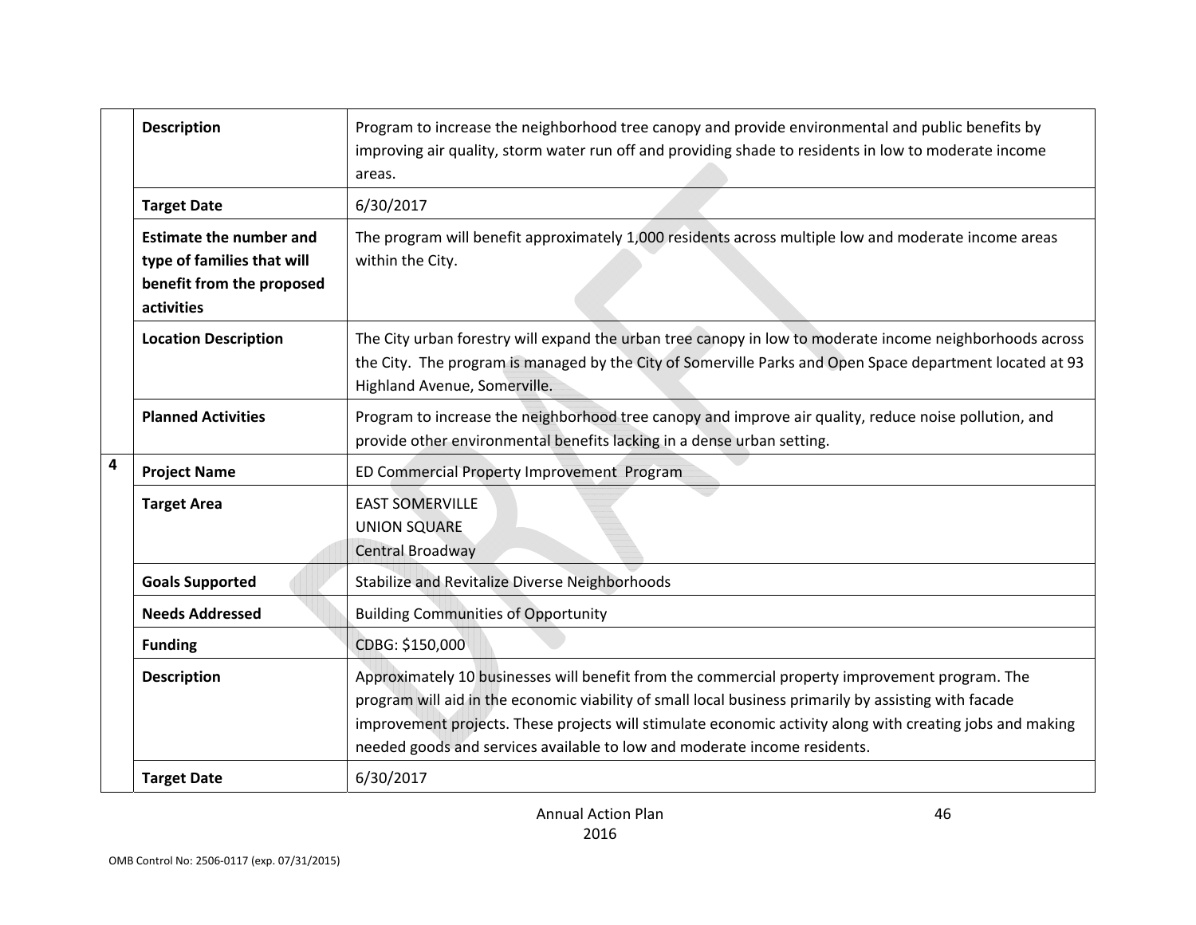| | | |
|---|---|---|
| | **Description** | Program to increase the neighborhood tree canopy and provide environmental and public benefits by improving air quality, storm water run off and providing shade to residents in low to moderate income areas. |
| | **Target Date** | 6/30/2017 |
| | **Estimate the number and type of families that will benefit from the proposed activities** | The program will benefit approximately 1,000 residents across multiple low and moderate income areas within the City. |
| | **Location Description** | The City urban forestry will expand the urban tree canopy in low to moderate income neighborhoods across the City. The program is managed by the City of Somerville Parks and Open Space department located at 93 Highland Avenue, Somerville. |
| | **Planned Activities** | Program to increase the neighborhood tree canopy and improve air quality, reduce noise pollution, and provide other environmental benefits lacking in a dense urban setting. |
| **4** | **Project Name** | ED Commercial Property Improvement Program |
| | **Target Area** | EAST SOMERVILLE<br>UNION SQUARE<br>Central Broadway |
| | **Goals Supported** | Stabilize and Revitalize Diverse Neighborhoods |
| | **Needs Addressed** | Building Communities of Opportunity |
| | **Funding** | CDBG: $150,000 |
| | **Description** | Approximately 10 businesses will benefit from the commercial property improvement program. The program will aid in the economic viability of small local business primarily by assisting with facade improvement projects. These projects will stimulate economic activity along with creating jobs and making needed goods and services available to low and moderate income residents. |
| | **Target Date** | 6/30/2017 |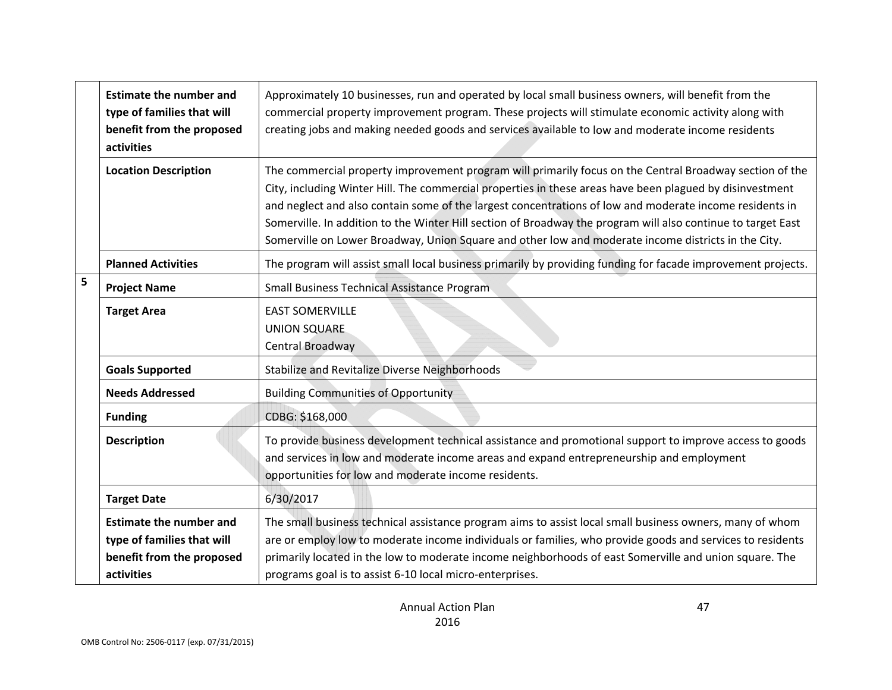| | | |
|---|---|---|
| | **Estimate the number and type of families that will benefit from the proposed activities** | Approximately 10 businesses, run and operated by local small business owners, will benefit from the commercial property improvement program. These projects will stimulate economic activity along with creating jobs and making needed goods and services available to low and moderate income residents |
| | **Location Description** | The commercial property improvement program will primarily focus on the Central Broadway section of the City, including Winter Hill. The commercial properties in these areas have been plagued by disinvestment and neglect and also contain some of the largest concentrations of low and moderate income residents in Somerville. In addition to the Winter Hill section of Broadway the program will also continue to target East Somerville on Lower Broadway, Union Square and other low and moderate income districts in the City. |
| | **Planned Activities** | The program will assist small local business primarily by providing funding for facade improvement projects. |
| 5 | **Project Name** | Small Business Technical Assistance Program |
| | **Target Area** | EAST SOMERVILLE<br>UNION SQUARE<br>Central Broadway |
| | **Goals Supported** | Stabilize and Revitalize Diverse Neighborhoods |
| | **Needs Addressed** | Building Communities of Opportunity |
| | **Funding** | CDBG: $168,000 |
| | **Description** | To provide business development technical assistance and promotional support to improve access to goods and services in low and moderate income areas and expand entrepreneurship and employment opportunities for low and moderate income residents. |
| | **Target Date** | 6/30/2017 |
| | **Estimate the number and type of families that will benefit from the proposed activities** | The small business technical assistance program aims to assist local small business owners, many of whom are or employ low to moderate income individuals or families, who provide goods and services to residents primarily located in the low to moderate income neighborhoods of east Somerville and union square. The programs goal is to assist 6-10 local micro-enterprises. |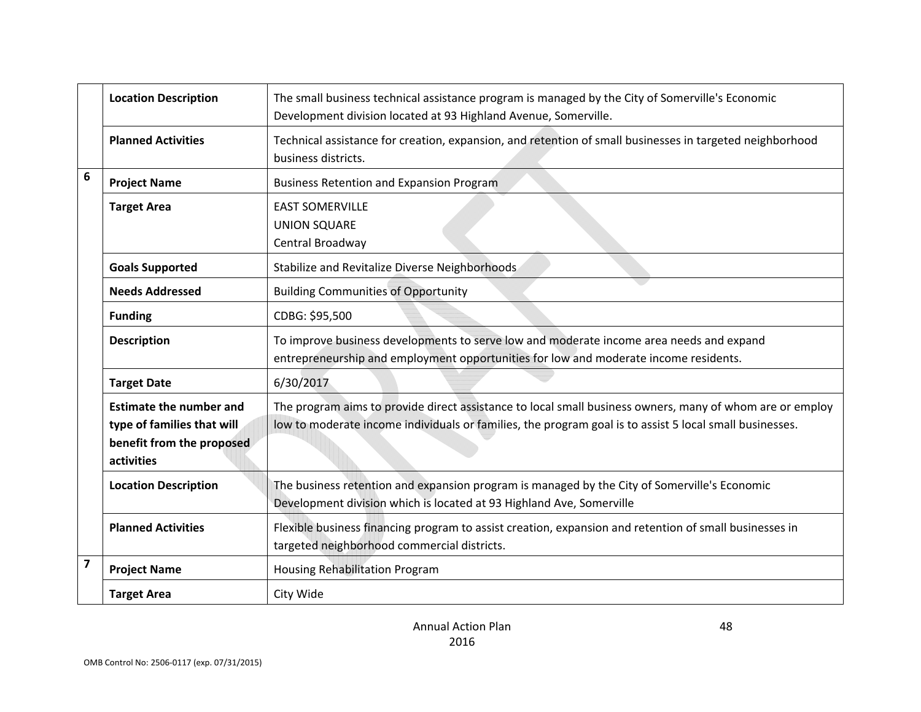| | | |
|---|---|---|
| | **Location Description** | The small business technical assistance program is managed by the City of Somerville's Economic Development division located at 93 Highland Avenue, Somerville. |
| | **Planned Activities** | Technical assistance for creation, expansion, and retention of small businesses in targeted neighborhood business districts. |
| 6 | **Project Name** | Business Retention and Expansion Program |
| | **Target Area** | EAST SOMERVILLE<br>UNION SQUARE<br>Central Broadway |
| | **Goals Supported** | Stabilize and Revitalize Diverse Neighborhoods |
| | **Needs Addressed** | Building Communities of Opportunity |
| | **Funding** | CDBG: $95,500 |
| | **Description** | To improve business developments to serve low and moderate income area needs and expand entrepreneurship and employment opportunities for low and moderate income residents. |
| | **Target Date** | 6/30/2017 |
| | **Estimate the number and type of families that will benefit from the proposed activities** | The program aims to provide direct assistance to local small business owners, many of whom are or employ low to moderate income individuals or families, the program goal is to assist 5 local small businesses. |
| | **Location Description** | The business retention and expansion program is managed by the City of Somerville's Economic Development division which is located at 93 Highland Ave, Somerville |
| | **Planned Activities** | Flexible business financing program to assist creation, expansion and retention of small businesses in targeted neighborhood commercial districts. |
| 7 | **Project Name** | Housing Rehabilitation Program |
| | **Target Area** | City Wide |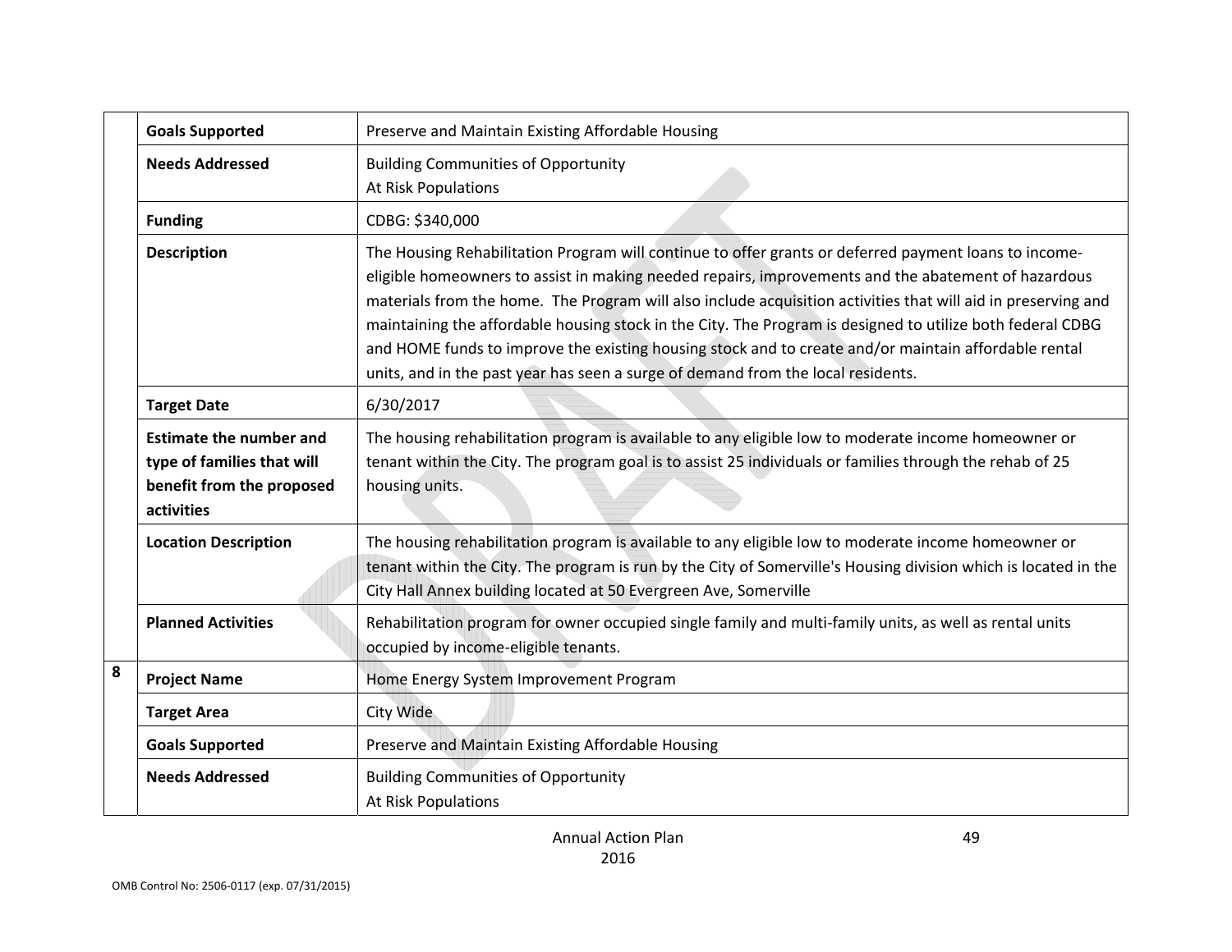| | | |
|---|---|---|
| | **Goals Supported** | Preserve and Maintain Existing Affordable Housing |
| | **Needs Addressed** | Building Communities of Opportunity<br>At Risk Populations |
| | **Funding** | CDBG: $340,000 |
| | **Description** | The Housing Rehabilitation Program will continue to offer grants or deferred payment loans to income-eligible homeowners to assist in making needed repairs, improvements and the abatement of hazardous materials from the home. The Program will also include acquisition activities that will aid in preserving and maintaining the affordable housing stock in the City. The Program is designed to utilize both federal CDBG and HOME funds to improve the existing housing stock and to create and/or maintain affordable rental units, and in the past year has seen a surge of demand from the local residents. |
| | **Target Date** | 6/30/2017 |
| | **Estimate the number and type of families that will benefit from the proposed activities** | The housing rehabilitation program is available to any eligible low to moderate income homeowner or tenant within the City. The program goal is to assist 25 individuals or families through the rehab of 25 housing units. |
| | **Location Description** | The housing rehabilitation program is available to any eligible low to moderate income homeowner or tenant within the City. The program is run by the City of Somerville's Housing division which is located in the City Hall Annex building located at 50 Evergreen Ave, Somerville |
| | **Planned Activities** | Rehabilitation program for owner occupied single family and multi-family units, as well as rental units occupied by income-eligible tenants. |
| 8 | **Project Name** | Home Energy System Improvement Program |
| | **Target Area** | City Wide |
| | **Goals Supported** | Preserve and Maintain Existing Affordable Housing |
| | **Needs Addressed** | Building Communities of Opportunity<br>At Risk Populations |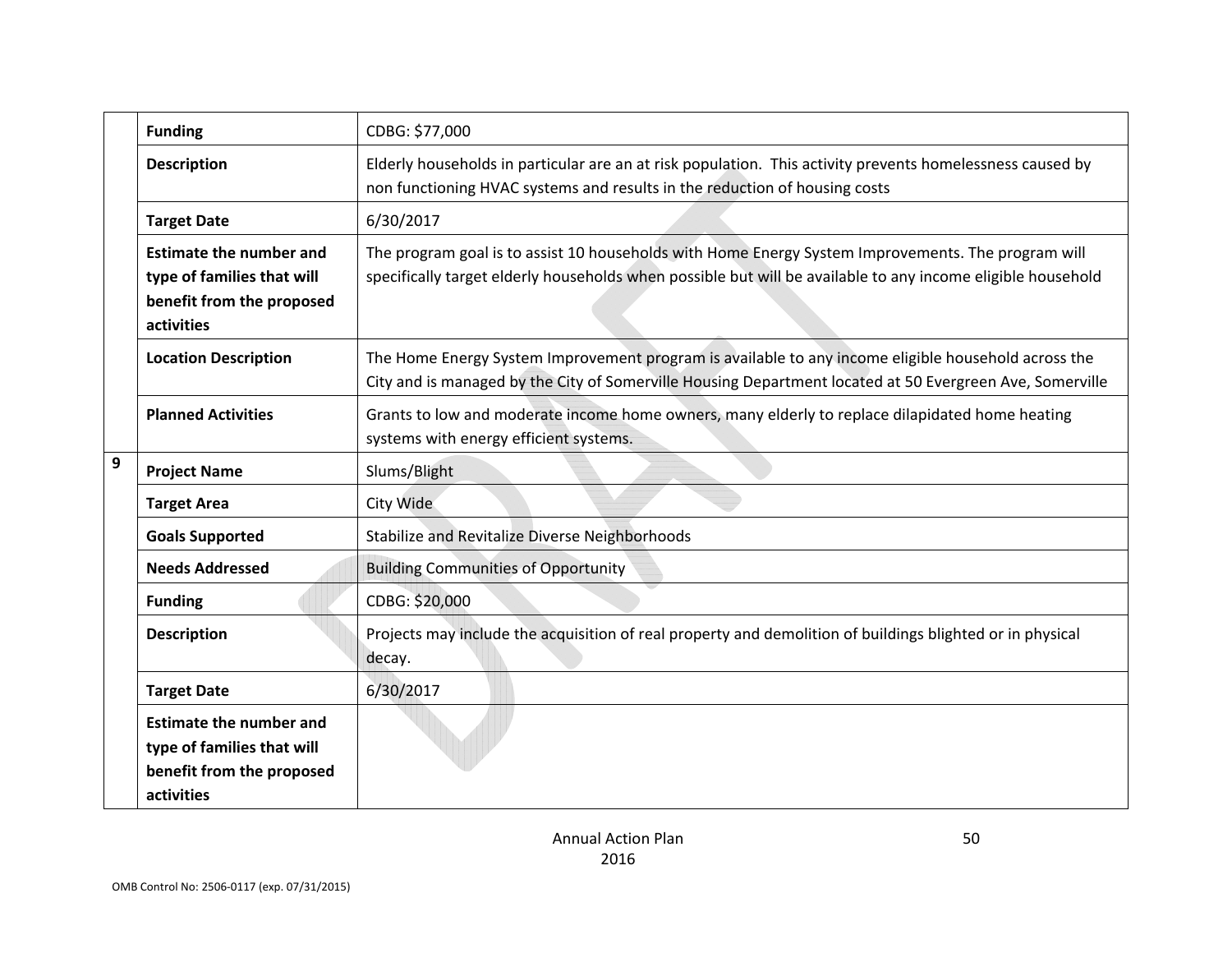| | | |
|---|---|---|
| | **Funding** | CDBG: $77,000 |
| | **Description** | Elderly households in particular are an at risk population. This activity prevents homelessness caused by non functioning HVAC systems and results in the reduction of housing costs |
| | **Target Date** | 6/30/2017 |
| | **Estimate the number and type of families that will benefit from the proposed activities** | The program goal is to assist 10 households with Home Energy System Improvements. The program will specifically target elderly households when possible but will be available to any income eligible household |
| | **Location Description** | The Home Energy System Improvement program is available to any income eligible household across the City and is managed by the City of Somerville Housing Department located at 50 Evergreen Ave, Somerville |
| | **Planned Activities** | Grants to low and moderate income home owners, many elderly to replace dilapidated home heating systems with energy efficient systems. |
| 9 | **Project Name** | Slums/Blight |
| | **Target Area** | City Wide |
| | **Goals Supported** | Stabilize and Revitalize Diverse Neighborhoods |
| | **Needs Addressed** | Building Communities of Opportunity |
| | **Funding** | CDBG: $20,000 |
| | **Description** | Projects may include the acquisition of real property and demolition of buildings blighted or in physical decay. |
| | **Target Date** | 6/30/2017 |
| | **Estimate the number and type of families that will benefit from the proposed activities** | |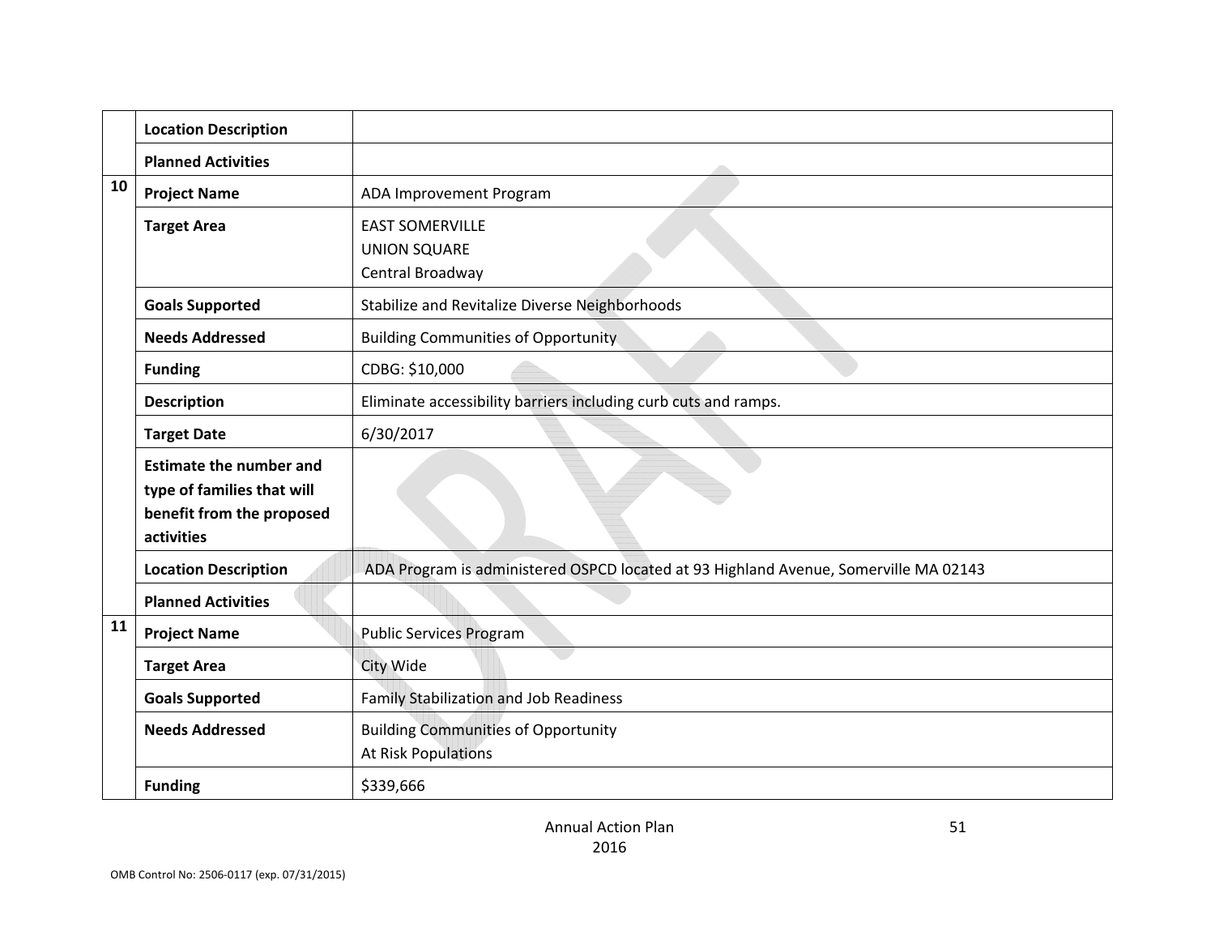| | | |
|---|---|---|
| | **Location Description** | |
| | **Planned Activities** | |
| 10 | **Project Name** | ADA Improvement Program |
| | **Target Area** | EAST SOMERVILLE<br>UNION SQUARE<br>Central Broadway |
| | **Goals Supported** | Stabilize and Revitalize Diverse Neighborhoods |
| | **Needs Addressed** | Building Communities of Opportunity |
| | **Funding** | CDBG: $10,000 |
| | **Description** | Eliminate accessibility barriers including curb cuts and ramps. |
| | **Target Date** | 6/30/2017 |
| | **Estimate the number and type of families that will benefit from the proposed activities** | |
| | **Location Description** | ADA Program is administered OSPCD located at 93 Highland Avenue, Somerville MA 02143 |
| | **Planned Activities** | |
| 11 | **Project Name** | Public Services Program |
| | **Target Area** | City Wide |
| | **Goals Supported** | Family Stabilization and Job Readiness |
| | **Needs Addressed** | Building Communities of Opportunity<br>At Risk Populations |
| | **Funding** | $339,666 |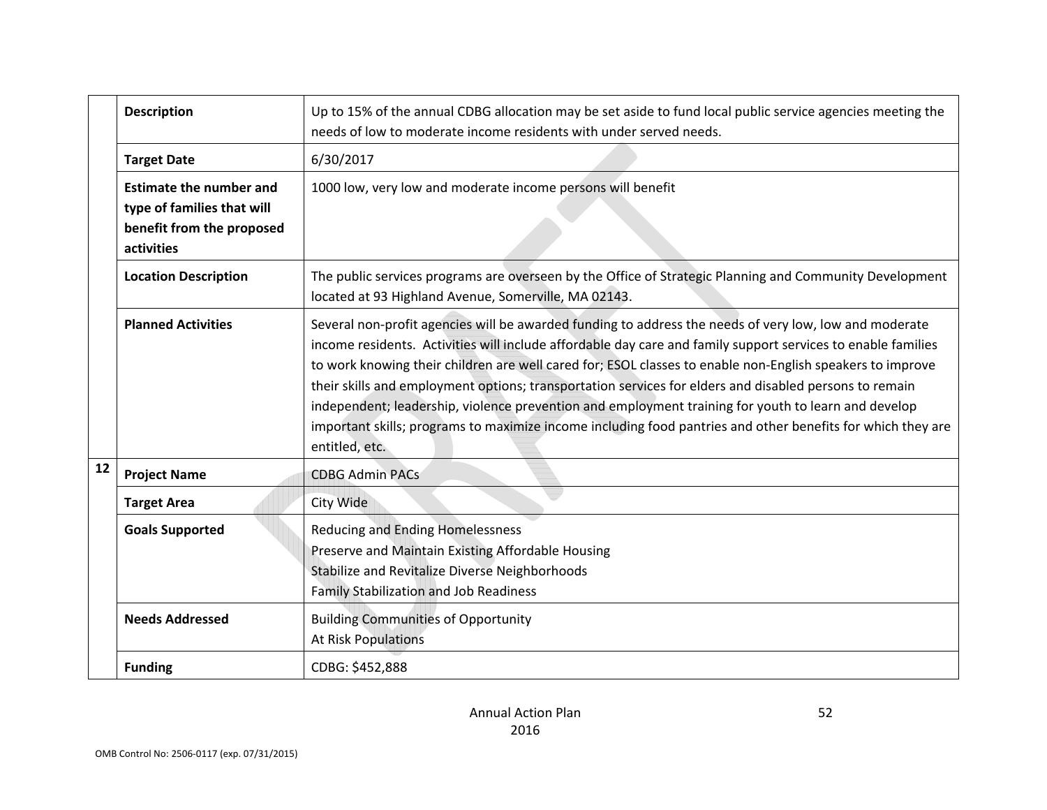| | | |
|---|---|---|
| | **Description** | Up to 15% of the annual CDBG allocation may be set aside to fund local public service agencies meeting the needs of low to moderate income residents with under served needs. |
| | **Target Date** | 6/30/2017 |
| | **Estimate the number and type of families that will benefit from the proposed activities** | 1000 low, very low and moderate income persons will benefit |
| | **Location Description** | The public services programs are overseen by the Office of Strategic Planning and Community Development located at 93 Highland Avenue, Somerville, MA 02143. |
| | **Planned Activities** | Several non-profit agencies will be awarded funding to address the needs of very low, low and moderate income residents. Activities will include affordable day care and family support services to enable families to work knowing their children are well cared for; ESOL classes to enable non-English speakers to improve their skills and employment options; transportation services for elders and disabled persons to remain independent; leadership, violence prevention and employment training for youth to learn and develop important skills; programs to maximize income including food pantries and other benefits for which they are entitled, etc. |
| **12** | **Project Name** | CDBG Admin PACs |
| | **Target Area** | City Wide |
| | **Goals Supported** | Reducing and Ending Homelessness<br>Preserve and Maintain Existing Affordable Housing<br>Stabilize and Revitalize Diverse Neighborhoods<br>Family Stabilization and Job Readiness |
| | **Needs Addressed** | Building Communities of Opportunity<br>At Risk Populations |
| | **Funding** | CDBG: $452,888 |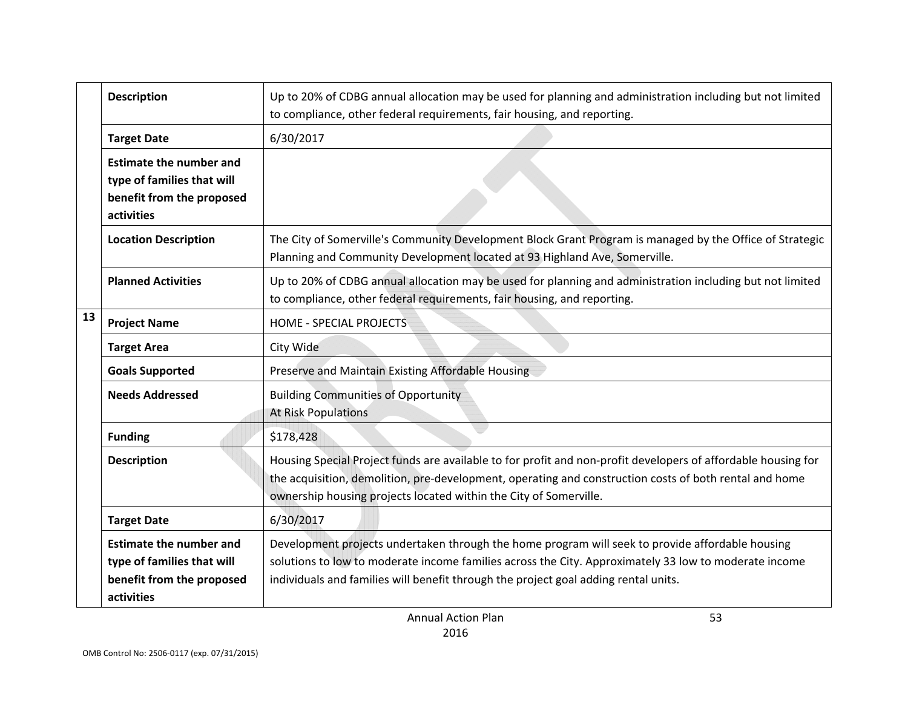| | | |
|---|---|---|
| | **Description** | Up to 20% of CDBG annual allocation may be used for planning and administration including but not limited to compliance, other federal requirements, fair housing, and reporting. |
| | **Target Date** | 6/30/2017 |
| | **Estimate the number and type of families that will benefit from the proposed activities** | |
| | **Location Description** | The City of Somerville's Community Development Block Grant Program is managed by the Office of Strategic Planning and Community Development located at 93 Highland Ave, Somerville. |
| | **Planned Activities** | Up to 20% of CDBG annual allocation may be used for planning and administration including but not limited to compliance, other federal requirements, fair housing, and reporting. |
| **13** | **Project Name** | HOME - SPECIAL PROJECTS |
| | **Target Area** | City Wide |
| | **Goals Supported** | Preserve and Maintain Existing Affordable Housing |
| | **Needs Addressed** | Building Communities of Opportunity<br>At Risk Populations |
| | **Funding** | $178,428 |
| | **Description** | Housing Special Project funds are available to for profit and non-profit developers of affordable housing for the acquisition, demolition, pre-development, operating and construction costs of both rental and home ownership housing projects located within the City of Somerville. |
| | **Target Date** | 6/30/2017 |
| | **Estimate the number and type of families that will benefit from the proposed activities** | Development projects undertaken through the home program will seek to provide affordable housing solutions to low to moderate income families across the City. Approximately 33 low to moderate income individuals and families will benefit through the project goal adding rental units. |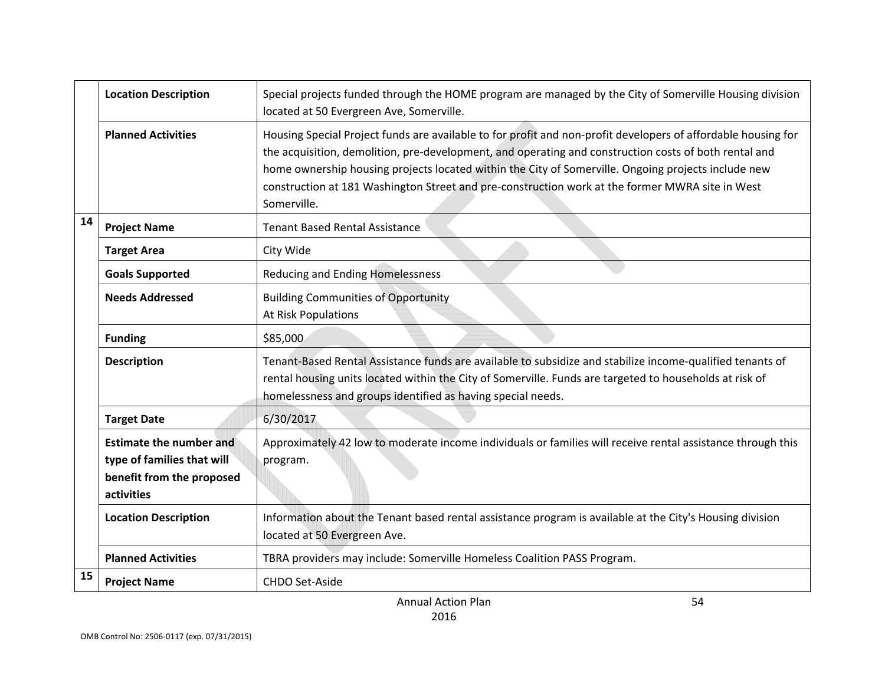| | | |
|---|---|---|
| | **Location Description** | Special projects funded through the HOME program are managed by the City of Somerville Housing division located at 50 Evergreen Ave, Somerville. |
| | **Planned Activities** | Housing Special Project funds are available to for profit and non-profit developers of affordable housing for the acquisition, demolition, pre-development, and operating and construction costs of both rental and home ownership housing projects located within the City of Somerville. Ongoing projects include new construction at 181 Washington Street and pre-construction work at the former MWRA site in West Somerville. |
| **14** | **Project Name** | Tenant Based Rental Assistance |
| | **Target Area** | City Wide |
| | **Goals Supported** | Reducing and Ending Homelessness |
| | **Needs Addressed** | Building Communities of Opportunity<br>At Risk Populations |
| | **Funding** | $85,000 |
| | **Description** | Tenant-Based Rental Assistance funds are available to subsidize and stabilize income-qualified tenants of rental housing units located within the City of Somerville. Funds are targeted to households at risk of homelessness and groups identified as having special needs. |
| | **Target Date** | 6/30/2017 |
| | **Estimate the number and type of families that will benefit from the proposed activities** | Approximately 42 low to moderate income individuals or families will receive rental assistance through this program. |
| | **Location Description** | Information about the Tenant based rental assistance program is available at the City's Housing division located at 50 Evergreen Ave. |
| | **Planned Activities** | TBRA providers may include: Somerville Homeless Coalition PASS Program. |
| **15** | **Project Name** | CHDO Set-Aside |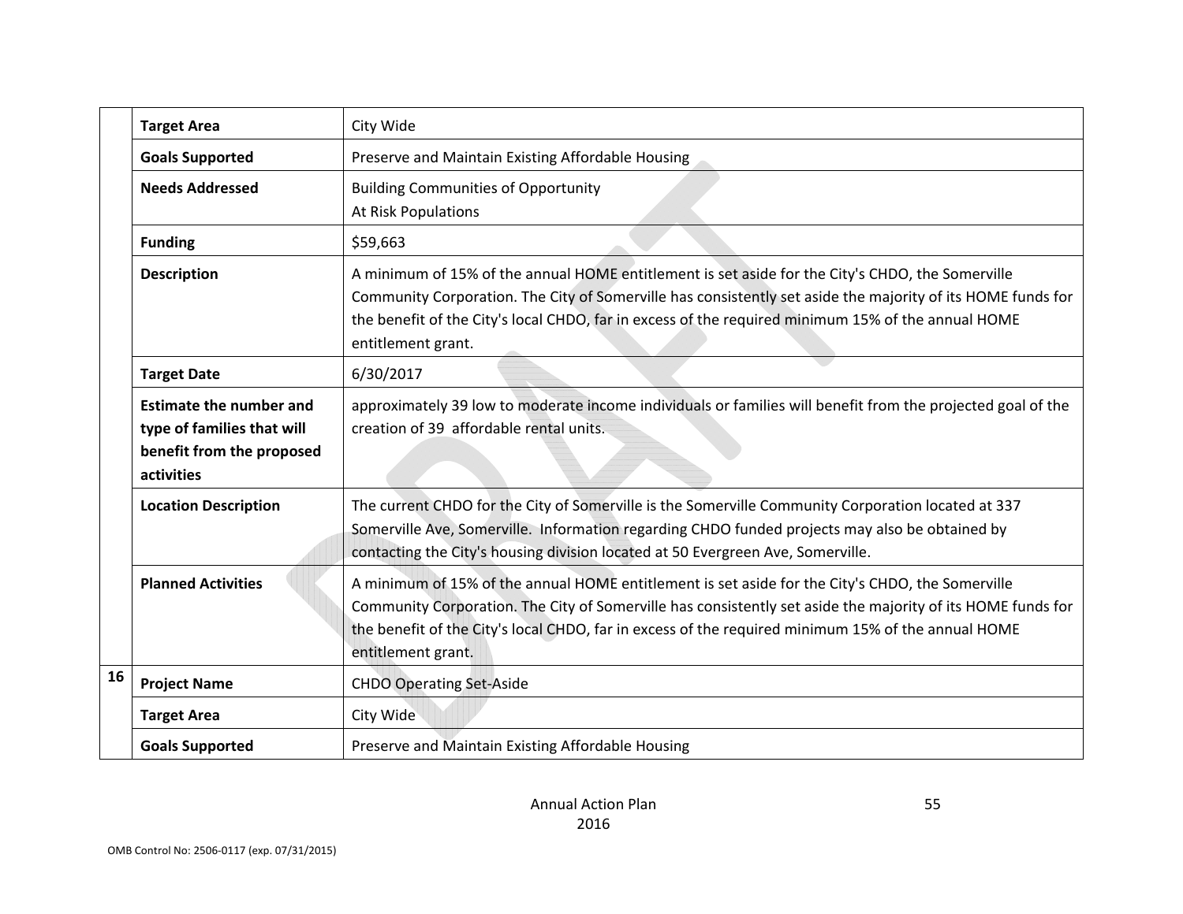| | | |
|---|---|---|
| | **Target Area** | City Wide |
| | **Goals Supported** | Preserve and Maintain Existing Affordable Housing |
| | **Needs Addressed** | Building Communities of Opportunity<br>At Risk Populations |
| | **Funding** | $59,663 |
| | **Description** | A minimum of 15% of the annual HOME entitlement is set aside for the City's CHDO, the Somerville Community Corporation. The City of Somerville has consistently set aside the majority of its HOME funds for the benefit of the City's local CHDO, far in excess of the required minimum 15% of the annual HOME entitlement grant. |
| | **Target Date** | 6/30/2017 |
| | **Estimate the number and type of families that will benefit from the proposed activities** | approximately 39 low to moderate income individuals or families will benefit from the projected goal of the creation of 39 affordable rental units. |
| | **Location Description** | The current CHDO for the City of Somerville is the Somerville Community Corporation located at 337 Somerville Ave, Somerville. Information regarding CHDO funded projects may also be obtained by contacting the City's housing division located at 50 Evergreen Ave, Somerville. |
| | **Planned Activities** | A minimum of 15% of the annual HOME entitlement is set aside for the City's CHDO, the Somerville Community Corporation. The City of Somerville has consistently set aside the majority of its HOME funds for the benefit of the City's local CHDO, far in excess of the required minimum 15% of the annual HOME entitlement grant. |
| **16** | **Project Name** | CHDO Operating Set-Aside |
| | **Target Area** | City Wide |
| | **Goals Supported** | Preserve and Maintain Existing Affordable Housing |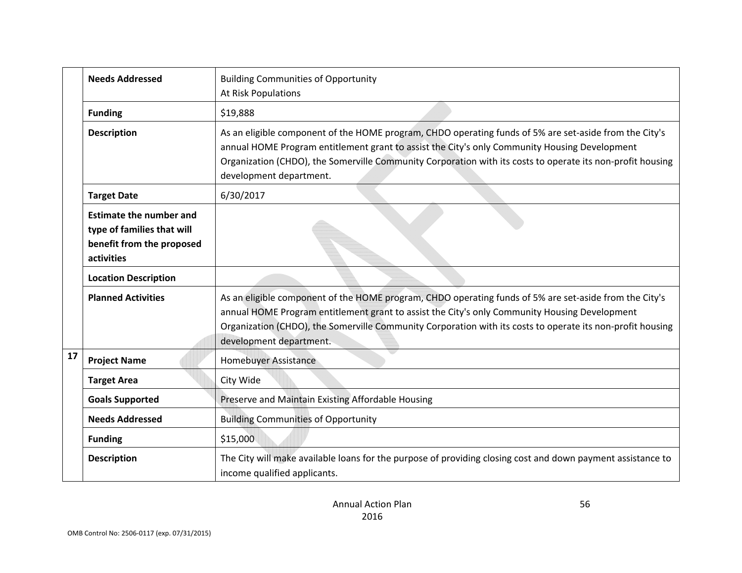| | | |
|---|---|---|
| | **Needs Addressed** | Building Communities of Opportunity<br>At Risk Populations |
| | **Funding** | $19,888 |
| | **Description** | As an eligible component of the HOME program, CHDO operating funds of 5% are set-aside from the City's annual HOME Program entitlement grant to assist the City's only Community Housing Development Organization (CHDO), the Somerville Community Corporation with its costs to operate its non-profit housing development department. |
| | **Target Date** | 6/30/2017 |
| | **Estimate the number and type of families that will benefit from the proposed activities** | |
| | **Location Description** | |
| | **Planned Activities** | As an eligible component of the HOME program, CHDO operating funds of 5% are set-aside from the City's annual HOME Program entitlement grant to assist the City's only Community Housing Development Organization (CHDO), the Somerville Community Corporation with its costs to operate its non-profit housing development department. |
| **17** | **Project Name** | Homebuyer Assistance |
| | **Target Area** | City Wide |
| | **Goals Supported** | Preserve and Maintain Existing Affordable Housing |
| | **Needs Addressed** | Building Communities of Opportunity |
| | **Funding** | $15,000 |
| | **Description** | The City will make available loans for the purpose of providing closing cost and down payment assistance to income qualified applicants. |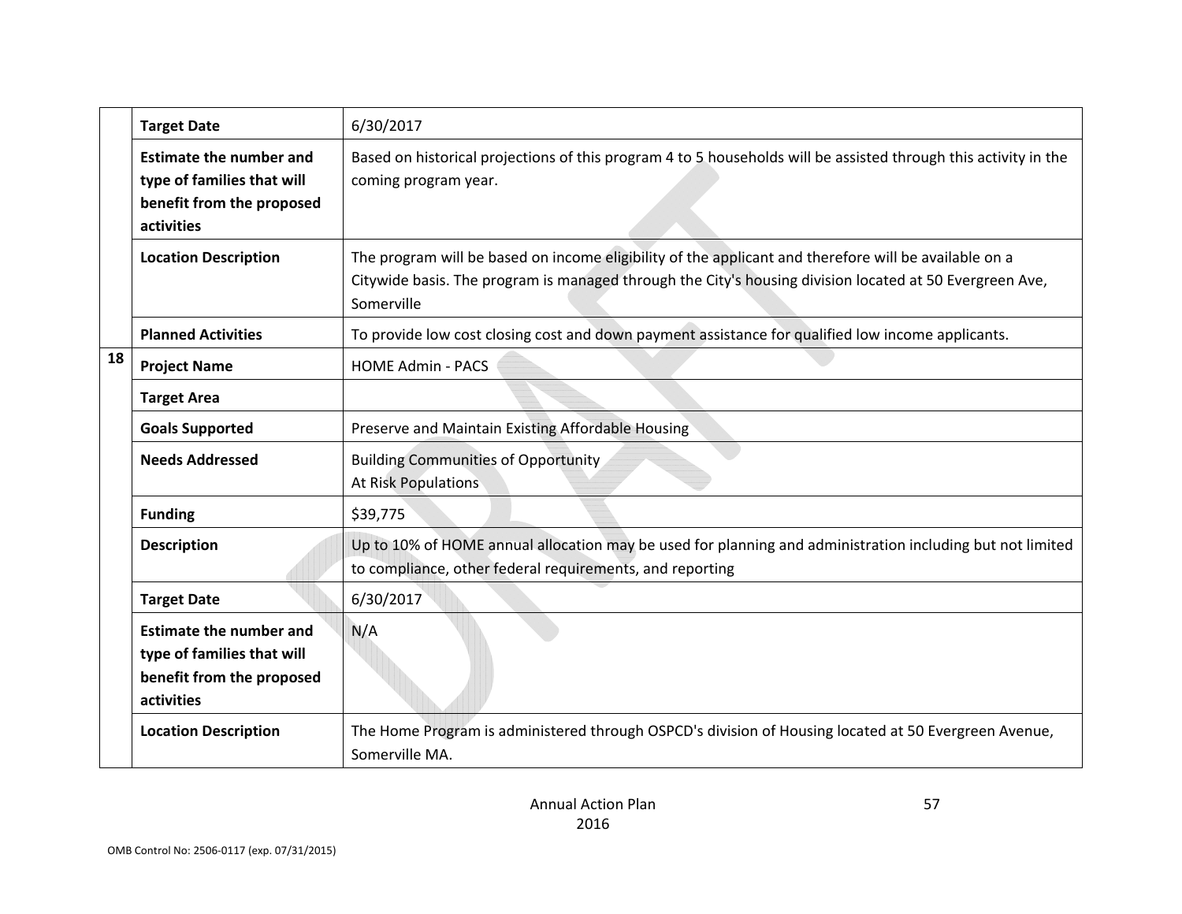| | | |
|---|---|---|
| | **Target Date** | 6/30/2017 |
| | **Estimate the number and type of families that will benefit from the proposed activities** | Based on historical projections of this program 4 to 5 households will be assisted through this activity in the coming program year. |
| | **Location Description** | The program will be based on income eligibility of the applicant and therefore will be available on a Citywide basis. The program is managed through the City's housing division located at 50 Evergreen Ave, Somerville |
| | **Planned Activities** | To provide low cost closing cost and down payment assistance for qualified low income applicants. |
| **18** | **Project Name** | HOME Admin - PACS |
| | **Target Area** | |
| | **Goals Supported** | Preserve and Maintain Existing Affordable Housing |
| | **Needs Addressed** | Building Communities of Opportunity<br>At Risk Populations |
| | **Funding** | $39,775 |
| | **Description** | Up to 10% of HOME annual allocation may be used for planning and administration including but not limited to compliance, other federal requirements, and reporting |
| | **Target Date** | 6/30/2017 |
| | **Estimate the number and type of families that will benefit from the proposed activities** | N/A |
| | **Location Description** | The Home Program is administered through OSPCD's division of Housing located at 50 Evergreen Avenue, Somerville MA. |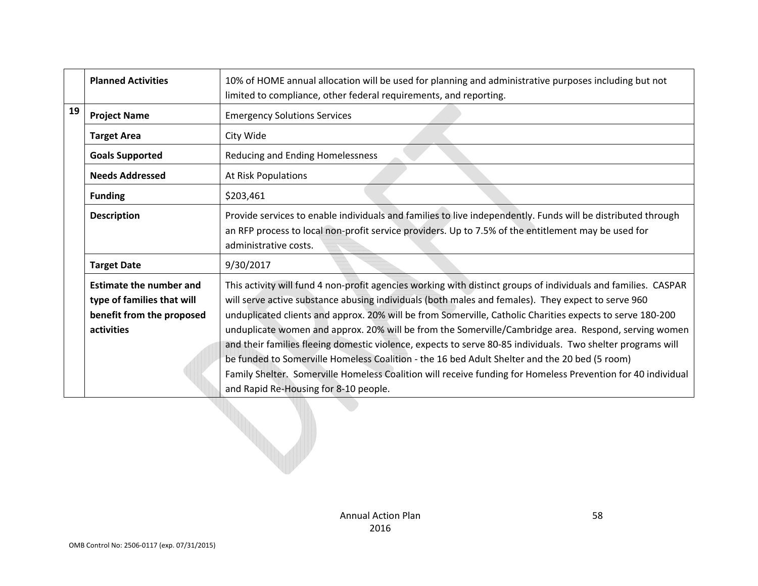| | | |
|---|---|---|
| | **Planned Activities** | 10% of HOME annual allocation will be used for planning and administrative purposes including but not limited to compliance, other federal requirements, and reporting. |
| **19** | **Project Name** | Emergency Solutions Services |
| | **Target Area** | City Wide |
| | **Goals Supported** | Reducing and Ending Homelessness |
| | **Needs Addressed** | At Risk Populations |
| | **Funding** | $203,461 |
| | **Description** | Provide services to enable individuals and families to live independently. Funds will be distributed through an RFP process to local non-profit service providers. Up to 7.5% of the entitlement may be used for administrative costs. |
| | **Target Date** | 9/30/2017 |
| | **Estimate the number and type of families that will benefit from the proposed activities** | This activity will fund 4 non-profit agencies working with distinct groups of individuals and families. CASPAR will serve active substance abusing individuals (both males and females). They expect to serve 960 unduplicated clients and approx. 20% will be from Somerville, Catholic Charities expects to serve 180-200 unduplicate women and approx. 20% will be from the Somerville/Cambridge area. Respond, serving women and their families fleeing domestic violence, expects to serve 80-85 individuals. Two shelter programs will be funded to Somerville Homeless Coalition - the 16 bed Adult Shelter and the 20 bed (5 room) Family Shelter. Somerville Homeless Coalition will receive funding for Homeless Prevention for 40 individual and Rapid Re-Housing for 8-10 people. |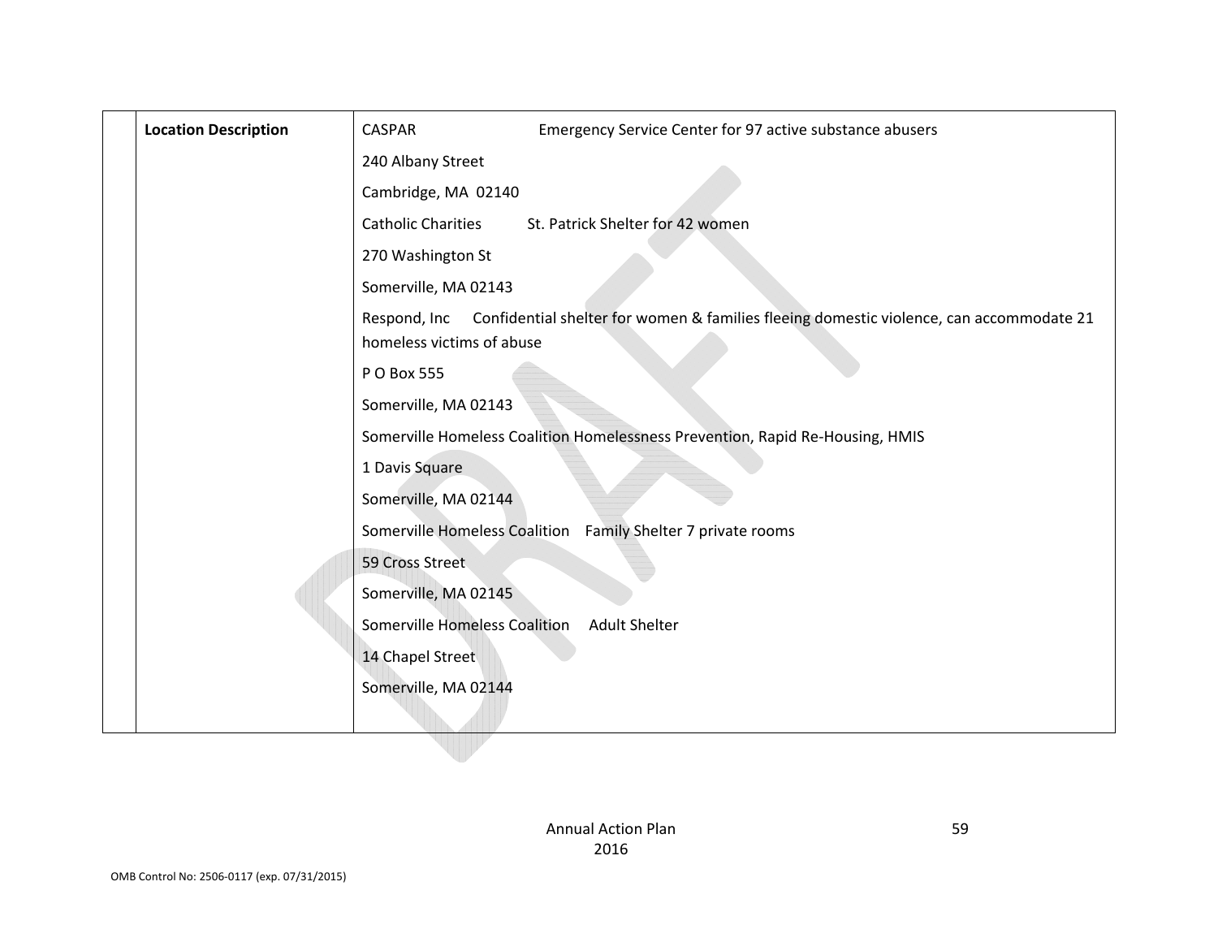|  | **Location Description** | CASPAR Emergency Service Center for 97 active substance abusers<br>240 Albany Street<br>Cambridge, MA 02140<br>Catholic Charities St. Patrick Shelter for 42 women<br>270 Washington St<br>Somerville, MA 02143<br>Respond, Inc Confidential shelter for women & families fleeing domestic violence, can accommodate 21 homeless victims of abuse<br>P O Box 555<br>Somerville, MA 02143<br>Somerville Homeless Coalition Homelessness Prevention, Rapid Re-Housing, HMIS<br>1 Davis Square<br>Somerville, MA 02144<br>Somerville Homeless Coalition Family Shelter 7 private rooms<br>59 Cross Street<br>Somerville, MA 02145<br>Somerville Homeless Coalition Adult Shelter<br>14 Chapel Street<br>Somerville, MA 02144 |
|---|---|---|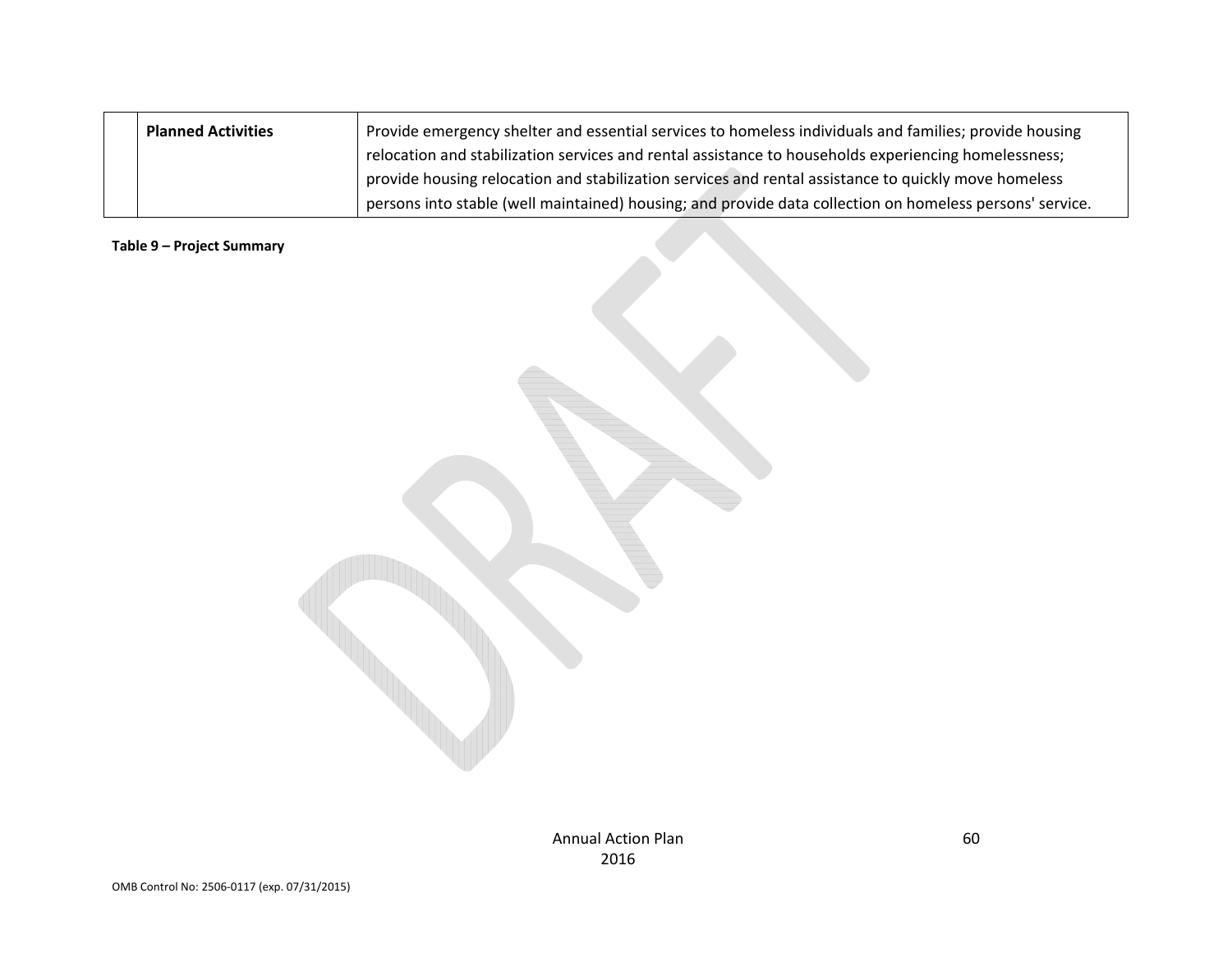| | | |
|---|---|---|
| | **Planned Activities** | Provide emergency shelter and essential services to homeless individuals and families; provide housing relocation and stabilization services and rental assistance to households experiencing homelessness; provide housing relocation and stabilization services and rental assistance to quickly move homeless persons into stable (well maintained) housing; and provide data collection on homeless persons' service. |

**Table 9 – Project Summary**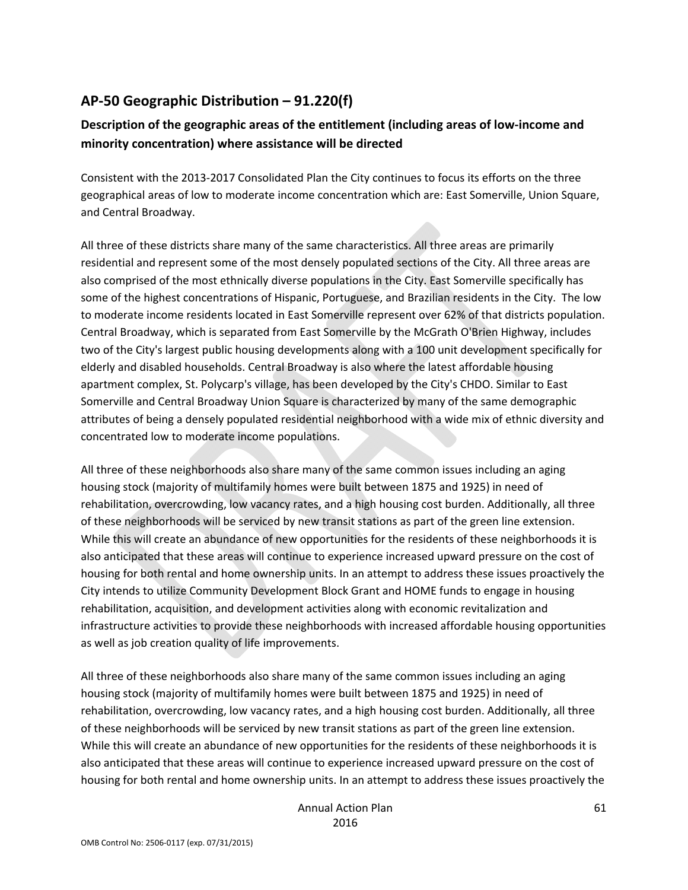## AP-50 Geographic Distribution – 91.220(f)

### Description of the geographic areas of the entitlement (including areas of low-income and minority concentration) where assistance will be directed

Consistent with the 2013-2017 Consolidated Plan the City continues to focus its efforts on the three geographical areas of low to moderate income concentration which are: East Somerville, Union Square, and Central Broadway.

All three of these districts share many of the same characteristics. All three areas are primarily residential and represent some of the most densely populated sections of the City. All three areas are also comprised of the most ethnically diverse populations in the City. East Somerville specifically has some of the highest concentrations of Hispanic, Portuguese, and Brazilian residents in the City. The low to moderate income residents located in East Somerville represent over 62% of that districts population. Central Broadway, which is separated from East Somerville by the McGrath O'Brien Highway, includes two of the City's largest public housing developments along with a 100 unit development specifically for elderly and disabled households. Central Broadway is also where the latest affordable housing apartment complex, St. Polycarp's village, has been developed by the City's CHDO. Similar to East Somerville and Central Broadway Union Square is characterized by many of the same demographic attributes of being a densely populated residential neighborhood with a wide mix of ethnic diversity and concentrated low to moderate income populations.

All three of these neighborhoods also share many of the same common issues including an aging housing stock (majority of multifamily homes were built between 1875 and 1925) in need of rehabilitation, overcrowding, low vacancy rates, and a high housing cost burden. Additionally, all three of these neighborhoods will be serviced by new transit stations as part of the green line extension. While this will create an abundance of new opportunities for the residents of these neighborhoods it is also anticipated that these areas will continue to experience increased upward pressure on the cost of housing for both rental and home ownership units. In an attempt to address these issues proactively the City intends to utilize Community Development Block Grant and HOME funds to engage in housing rehabilitation, acquisition, and development activities along with economic revitalization and infrastructure activities to provide these neighborhoods with increased affordable housing opportunities as well as job creation quality of life improvements.

All three of these neighborhoods also share many of the same common issues including an aging housing stock (majority of multifamily homes were built between 1875 and 1925) in need of rehabilitation, overcrowding, low vacancy rates, and a high housing cost burden. Additionally, all three of these neighborhoods will be serviced by new transit stations as part of the green line extension. While this will create an abundance of new opportunities for the residents of these neighborhoods it is also anticipated that these areas will continue to experience increased upward pressure on the cost of housing for both rental and home ownership units. In an attempt to address these issues proactively the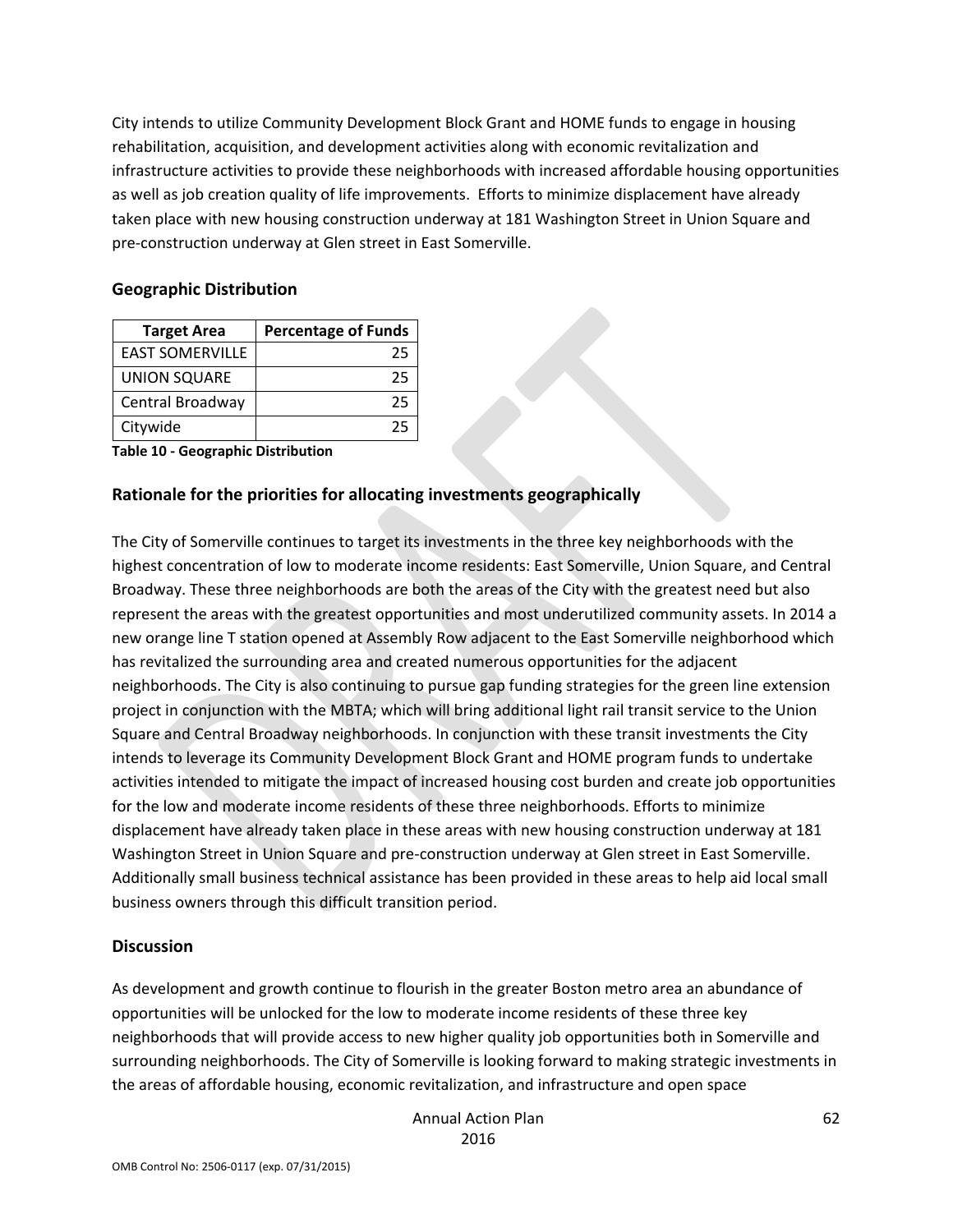City intends to utilize Community Development Block Grant and HOME funds to engage in housing rehabilitation, acquisition, and development activities along with economic revitalization and infrastructure activities to provide these neighborhoods with increased affordable housing opportunities as well as job creation quality of life improvements. Efforts to minimize displacement have already taken place with new housing construction underway at 181 Washington Street in Union Square and pre-construction underway at Glen street in East Somerville.

## Geographic Distribution

| Target Area | Percentage of Funds |
| --- | --- |
| EAST SOMERVILLE | 25 |
| UNION SQUARE | 25 |
| Central Broadway | 25 |
| Citywide | 25 |

**Table 10 - Geographic Distribution**

## Rationale for the priorities for allocating investments geographically

The City of Somerville continues to target its investments in the three key neighborhoods with the highest concentration of low to moderate income residents: East Somerville, Union Square, and Central Broadway. These three neighborhoods are both the areas of the City with the greatest need but also represent the areas with the greatest opportunities and most underutilized community assets. In 2014 a new orange line T station opened at Assembly Row adjacent to the East Somerville neighborhood which has revitalized the surrounding area and created numerous opportunities for the adjacent neighborhoods. The City is also continuing to pursue gap funding strategies for the green line extension project in conjunction with the MBTA; which will bring additional light rail transit service to the Union Square and Central Broadway neighborhoods. In conjunction with these transit investments the City intends to leverage its Community Development Block Grant and HOME program funds to undertake activities intended to mitigate the impact of increased housing cost burden and create job opportunities for the low and moderate income residents of these three neighborhoods. Efforts to minimize displacement have already taken place in these areas with new housing construction underway at 181 Washington Street in Union Square and pre-construction underway at Glen street in East Somerville. Additionally small business technical assistance has been provided in these areas to help aid local small business owners through this difficult transition period.

## Discussion

As development and growth continue to flourish in the greater Boston metro area an abundance of opportunities will be unlocked for the low to moderate income residents of these three key neighborhoods that will provide access to new higher quality job opportunities both in Somerville and surrounding neighborhoods. The City of Somerville is looking forward to making strategic investments in the areas of affordable housing, economic revitalization, and infrastructure and open space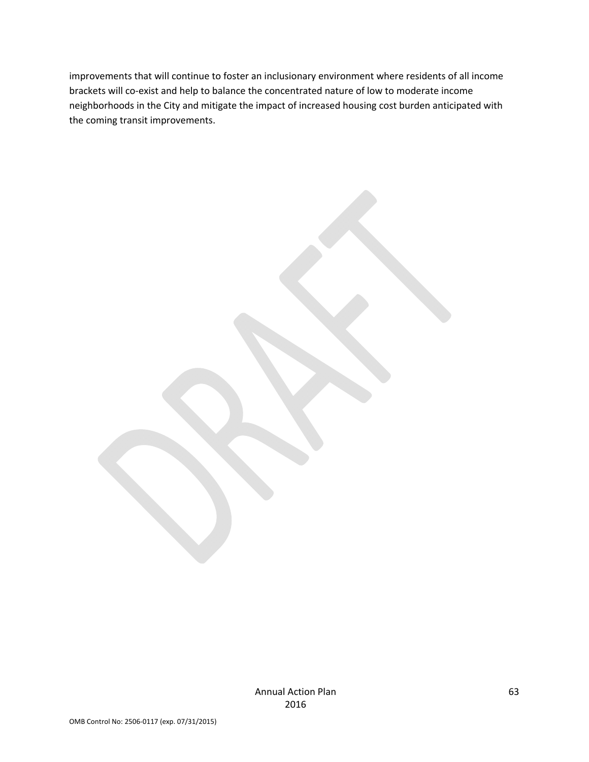improvements that will continue to foster an inclusionary environment where residents of all income brackets will co-exist and help to balance the concentrated nature of low to moderate income neighborhoods in the City and mitigate the impact of increased housing cost burden anticipated with the coming transit improvements.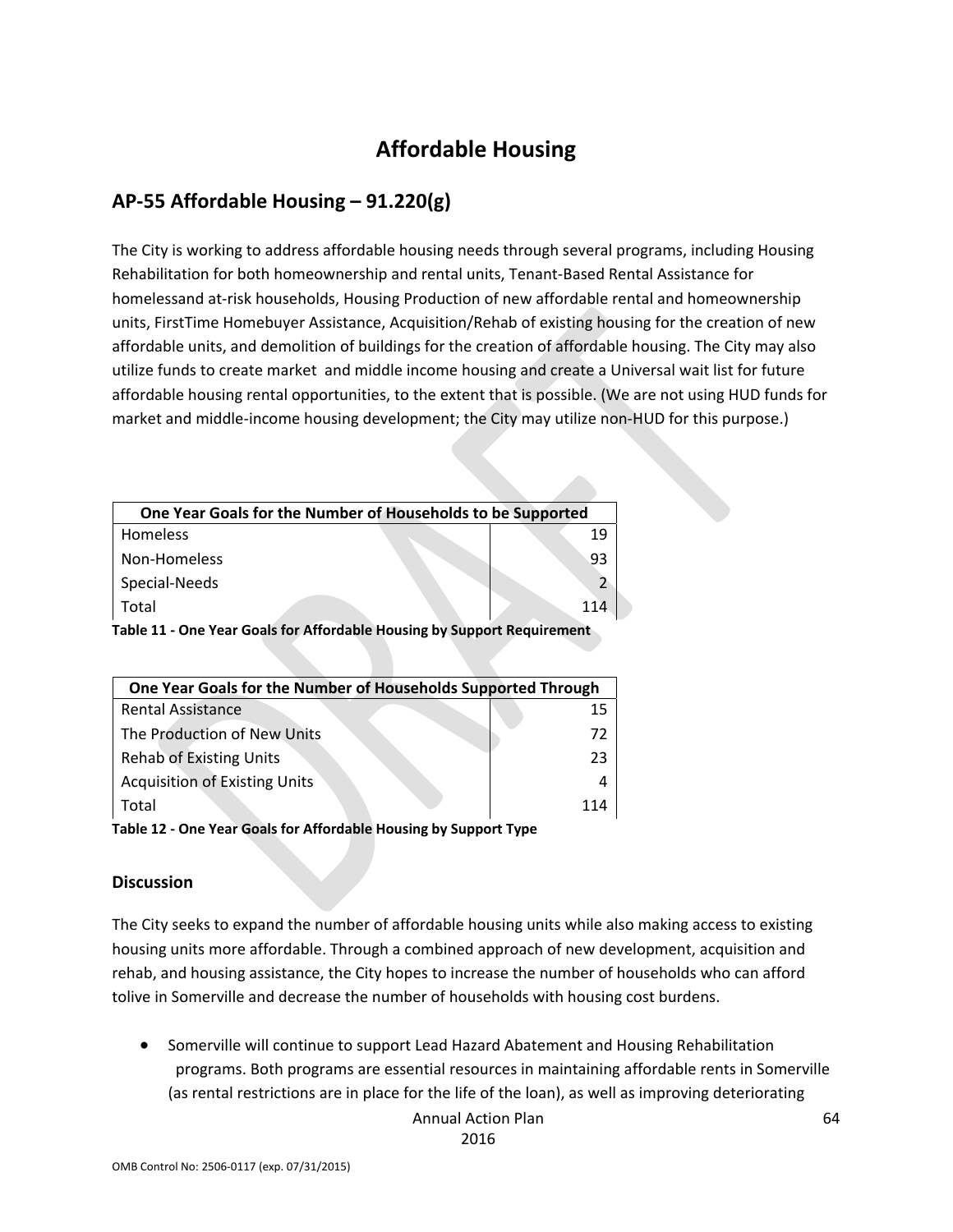# Affordable Housing

## AP-55 Affordable Housing – 91.220(g)

The City is working to address affordable housing needs through several programs, including Housing Rehabilitation for both homeownership and rental units, Tenant-Based Rental Assistance for homelessand at-risk households, Housing Production of new affordable rental and homeownership units, FirstTime Homebuyer Assistance, Acquisition/Rehab of existing housing for the creation of new affordable units, and demolition of buildings for the creation of affordable housing. The City may also utilize funds to create market and middle income housing and create a Universal wait list for future affordable housing rental opportunities, to the extent that is possible. (We are not using HUD funds for market and middle-income housing development; the City may utilize non-HUD for this purpose.)

| One Year Goals for the Number of Households to be Supported | |
|---|---|
| Homeless | 19 |
| Non-Homeless | 93 |
| Special-Needs | 2 |
| Total | 114 |

**Table 11 - One Year Goals for Affordable Housing by Support Requirement**

| One Year Goals for the Number of Households Supported Through | |
|---|---|
| Rental Assistance | 15 |
| The Production of New Units | 72 |
| Rehab of Existing Units | 23 |
| Acquisition of Existing Units | 4 |
| Total | 114 |

**Table 12 - One Year Goals for Affordable Housing by Support Type**

### Discussion

The City seeks to expand the number of affordable housing units while also making access to existing housing units more affordable. Through a combined approach of new development, acquisition and rehab, and housing assistance, the City hopes to increase the number of households who can afford tolive in Somerville and decrease the number of households with housing cost burdens.

- Somerville will continue to support Lead Hazard Abatement and Housing Rehabilitation programs. Both programs are essential resources in maintaining affordable rents in Somerville (as rental restrictions are in place for the life of the loan), as well as improving deteriorating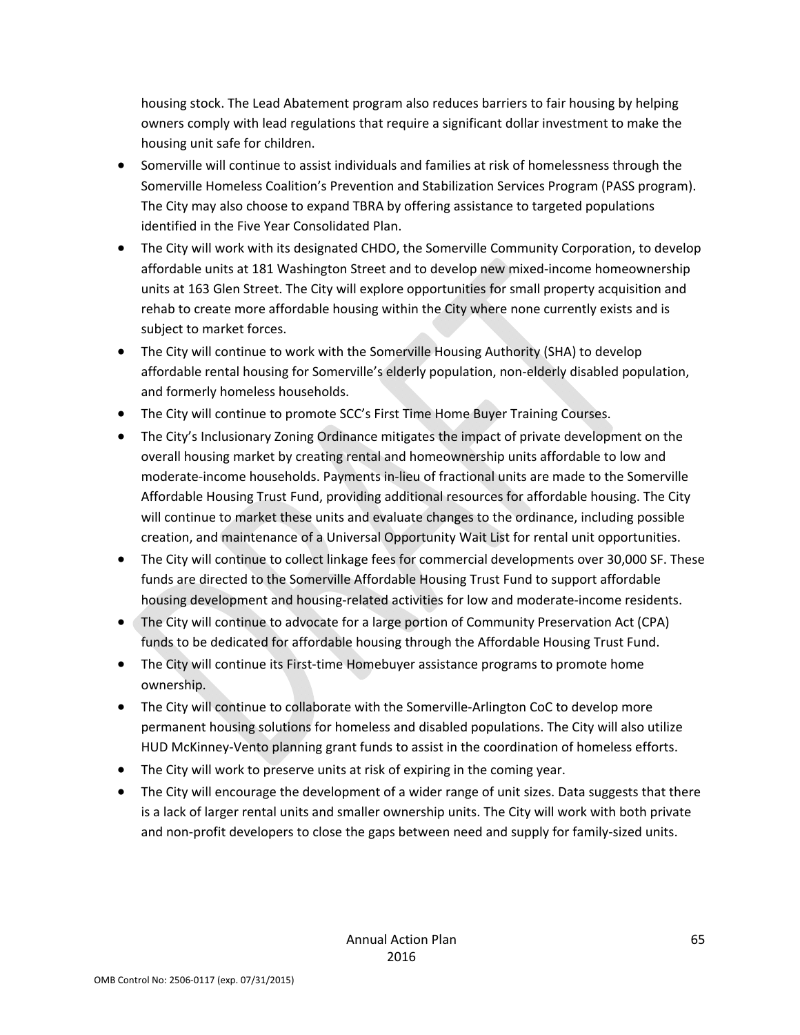housing stock. The Lead Abatement program also reduces barriers to fair housing by helping owners comply with lead regulations that require a significant dollar investment to make the housing unit safe for children.

- Somerville will continue to assist individuals and families at risk of homelessness through the Somerville Homeless Coalition's Prevention and Stabilization Services Program (PASS program). The City may also choose to expand TBRA by offering assistance to targeted populations identified in the Five Year Consolidated Plan.
- The City will work with its designated CHDO, the Somerville Community Corporation, to develop affordable units at 181 Washington Street and to develop new mixed-income homeownership units at 163 Glen Street. The City will explore opportunities for small property acquisition and rehab to create more affordable housing within the City where none currently exists and is subject to market forces.
- The City will continue to work with the Somerville Housing Authority (SHA) to develop affordable rental housing for Somerville's elderly population, non-elderly disabled population, and formerly homeless households.
- The City will continue to promote SCC's First Time Home Buyer Training Courses.
- The City's Inclusionary Zoning Ordinance mitigates the impact of private development on the overall housing market by creating rental and homeownership units affordable to low and moderate-income households. Payments in-lieu of fractional units are made to the Somerville Affordable Housing Trust Fund, providing additional resources for affordable housing. The City will continue to market these units and evaluate changes to the ordinance, including possible creation, and maintenance of a Universal Opportunity Wait List for rental unit opportunities.
- The City will continue to collect linkage fees for commercial developments over 30,000 SF. These funds are directed to the Somerville Affordable Housing Trust Fund to support affordable housing development and housing-related activities for low and moderate-income residents.
- The City will continue to advocate for a large portion of Community Preservation Act (CPA) funds to be dedicated for affordable housing through the Affordable Housing Trust Fund.
- The City will continue its First-time Homebuyer assistance programs to promote home ownership.
- The City will continue to collaborate with the Somerville-Arlington CoC to develop more permanent housing solutions for homeless and disabled populations. The City will also utilize HUD McKinney-Vento planning grant funds to assist in the coordination of homeless efforts.
- The City will work to preserve units at risk of expiring in the coming year.
- The City will encourage the development of a wider range of unit sizes. Data suggests that there is a lack of larger rental units and smaller ownership units. The City will work with both private and non-profit developers to close the gaps between need and supply for family-sized units.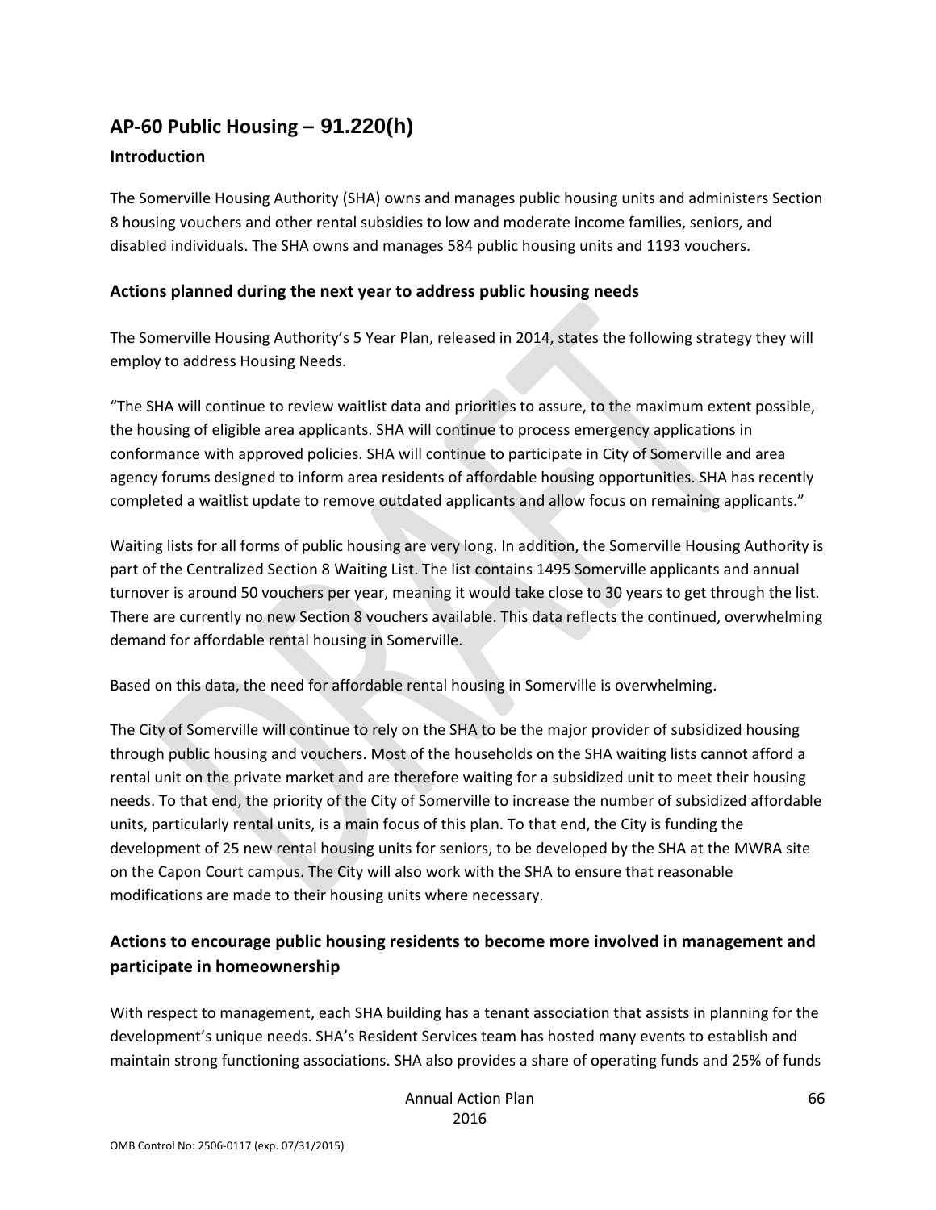## AP-60 Public Housing – 91.220(h)

### Introduction

The Somerville Housing Authority (SHA) owns and manages public housing units and administers Section 8 housing vouchers and other rental subsidies to low and moderate income families, seniors, and disabled individuals. The SHA owns and manages 584 public housing units and 1193 vouchers.

### Actions planned during the next year to address public housing needs

The Somerville Housing Authority's 5 Year Plan, released in 2014, states the following strategy they will employ to address Housing Needs.

"The SHA will continue to review waitlist data and priorities to assure, to the maximum extent possible, the housing of eligible area applicants. SHA will continue to process emergency applications in conformance with approved policies. SHA will continue to participate in City of Somerville and area agency forums designed to inform area residents of affordable housing opportunities. SHA has recently completed a waitlist update to remove outdated applicants and allow focus on remaining applicants."

Waiting lists for all forms of public housing are very long. In addition, the Somerville Housing Authority is part of the Centralized Section 8 Waiting List. The list contains 1495 Somerville applicants and annual turnover is around 50 vouchers per year, meaning it would take close to 30 years to get through the list. There are currently no new Section 8 vouchers available. This data reflects the continued, overwhelming demand for affordable rental housing in Somerville.

Based on this data, the need for affordable rental housing in Somerville is overwhelming.

The City of Somerville will continue to rely on the SHA to be the major provider of subsidized housing through public housing and vouchers. Most of the households on the SHA waiting lists cannot afford a rental unit on the private market and are therefore waiting for a subsidized unit to meet their housing needs. To that end, the priority of the City of Somerville to increase the number of subsidized affordable units, particularly rental units, is a main focus of this plan. To that end, the City is funding the development of 25 new rental housing units for seniors, to be developed by the SHA at the MWRA site on the Capon Court campus. The City will also work with the SHA to ensure that reasonable modifications are made to their housing units where necessary.

### Actions to encourage public housing residents to become more involved in management and participate in homeownership

With respect to management, each SHA building has a tenant association that assists in planning for the development's unique needs. SHA's Resident Services team has hosted many events to establish and maintain strong functioning associations. SHA also provides a share of operating funds and 25% of funds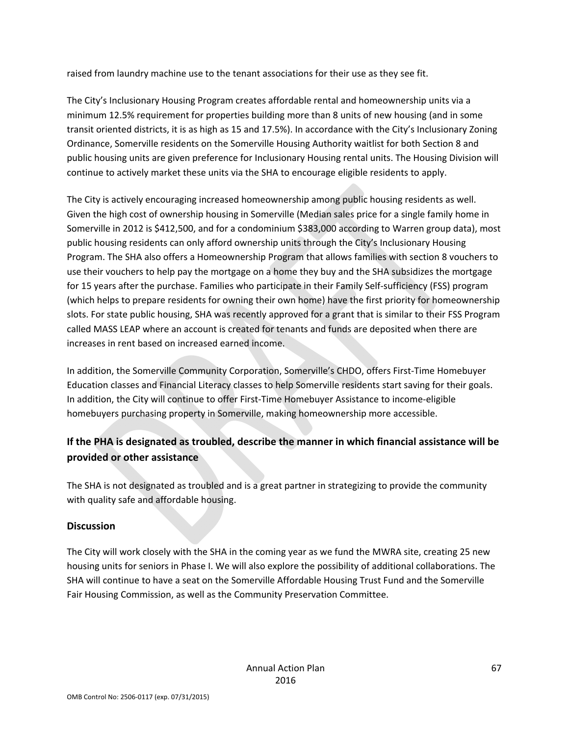raised from laundry machine use to the tenant associations for their use as they see fit.

The City's Inclusionary Housing Program creates affordable rental and homeownership units via a minimum 12.5% requirement for properties building more than 8 units of new housing (and in some transit oriented districts, it is as high as 15 and 17.5%). In accordance with the City's Inclusionary Zoning Ordinance, Somerville residents on the Somerville Housing Authority waitlist for both Section 8 and public housing units are given preference for Inclusionary Housing rental units. The Housing Division will continue to actively market these units via the SHA to encourage eligible residents to apply.

The City is actively encouraging increased homeownership among public housing residents as well. Given the high cost of ownership housing in Somerville (Median sales price for a single family home in Somerville in 2012 is $412,500, and for a condominium $383,000 according to Warren group data), most public housing residents can only afford ownership units through the City's Inclusionary Housing Program. The SHA also offers a Homeownership Program that allows families with section 8 vouchers to use their vouchers to help pay the mortgage on a home they buy and the SHA subsidizes the mortgage for 15 years after the purchase. Families who participate in their Family Self-sufficiency (FSS) program (which helps to prepare residents for owning their own home) have the first priority for homeownership slots. For state public housing, SHA was recently approved for a grant that is similar to their FSS Program called MASS LEAP where an account is created for tenants and funds are deposited when there are increases in rent based on increased earned income.

In addition, the Somerville Community Corporation, Somerville's CHDO, offers First-Time Homebuyer Education classes and Financial Literacy classes to help Somerville residents start saving for their goals. In addition, the City will continue to offer First-Time Homebuyer Assistance to income-eligible homebuyers purchasing property in Somerville, making homeownership more accessible.

## If the PHA is designated as troubled, describe the manner in which financial assistance will be provided or other assistance

The SHA is not designated as troubled and is a great partner in strategizing to provide the community with quality safe and affordable housing.

### Discussion

The City will work closely with the SHA in the coming year as we fund the MWRA site, creating 25 new housing units for seniors in Phase I. We will also explore the possibility of additional collaborations. The SHA will continue to have a seat on the Somerville Affordable Housing Trust Fund and the Somerville Fair Housing Commission, as well as the Community Preservation Committee.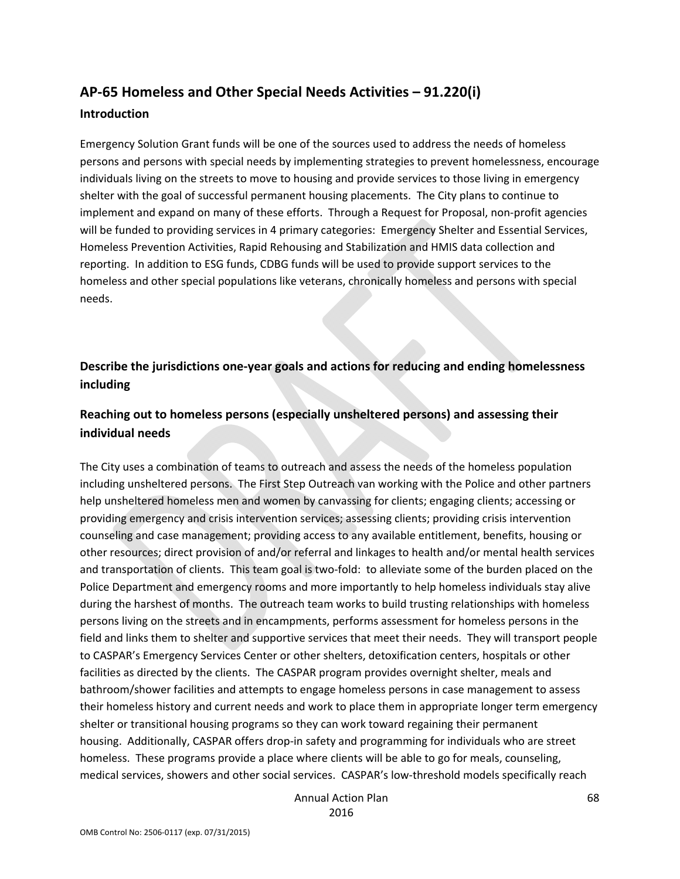## AP-65 Homeless and Other Special Needs Activities – 91.220(i)

### Introduction

Emergency Solution Grant funds will be one of the sources used to address the needs of homeless persons and persons with special needs by implementing strategies to prevent homelessness, encourage individuals living on the streets to move to housing and provide services to those living in emergency shelter with the goal of successful permanent housing placements. The City plans to continue to implement and expand on many of these efforts. Through a Request for Proposal, non-profit agencies will be funded to providing services in 4 primary categories: Emergency Shelter and Essential Services, Homeless Prevention Activities, Rapid Rehousing and Stabilization and HMIS data collection and reporting. In addition to ESG funds, CDBG funds will be used to provide support services to the homeless and other special populations like veterans, chronically homeless and persons with special needs.

### Describe the jurisdictions one-year goals and actions for reducing and ending homelessness including

### Reaching out to homeless persons (especially unsheltered persons) and assessing their individual needs

The City uses a combination of teams to outreach and assess the needs of the homeless population including unsheltered persons. The First Step Outreach van working with the Police and other partners help unsheltered homeless men and women by canvassing for clients; engaging clients; accessing or providing emergency and crisis intervention services; assessing clients; providing crisis intervention counseling and case management; providing access to any available entitlement, benefits, housing or other resources; direct provision of and/or referral and linkages to health and/or mental health services and transportation of clients. This team goal is two-fold: to alleviate some of the burden placed on the Police Department and emergency rooms and more importantly to help homeless individuals stay alive during the harshest of months. The outreach team works to build trusting relationships with homeless persons living on the streets and in encampments, performs assessment for homeless persons in the field and links them to shelter and supportive services that meet their needs. They will transport people to CASPAR's Emergency Services Center or other shelters, detoxification centers, hospitals or other facilities as directed by the clients. The CASPAR program provides overnight shelter, meals and bathroom/shower facilities and attempts to engage homeless persons in case management to assess their homeless history and current needs and work to place them in appropriate longer term emergency shelter or transitional housing programs so they can work toward regaining their permanent housing. Additionally, CASPAR offers drop-in safety and programming for individuals who are street homeless. These programs provide a place where clients will be able to go for meals, counseling, medical services, showers and other social services. CASPAR's low-threshold models specifically reach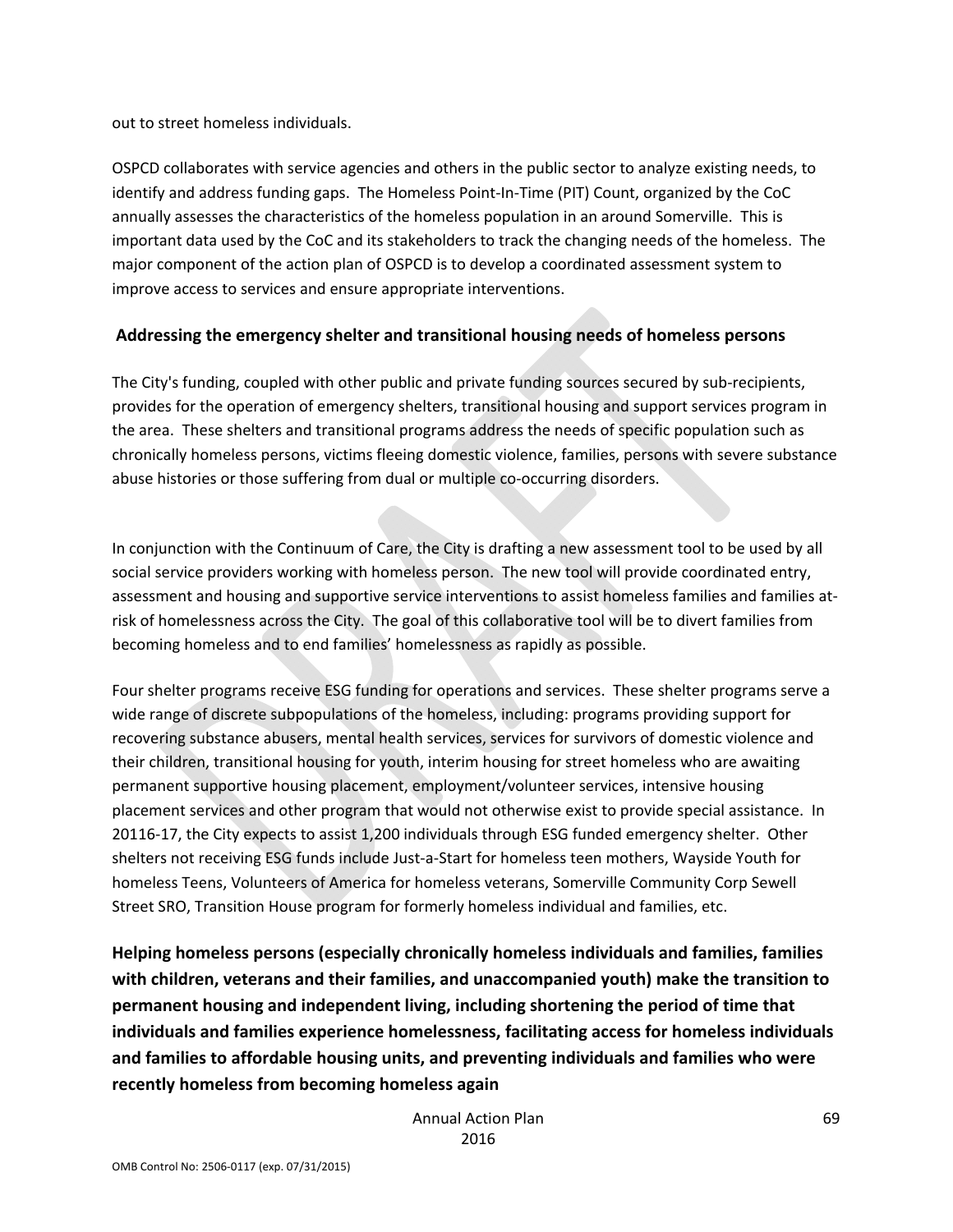out to street homeless individuals.

OSPCD collaborates with service agencies and others in the public sector to analyze existing needs, to identify and address funding gaps. The Homeless Point-In-Time (PIT) Count, organized by the CoC annually assesses the characteristics of the homeless population in an around Somerville. This is important data used by the CoC and its stakeholders to track the changing needs of the homeless. The major component of the action plan of OSPCD is to develop a coordinated assessment system to improve access to services and ensure appropriate interventions.

## Addressing the emergency shelter and transitional housing needs of homeless persons

The City's funding, coupled with other public and private funding sources secured by sub-recipients, provides for the operation of emergency shelters, transitional housing and support services program in the area. These shelters and transitional programs address the needs of specific population such as chronically homeless persons, victims fleeing domestic violence, families, persons with severe substance abuse histories or those suffering from dual or multiple co-occurring disorders.

In conjunction with the Continuum of Care, the City is drafting a new assessment tool to be used by all social service providers working with homeless person. The new tool will provide coordinated entry, assessment and housing and supportive service interventions to assist homeless families and families at-risk of homelessness across the City. The goal of this collaborative tool will be to divert families from becoming homeless and to end families' homelessness as rapidly as possible.

Four shelter programs receive ESG funding for operations and services. These shelter programs serve a wide range of discrete subpopulations of the homeless, including: programs providing support for recovering substance abusers, mental health services, services for survivors of domestic violence and their children, transitional housing for youth, interim housing for street homeless who are awaiting permanent supportive housing placement, employment/volunteer services, intensive housing placement services and other program that would not otherwise exist to provide special assistance. In 20116-17, the City expects to assist 1,200 individuals through ESG funded emergency shelter. Other shelters not receiving ESG funds include Just-a-Start for homeless teen mothers, Wayside Youth for homeless Teens, Volunteers of America for homeless veterans, Somerville Community Corp Sewell Street SRO, Transition House program for formerly homeless individual and families, etc.

## Helping homeless persons (especially chronically homeless individuals and families, families with children, veterans and their families, and unaccompanied youth) make the transition to permanent housing and independent living, including shortening the period of time that individuals and families experience homelessness, facilitating access for homeless individuals and families to affordable housing units, and preventing individuals and families who were recently homeless from becoming homeless again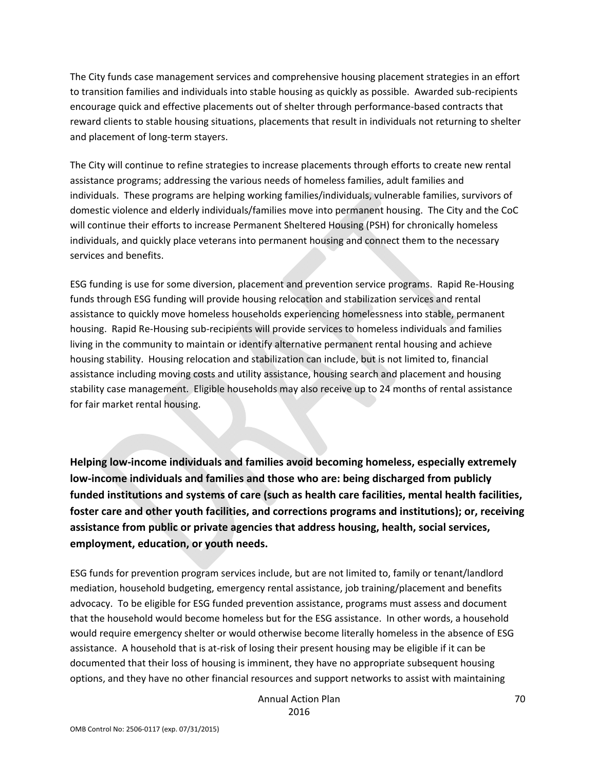The City funds case management services and comprehensive housing placement strategies in an effort to transition families and individuals into stable housing as quickly as possible. Awarded sub-recipients encourage quick and effective placements out of shelter through performance-based contracts that reward clients to stable housing situations, placements that result in individuals not returning to shelter and placement of long-term stayers.

The City will continue to refine strategies to increase placements through efforts to create new rental assistance programs; addressing the various needs of homeless families, adult families and individuals. These programs are helping working families/individuals, vulnerable families, survivors of domestic violence and elderly individuals/families move into permanent housing. The City and the CoC will continue their efforts to increase Permanent Sheltered Housing (PSH) for chronically homeless individuals, and quickly place veterans into permanent housing and connect them to the necessary services and benefits.

ESG funding is use for some diversion, placement and prevention service programs. Rapid Re-Housing funds through ESG funding will provide housing relocation and stabilization services and rental assistance to quickly move homeless households experiencing homelessness into stable, permanent housing. Rapid Re-Housing sub-recipients will provide services to homeless individuals and families living in the community to maintain or identify alternative permanent rental housing and achieve housing stability. Housing relocation and stabilization can include, but is not limited to, financial assistance including moving costs and utility assistance, housing search and placement and housing stability case management. Eligible households may also receive up to 24 months of rental assistance for fair market rental housing.

**Helping low-income individuals and families avoid becoming homeless, especially extremely low-income individuals and families and those who are: being discharged from publicly funded institutions and systems of care (such as health care facilities, mental health facilities, foster care and other youth facilities, and corrections programs and institutions); or, receiving assistance from public or private agencies that address housing, health, social services, employment, education, or youth needs.**

ESG funds for prevention program services include, but are not limited to, family or tenant/landlord mediation, household budgeting, emergency rental assistance, job training/placement and benefits advocacy. To be eligible for ESG funded prevention assistance, programs must assess and document that the household would become homeless but for the ESG assistance. In other words, a household would require emergency shelter or would otherwise become literally homeless in the absence of ESG assistance. A household that is at-risk of losing their present housing may be eligible if it can be documented that their loss of housing is imminent, they have no appropriate subsequent housing options, and they have no other financial resources and support networks to assist with maintaining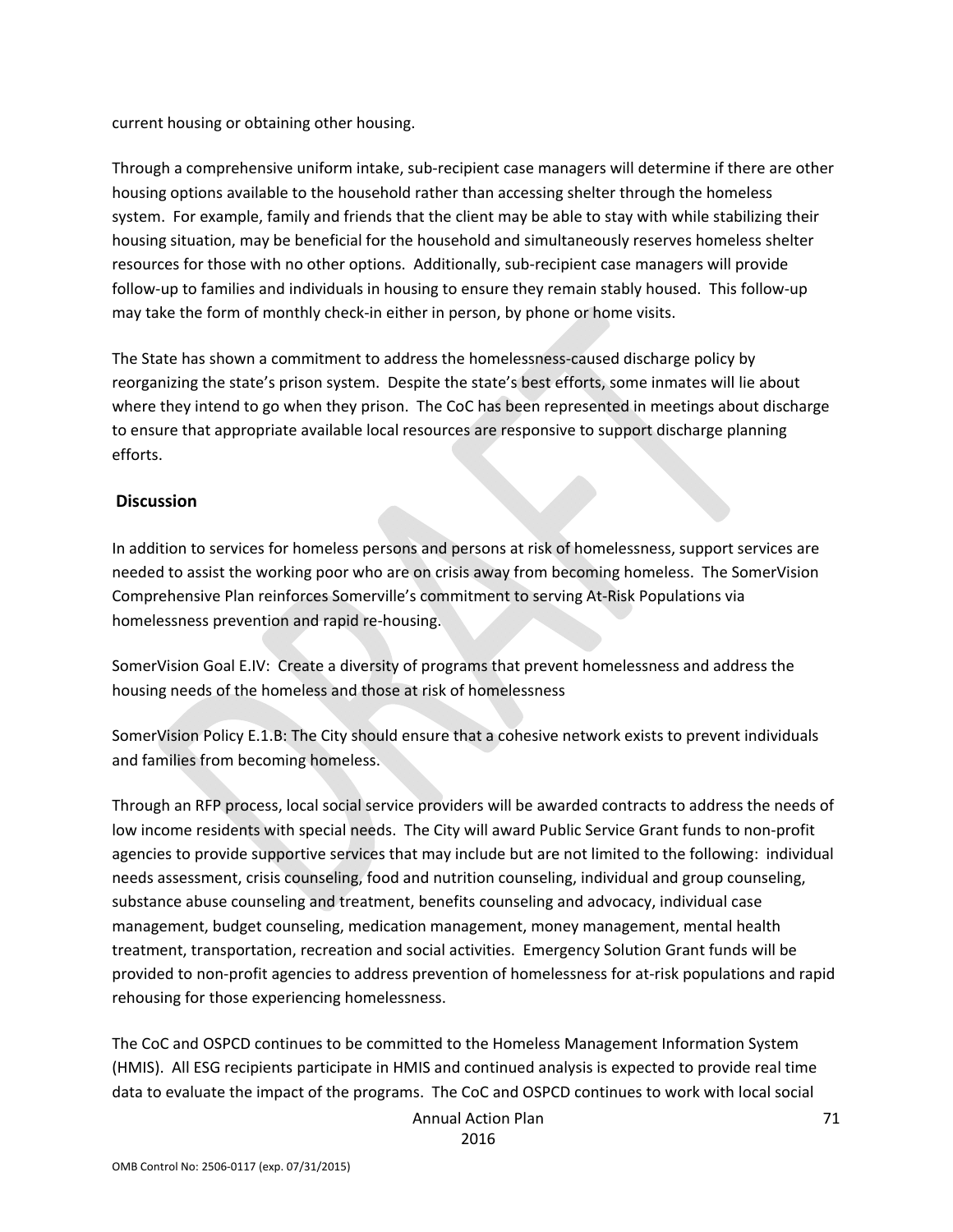current housing or obtaining other housing.

Through a comprehensive uniform intake, sub-recipient case managers will determine if there are other housing options available to the household rather than accessing shelter through the homeless system. For example, family and friends that the client may be able to stay with while stabilizing their housing situation, may be beneficial for the household and simultaneously reserves homeless shelter resources for those with no other options. Additionally, sub-recipient case managers will provide follow-up to families and individuals in housing to ensure they remain stably housed. This follow-up may take the form of monthly check-in either in person, by phone or home visits.

The State has shown a commitment to address the homelessness-caused discharge policy by reorganizing the state's prison system. Despite the state's best efforts, some inmates will lie about where they intend to go when they prison. The CoC has been represented in meetings about discharge to ensure that appropriate available local resources are responsive to support discharge planning efforts.

## Discussion

In addition to services for homeless persons and persons at risk of homelessness, support services are needed to assist the working poor who are on crisis away from becoming homeless. The SomerVision Comprehensive Plan reinforces Somerville's commitment to serving At-Risk Populations via homelessness prevention and rapid re-housing.

SomerVision Goal E.IV: Create a diversity of programs that prevent homelessness and address the housing needs of the homeless and those at risk of homelessness

SomerVision Policy E.1.B: The City should ensure that a cohesive network exists to prevent individuals and families from becoming homeless.

Through an RFP process, local social service providers will be awarded contracts to address the needs of low income residents with special needs. The City will award Public Service Grant funds to non-profit agencies to provide supportive services that may include but are not limited to the following: individual needs assessment, crisis counseling, food and nutrition counseling, individual and group counseling, substance abuse counseling and treatment, benefits counseling and advocacy, individual case management, budget counseling, medication management, money management, mental health treatment, transportation, recreation and social activities. Emergency Solution Grant funds will be provided to non-profit agencies to address prevention of homelessness for at-risk populations and rapid rehousing for those experiencing homelessness.

The CoC and OSPCD continues to be committed to the Homeless Management Information System (HMIS). All ESG recipients participate in HMIS and continued analysis is expected to provide real time data to evaluate the impact of the programs. The CoC and OSPCD continues to work with local social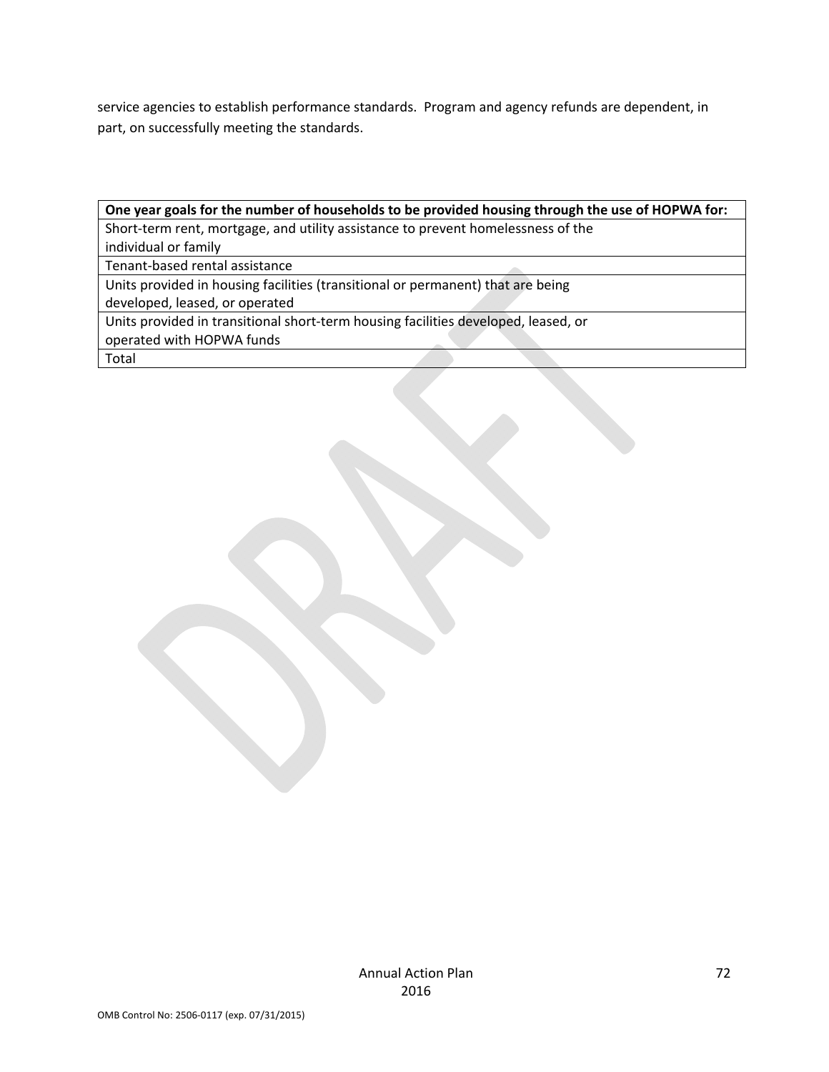service agencies to establish performance standards. Program and agency refunds are dependent, in part, on successfully meeting the standards.

| One year goals for the number of households to be provided housing through the use of HOPWA for: |
| --- |
| Short-term rent, mortgage, and utility assistance to prevent homelessness of the individual or family |
| Tenant-based rental assistance |
| Units provided in housing facilities (transitional or permanent) that are being developed, leased, or operated |
| Units provided in transitional short-term housing facilities developed, leased, or operated with HOPWA funds |
| Total |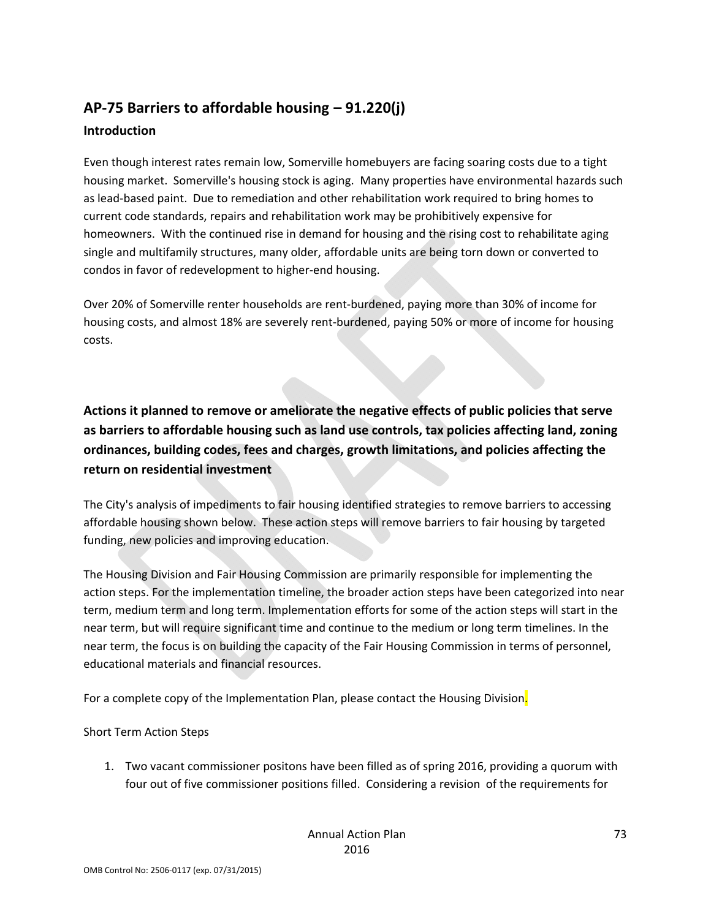## AP-75 Barriers to affordable housing – 91.220(j)

### Introduction

Even though interest rates remain low, Somerville homebuyers are facing soaring costs due to a tight housing market. Somerville's housing stock is aging. Many properties have environmental hazards such as lead-based paint. Due to remediation and other rehabilitation work required to bring homes to current code standards, repairs and rehabilitation work may be prohibitively expensive for homeowners. With the continued rise in demand for housing and the rising cost to rehabilitate aging single and multifamily structures, many older, affordable units are being torn down or converted to condos in favor of redevelopment to higher-end housing.

Over 20% of Somerville renter households are rent-burdened, paying more than 30% of income for housing costs, and almost 18% are severely rent-burdened, paying 50% or more of income for housing costs.

### Actions it planned to remove or ameliorate the negative effects of public policies that serve as barriers to affordable housing such as land use controls, tax policies affecting land, zoning ordinances, building codes, fees and charges, growth limitations, and policies affecting the return on residential investment

The City's analysis of impediments to fair housing identified strategies to remove barriers to accessing affordable housing shown below. These action steps will remove barriers to fair housing by targeted funding, new policies and improving education.

The Housing Division and Fair Housing Commission are primarily responsible for implementing the action steps. For the implementation timeline, the broader action steps have been categorized into near term, medium term and long term. Implementation efforts for some of the action steps will start in the near term, but will require significant time and continue to the medium or long term timelines. In the near term, the focus is on building the capacity of the Fair Housing Commission in terms of personnel, educational materials and financial resources.

For a complete copy of the Implementation Plan, please contact the Housing Division.

Short Term Action Steps

1. Two vacant commissioner positons have been filled as of spring 2016, providing a quorum with four out of five commissioner positions filled. Considering a revision of the requirements for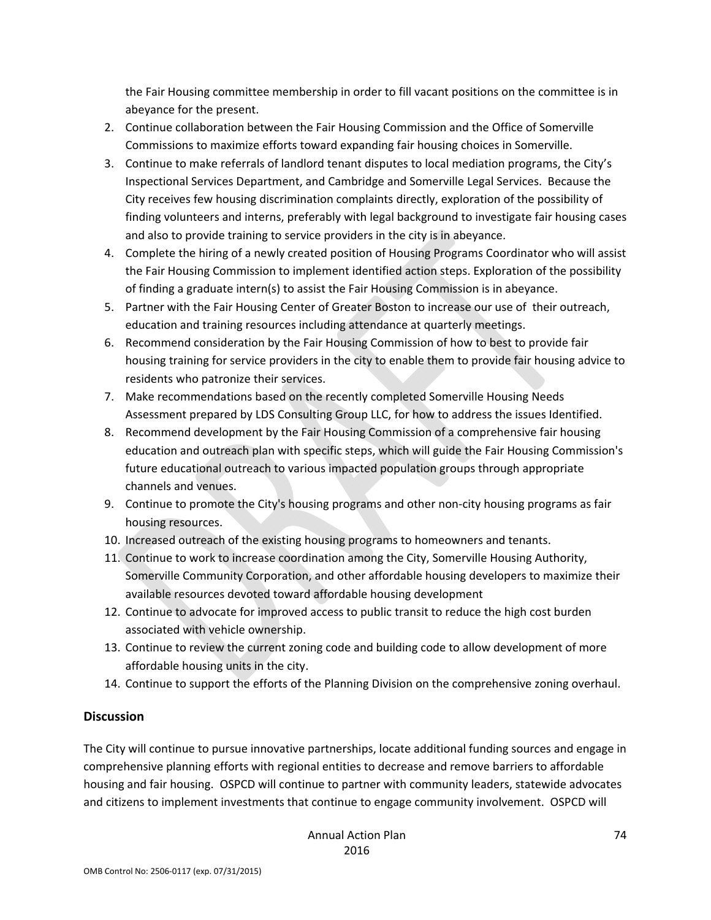the Fair Housing committee membership in order to fill vacant positions on the committee is in abeyance for the present.

2. Continue collaboration between the Fair Housing Commission and the Office of Somerville Commissions to maximize efforts toward expanding fair housing choices in Somerville.
3. Continue to make referrals of landlord tenant disputes to local mediation programs, the City's Inspectional Services Department, and Cambridge and Somerville Legal Services. Because the City receives few housing discrimination complaints directly, exploration of the possibility of finding volunteers and interns, preferably with legal background to investigate fair housing cases and also to provide training to service providers in the city is in abeyance.
4. Complete the hiring of a newly created position of Housing Programs Coordinator who will assist the Fair Housing Commission to implement identified action steps. Exploration of the possibility of finding a graduate intern(s) to assist the Fair Housing Commission is in abeyance.
5. Partner with the Fair Housing Center of Greater Boston to increase our use of their outreach, education and training resources including attendance at quarterly meetings.
6. Recommend consideration by the Fair Housing Commission of how to best to provide fair housing training for service providers in the city to enable them to provide fair housing advice to residents who patronize their services.
7. Make recommendations based on the recently completed Somerville Housing Needs Assessment prepared by LDS Consulting Group LLC, for how to address the issues Identified.
8. Recommend development by the Fair Housing Commission of a comprehensive fair housing education and outreach plan with specific steps, which will guide the Fair Housing Commission's future educational outreach to various impacted population groups through appropriate channels and venues.
9. Continue to promote the City's housing programs and other non-city housing programs as fair housing resources.
10. Increased outreach of the existing housing programs to homeowners and tenants.
11. Continue to work to increase coordination among the City, Somerville Housing Authority, Somerville Community Corporation, and other affordable housing developers to maximize their available resources devoted toward affordable housing development
12. Continue to advocate for improved access to public transit to reduce the high cost burden associated with vehicle ownership.
13. Continue to review the current zoning code and building code to allow development of more affordable housing units in the city.
14. Continue to support the efforts of the Planning Division on the comprehensive zoning overhaul.

## Discussion

The City will continue to pursue innovative partnerships, locate additional funding sources and engage in comprehensive planning efforts with regional entities to decrease and remove barriers to affordable housing and fair housing. OSPCD will continue to partner with community leaders, statewide advocates and citizens to implement investments that continue to engage community involvement. OSPCD will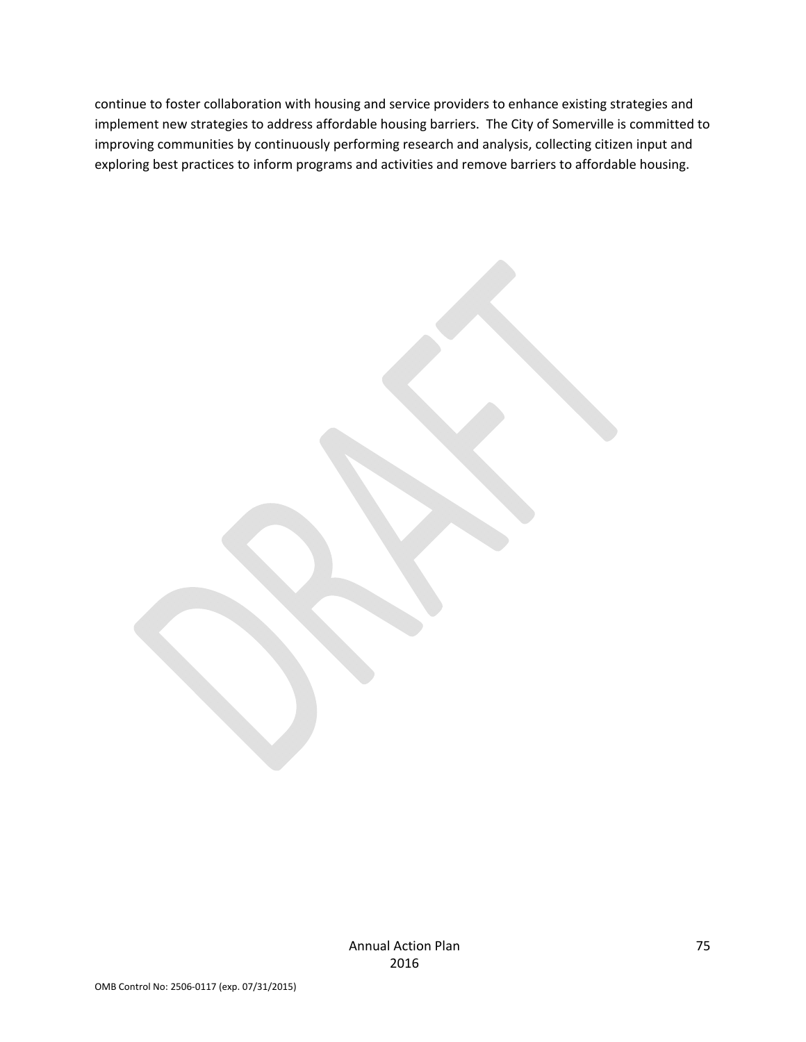continue to foster collaboration with housing and service providers to enhance existing strategies and implement new strategies to address affordable housing barriers.  The City of Somerville is committed to improving communities by continuously performing research and analysis, collecting citizen input and exploring best practices to inform programs and activities and remove barriers to affordable housing.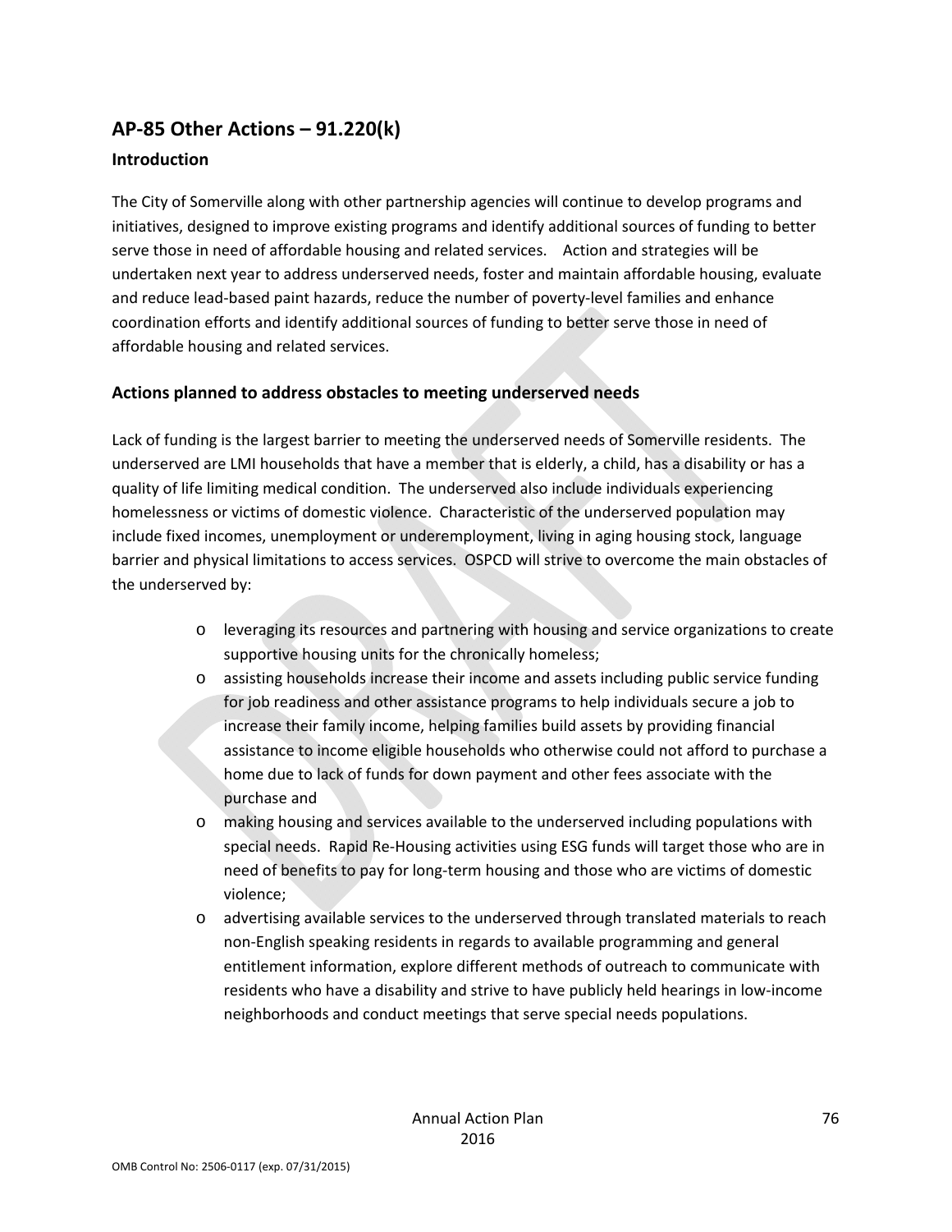## AP-85 Other Actions – 91.220(k)

### Introduction

The City of Somerville along with other partnership agencies will continue to develop programs and initiatives, designed to improve existing programs and identify additional sources of funding to better serve those in need of affordable housing and related services. Action and strategies will be undertaken next year to address underserved needs, foster and maintain affordable housing, evaluate and reduce lead-based paint hazards, reduce the number of poverty-level families and enhance coordination efforts and identify additional sources of funding to better serve those in need of affordable housing and related services.

### Actions planned to address obstacles to meeting underserved needs

Lack of funding is the largest barrier to meeting the underserved needs of Somerville residents. The underserved are LMI households that have a member that is elderly, a child, has a disability or has a quality of life limiting medical condition. The underserved also include individuals experiencing homelessness or victims of domestic violence. Characteristic of the underserved population may include fixed incomes, unemployment or underemployment, living in aging housing stock, language barrier and physical limitations to access services. OSPCD will strive to overcome the main obstacles of the underserved by:

- leveraging its resources and partnering with housing and service organizations to create supportive housing units for the chronically homeless;
- assisting households increase their income and assets including public service funding for job readiness and other assistance programs to help individuals secure a job to increase their family income, helping families build assets by providing financial assistance to income eligible households who otherwise could not afford to purchase a home due to lack of funds for down payment and other fees associate with the purchase and
- making housing and services available to the underserved including populations with special needs. Rapid Re-Housing activities using ESG funds will target those who are in need of benefits to pay for long-term housing and those who are victims of domestic violence;
- advertising available services to the underserved through translated materials to reach non-English speaking residents in regards to available programming and general entitlement information, explore different methods of outreach to communicate with residents who have a disability and strive to have publicly held hearings in low-income neighborhoods and conduct meetings that serve special needs populations.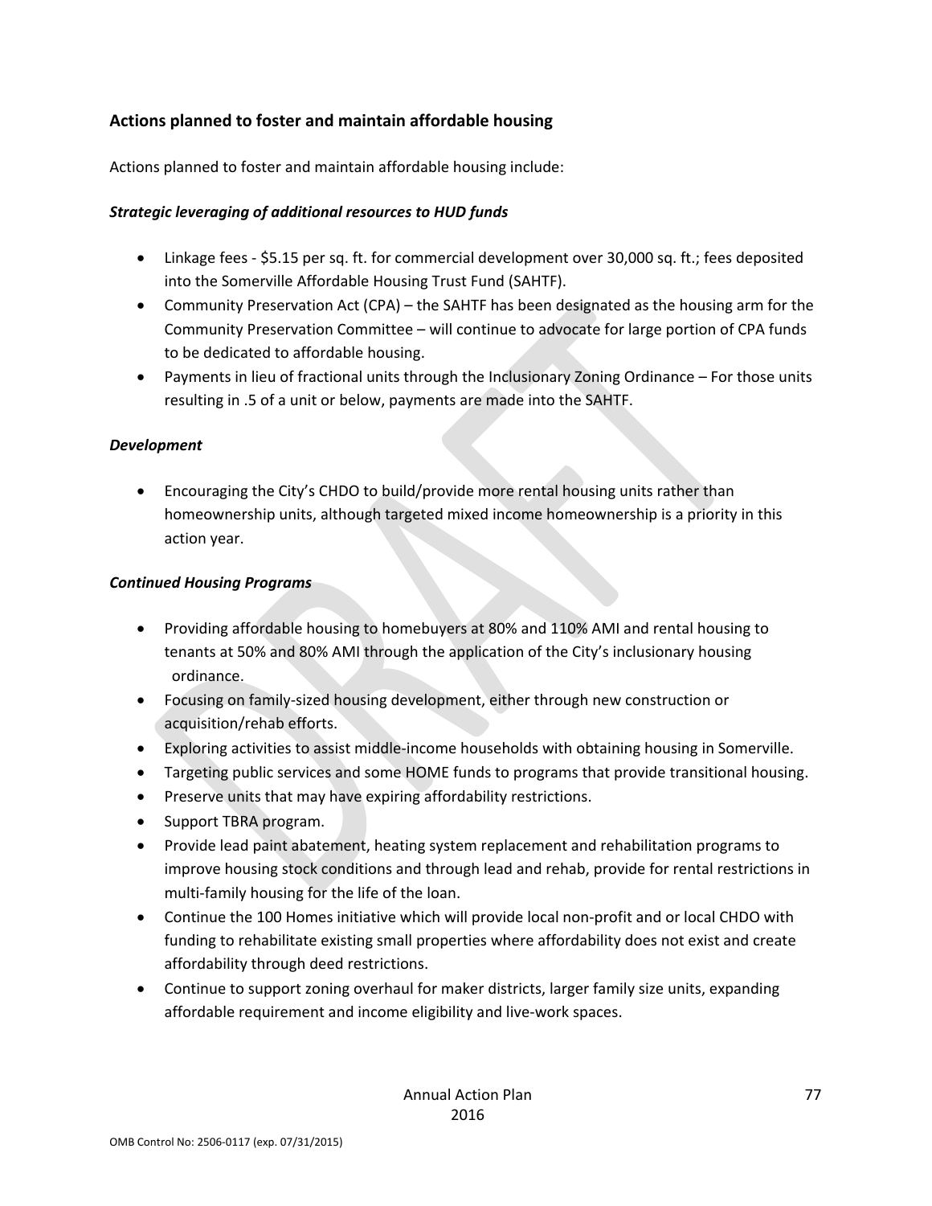## Actions planned to foster and maintain affordable housing

Actions planned to foster and maintain affordable housing include:

***Strategic leveraging of additional resources to HUD funds***

- Linkage fees - $5.15 per sq. ft. for commercial development over 30,000 sq. ft.; fees deposited into the Somerville Affordable Housing Trust Fund (SAHTF).
- Community Preservation Act (CPA) – the SAHTF has been designated as the housing arm for the Community Preservation Committee – will continue to advocate for large portion of CPA funds to be dedicated to affordable housing.
- Payments in lieu of fractional units through the Inclusionary Zoning Ordinance – For those units resulting in .5 of a unit or below, payments are made into the SAHTF.

***Development***

- Encouraging the City's CHDO to build/provide more rental housing units rather than homeownership units, although targeted mixed income homeownership is a priority in this action year.

***Continued Housing Programs***

- Providing affordable housing to homebuyers at 80% and 110% AMI and rental housing to tenants at 50% and 80% AMI through the application of the City's inclusionary housing ordinance.
- Focusing on family-sized housing development, either through new construction or acquisition/rehab efforts.
- Exploring activities to assist middle-income households with obtaining housing in Somerville.
- Targeting public services and some HOME funds to programs that provide transitional housing.
- Preserve units that may have expiring affordability restrictions.
- Support TBRA program.
- Provide lead paint abatement, heating system replacement and rehabilitation programs to improve housing stock conditions and through lead and rehab, provide for rental restrictions in multi-family housing for the life of the loan.
- Continue the 100 Homes initiative which will provide local non-profit and or local CHDO with funding to rehabilitate existing small properties where affordability does not exist and create affordability through deed restrictions.
- Continue to support zoning overhaul for maker districts, larger family size units, expanding affordable requirement and income eligibility and live-work spaces.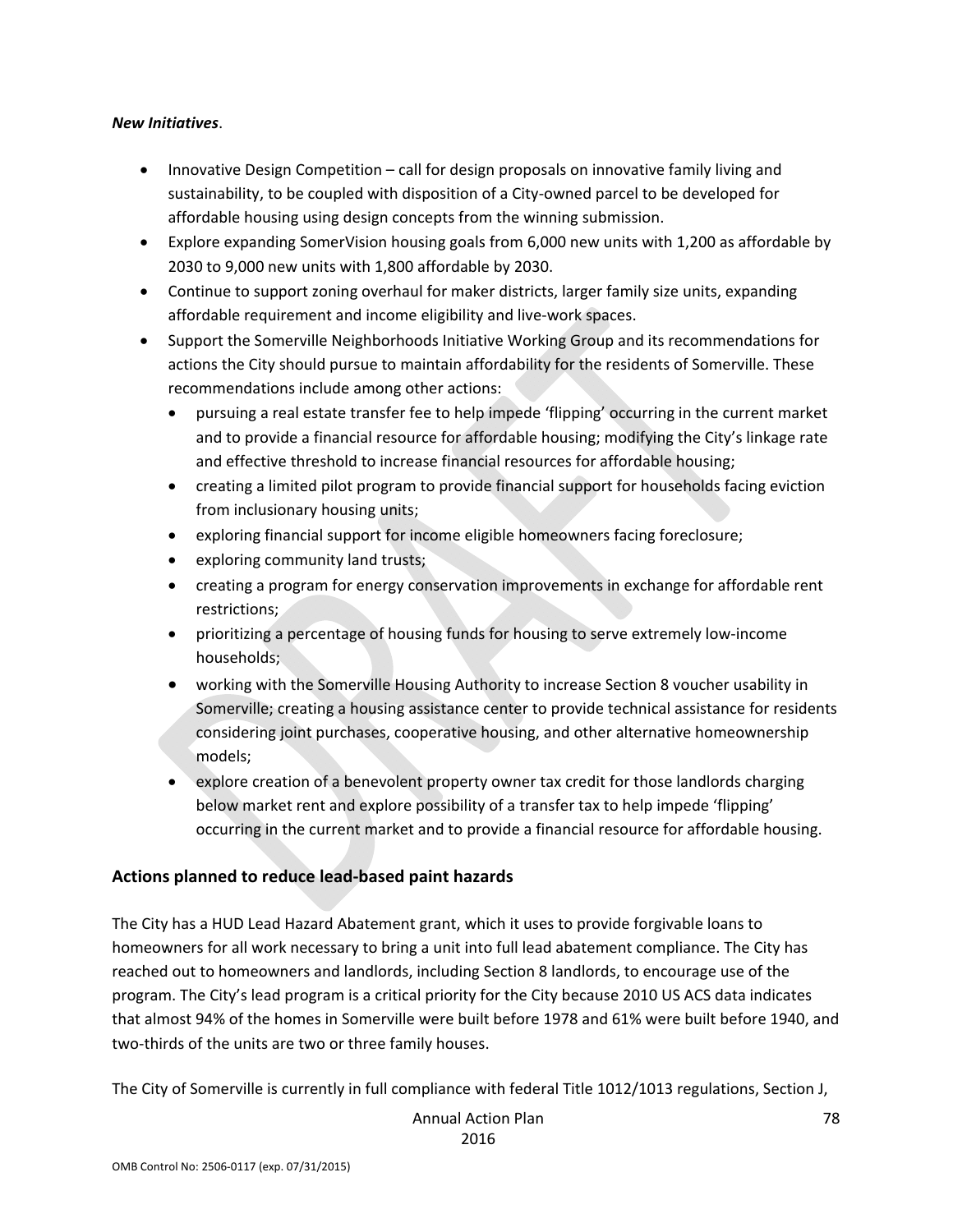***New Initiatives***.

- Innovative Design Competition – call for design proposals on innovative family living and sustainability, to be coupled with disposition of a City-owned parcel to be developed for affordable housing using design concepts from the winning submission.
- Explore expanding SomerVision housing goals from 6,000 new units with 1,200 as affordable by 2030 to 9,000 new units with 1,800 affordable by 2030.
- Continue to support zoning overhaul for maker districts, larger family size units, expanding affordable requirement and income eligibility and live-work spaces.
- Support the Somerville Neighborhoods Initiative Working Group and its recommendations for actions the City should pursue to maintain affordability for the residents of Somerville. These recommendations include among other actions:
  - pursuing a real estate transfer fee to help impede 'flipping' occurring in the current market and to provide a financial resource for affordable housing; modifying the City's linkage rate and effective threshold to increase financial resources for affordable housing;
  - creating a limited pilot program to provide financial support for households facing eviction from inclusionary housing units;
  - exploring financial support for income eligible homeowners facing foreclosure;
  - exploring community land trusts;
  - creating a program for energy conservation improvements in exchange for affordable rent restrictions;
  - prioritizing a percentage of housing funds for housing to serve extremely low-income households;
  - working with the Somerville Housing Authority to increase Section 8 voucher usability in Somerville; creating a housing assistance center to provide technical assistance for residents considering joint purchases, cooperative housing, and other alternative homeownership models;
  - explore creation of a benevolent property owner tax credit for those landlords charging below market rent and explore possibility of a transfer tax to help impede 'flipping' occurring in the current market and to provide a financial resource for affordable housing.

## Actions planned to reduce lead-based paint hazards

The City has a HUD Lead Hazard Abatement grant, which it uses to provide forgivable loans to homeowners for all work necessary to bring a unit into full lead abatement compliance. The City has reached out to homeowners and landlords, including Section 8 landlords, to encourage use of the program. The City's lead program is a critical priority for the City because 2010 US ACS data indicates that almost 94% of the homes in Somerville were built before 1978 and 61% were built before 1940, and two-thirds of the units are two or three family houses.

The City of Somerville is currently in full compliance with federal Title 1012/1013 regulations, Section J,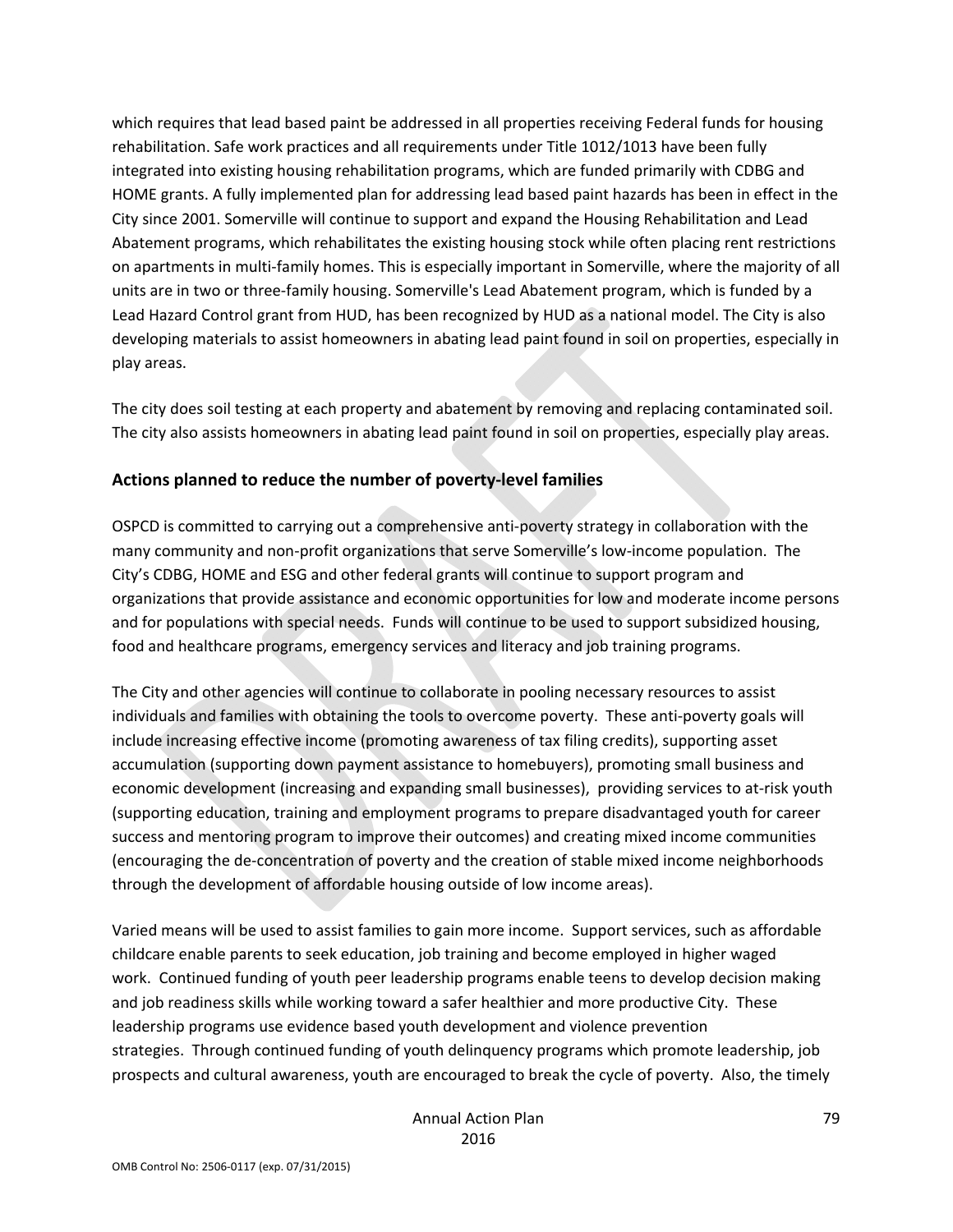which requires that lead based paint be addressed in all properties receiving Federal funds for housing rehabilitation. Safe work practices and all requirements under Title 1012/1013 have been fully integrated into existing housing rehabilitation programs, which are funded primarily with CDBG and HOME grants. A fully implemented plan for addressing lead based paint hazards has been in effect in the City since 2001. Somerville will continue to support and expand the Housing Rehabilitation and Lead Abatement programs, which rehabilitates the existing housing stock while often placing rent restrictions on apartments in multi-family homes. This is especially important in Somerville, where the majority of all units are in two or three-family housing. Somerville's Lead Abatement program, which is funded by a Lead Hazard Control grant from HUD, has been recognized by HUD as a national model. The City is also developing materials to assist homeowners in abating lead paint found in soil on properties, especially in play areas.

The city does soil testing at each property and abatement by removing and replacing contaminated soil. The city also assists homeowners in abating lead paint found in soil on properties, especially play areas.

## Actions planned to reduce the number of poverty-level families

OSPCD is committed to carrying out a comprehensive anti-poverty strategy in collaboration with the many community and non-profit organizations that serve Somerville's low-income population. The City's CDBG, HOME and ESG and other federal grants will continue to support program and organizations that provide assistance and economic opportunities for low and moderate income persons and for populations with special needs. Funds will continue to be used to support subsidized housing, food and healthcare programs, emergency services and literacy and job training programs.

The City and other agencies will continue to collaborate in pooling necessary resources to assist individuals and families with obtaining the tools to overcome poverty. These anti-poverty goals will include increasing effective income (promoting awareness of tax filing credits), supporting asset accumulation (supporting down payment assistance to homebuyers), promoting small business and economic development (increasing and expanding small businesses), providing services to at-risk youth (supporting education, training and employment programs to prepare disadvantaged youth for career success and mentoring program to improve their outcomes) and creating mixed income communities (encouraging the de-concentration of poverty and the creation of stable mixed income neighborhoods through the development of affordable housing outside of low income areas).

Varied means will be used to assist families to gain more income. Support services, such as affordable childcare enable parents to seek education, job training and become employed in higher waged work. Continued funding of youth peer leadership programs enable teens to develop decision making and job readiness skills while working toward a safer healthier and more productive City. These leadership programs use evidence based youth development and violence prevention strategies. Through continued funding of youth delinquency programs which promote leadership, job prospects and cultural awareness, youth are encouraged to break the cycle of poverty. Also, the timely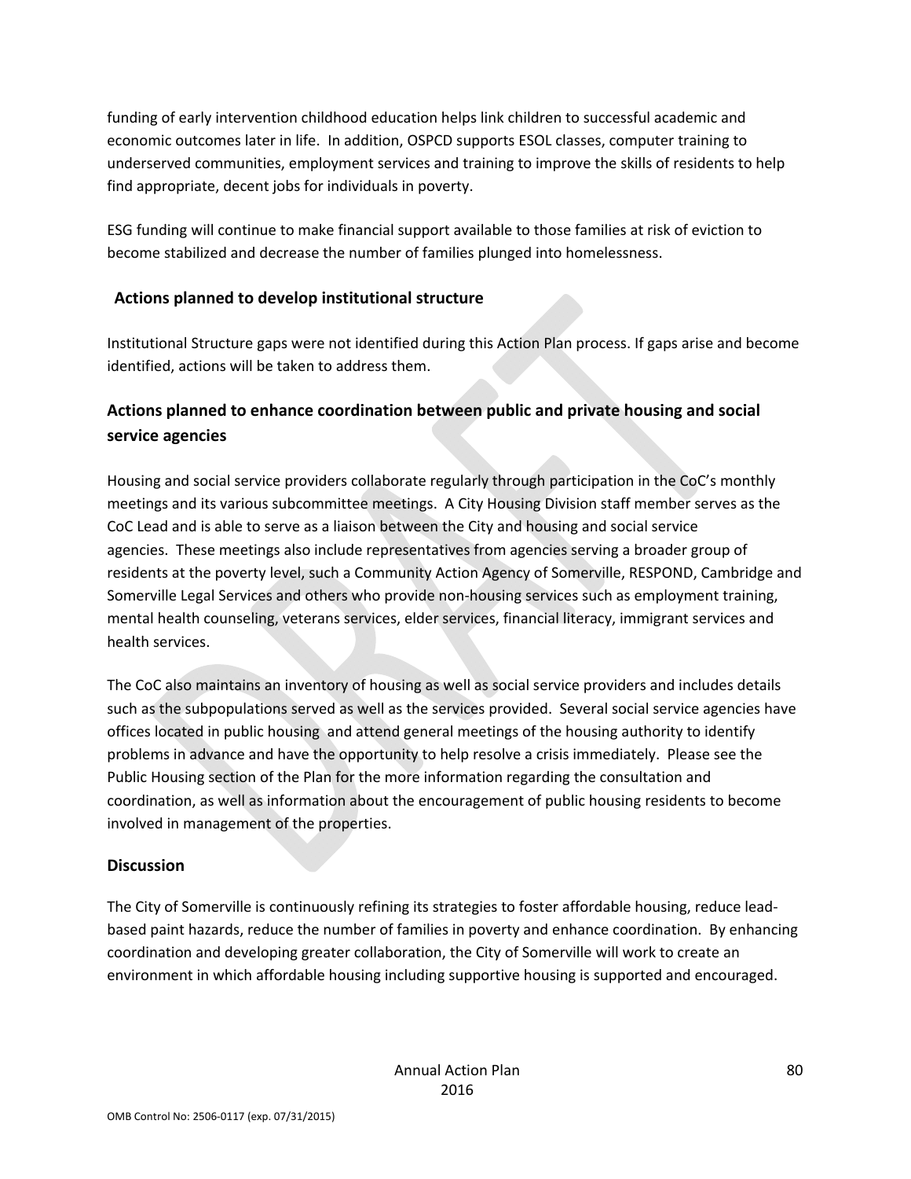funding of early intervention childhood education helps link children to successful academic and economic outcomes later in life. In addition, OSPCD supports ESOL classes, computer training to underserved communities, employment services and training to improve the skills of residents to help find appropriate, decent jobs for individuals in poverty.

ESG funding will continue to make financial support available to those families at risk of eviction to become stabilized and decrease the number of families plunged into homelessness.

## Actions planned to develop institutional structure

Institutional Structure gaps were not identified during this Action Plan process. If gaps arise and become identified, actions will be taken to address them.

## Actions planned to enhance coordination between public and private housing and social service agencies

Housing and social service providers collaborate regularly through participation in the CoC's monthly meetings and its various subcommittee meetings. A City Housing Division staff member serves as the CoC Lead and is able to serve as a liaison between the City and housing and social service agencies. These meetings also include representatives from agencies serving a broader group of residents at the poverty level, such a Community Action Agency of Somerville, RESPOND, Cambridge and Somerville Legal Services and others who provide non-housing services such as employment training, mental health counseling, veterans services, elder services, financial literacy, immigrant services and health services.

The CoC also maintains an inventory of housing as well as social service providers and includes details such as the subpopulations served as well as the services provided. Several social service agencies have offices located in public housing and attend general meetings of the housing authority to identify problems in advance and have the opportunity to help resolve a crisis immediately. Please see the Public Housing section of the Plan for the more information regarding the consultation and coordination, as well as information about the encouragement of public housing residents to become involved in management of the properties.

## Discussion

The City of Somerville is continuously refining its strategies to foster affordable housing, reduce lead-based paint hazards, reduce the number of families in poverty and enhance coordination. By enhancing coordination and developing greater collaboration, the City of Somerville will work to create an environment in which affordable housing including supportive housing is supported and encouraged.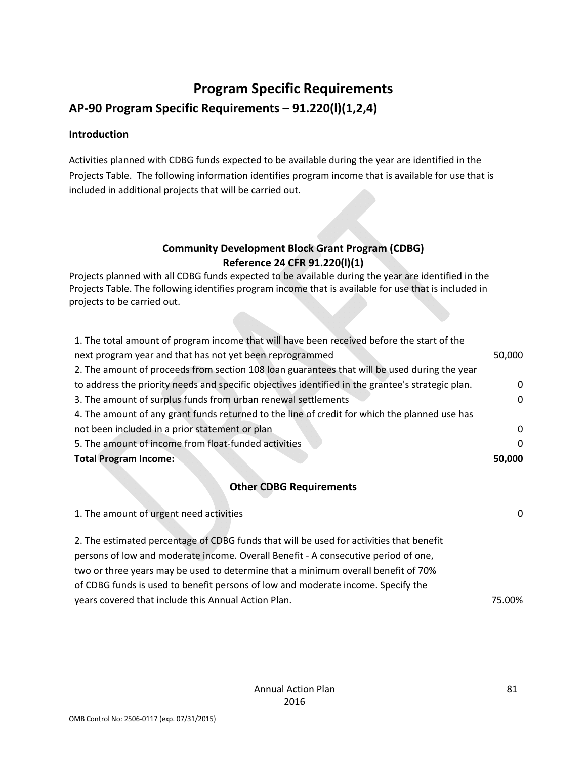# Program Specific Requirements

## AP-90 Program Specific Requirements – 91.220(l)(1,2,4)

### Introduction

Activities planned with CDBG funds expected to be available during the year are identified in the Projects Table. The following information identifies program income that is available for use that is included in additional projects that will be carried out.

**Community Development Block Grant Program (CDBG)**
**Reference 24 CFR 91.220(l)(1)**

Projects planned with all CDBG funds expected to be available during the year are identified in the Projects Table. The following identifies program income that is available for use that is included in projects to be carried out.

| | |
|---|---|
| 1. The total amount of program income that will have been received before the start of the next program year and that has not yet been reprogrammed | 50,000 |
| 2. The amount of proceeds from section 108 loan guarantees that will be used during the year to address the priority needs and specific objectives identified in the grantee's strategic plan. | 0 |
| 3. The amount of surplus funds from urban renewal settlements | 0 |
| 4. The amount of any grant funds returned to the line of credit for which the planned use has not been included in a prior statement or plan | 0 |
| 5. The amount of income from float-funded activities | 0 |
| **Total Program Income:** | **50,000** |

**Other CDBG Requirements**

| | |
|---|---|
| 1. The amount of urgent need activities | 0 |
| 2. The estimated percentage of CDBG funds that will be used for activities that benefit persons of low and moderate income. Overall Benefit - A consecutive period of one, two or three years may be used to determine that a minimum overall benefit of 70% of CDBG funds is used to benefit persons of low and moderate income. Specify the years covered that include this Annual Action Plan. | 75.00% |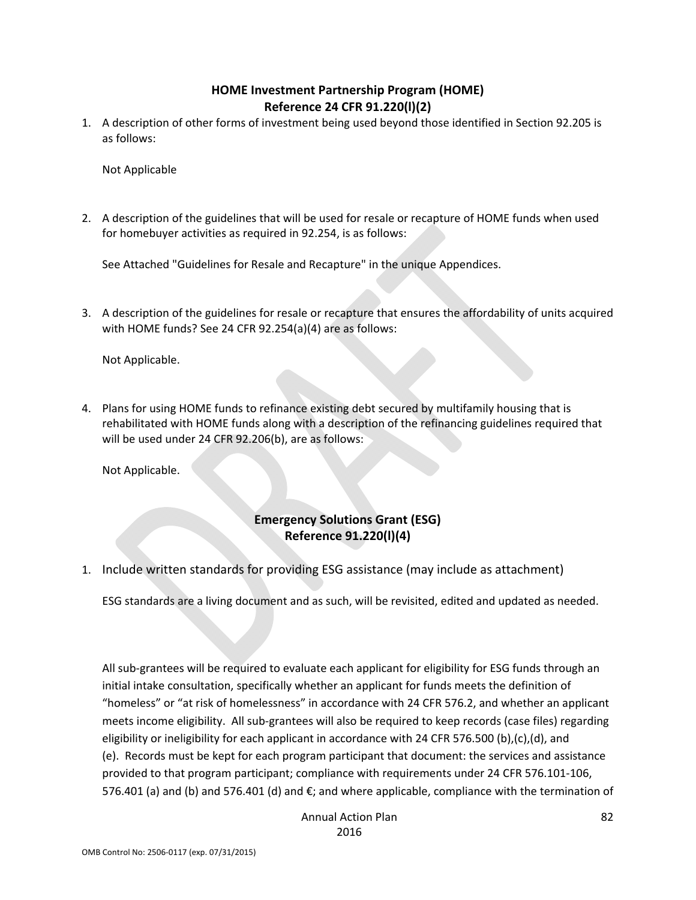## HOME Investment Partnership Program (HOME)
## Reference 24 CFR 91.220(l)(2)

1. A description of other forms of investment being used beyond those identified in Section 92.205 is as follows:

   Not Applicable

2. A description of the guidelines that will be used for resale or recapture of HOME funds when used for homebuyer activities as required in 92.254, is as follows:

   See Attached "Guidelines for Resale and Recapture" in the unique Appendices.

3. A description of the guidelines for resale or recapture that ensures the affordability of units acquired with HOME funds? See 24 CFR 92.254(a)(4) are as follows:

   Not Applicable.

4. Plans for using HOME funds to refinance existing debt secured by multifamily housing that is rehabilitated with HOME funds along with a description of the refinancing guidelines required that will be used under 24 CFR 92.206(b), are as follows:

   Not Applicable.

## Emergency Solutions Grant (ESG)
## Reference 91.220(l)(4)

1. Include written standards for providing ESG assistance (may include as attachment)

   ESG standards are a living document and as such, will be revisited, edited and updated as needed.

   All sub-grantees will be required to evaluate each applicant for eligibility for ESG funds through an initial intake consultation, specifically whether an applicant for funds meets the definition of "homeless" or "at risk of homelessness" in accordance with 24 CFR 576.2, and whether an applicant meets income eligibility. All sub-grantees will also be required to keep records (case files) regarding eligibility or ineligibility for each applicant in accordance with 24 CFR 576.500 (b),(c),(d), and (e). Records must be kept for each program participant that document: the services and assistance provided to that program participant; compliance with requirements under 24 CFR 576.101-106, 576.401 (a) and (b) and 576.401 (d) and €; and where applicable, compliance with the termination of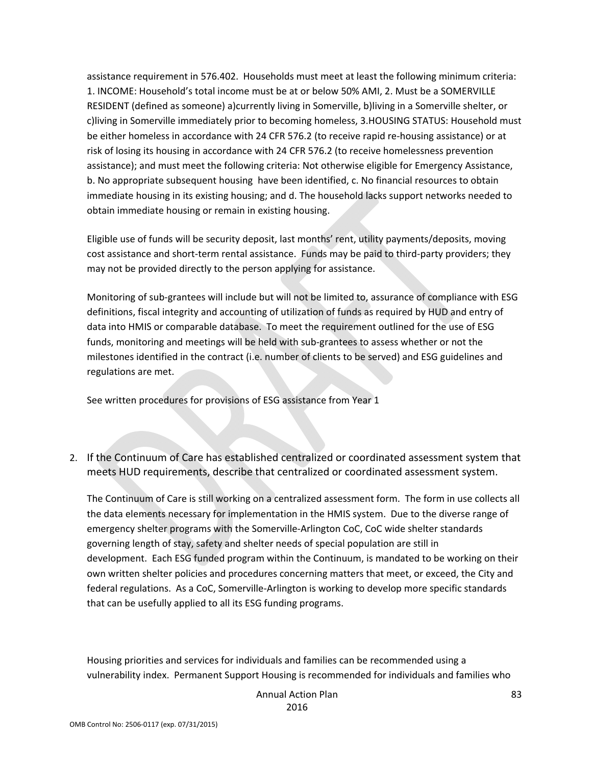assistance requirement in 576.402. Households must meet at least the following minimum criteria: 1. INCOME: Household's total income must be at or below 50% AMI, 2. Must be a SOMERVILLE RESIDENT (defined as someone) a)currently living in Somerville, b)living in a Somerville shelter, or c)living in Somerville immediately prior to becoming homeless, 3.HOUSING STATUS: Household must be either homeless in accordance with 24 CFR 576.2 (to receive rapid re-housing assistance) or at risk of losing its housing in accordance with 24 CFR 576.2 (to receive homelessness prevention assistance); and must meet the following criteria: Not otherwise eligible for Emergency Assistance, b. No appropriate subsequent housing have been identified, c. No financial resources to obtain immediate housing in its existing housing; and d. The household lacks support networks needed to obtain immediate housing or remain in existing housing.

Eligible use of funds will be security deposit, last months' rent, utility payments/deposits, moving cost assistance and short-term rental assistance. Funds may be paid to third-party providers; they may not be provided directly to the person applying for assistance.

Monitoring of sub-grantees will include but will not be limited to, assurance of compliance with ESG definitions, fiscal integrity and accounting of utilization of funds as required by HUD and entry of data into HMIS or comparable database. To meet the requirement outlined for the use of ESG funds, monitoring and meetings will be held with sub-grantees to assess whether or not the milestones identified in the contract (i.e. number of clients to be served) and ESG guidelines and regulations are met.

See written procedures for provisions of ESG assistance from Year 1

2. If the Continuum of Care has established centralized or coordinated assessment system that meets HUD requirements, describe that centralized or coordinated assessment system.

The Continuum of Care is still working on a centralized assessment form. The form in use collects all the data elements necessary for implementation in the HMIS system. Due to the diverse range of emergency shelter programs with the Somerville-Arlington CoC, CoC wide shelter standards governing length of stay, safety and shelter needs of special population are still in development. Each ESG funded program within the Continuum, is mandated to be working on their own written shelter policies and procedures concerning matters that meet, or exceed, the City and federal regulations. As a CoC, Somerville-Arlington is working to develop more specific standards that can be usefully applied to all its ESG funding programs.

Housing priorities and services for individuals and families can be recommended using a vulnerability index. Permanent Support Housing is recommended for individuals and families who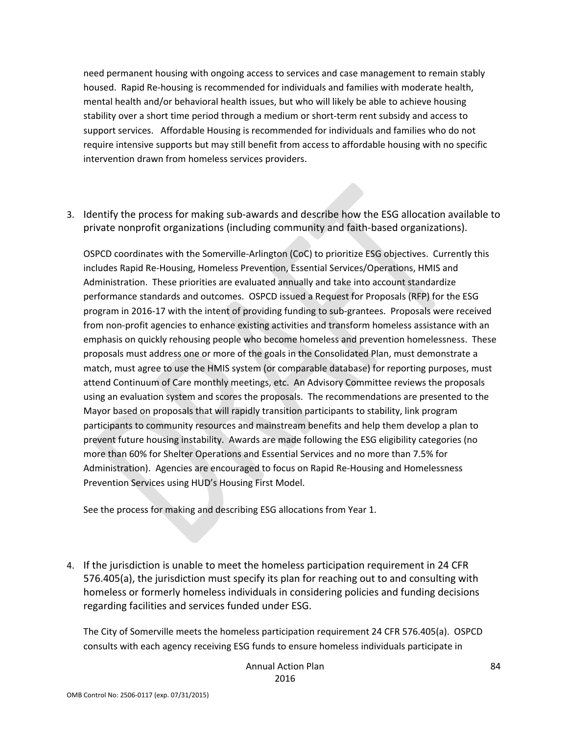need permanent housing with ongoing access to services and case management to remain stably housed. Rapid Re-housing is recommended for individuals and families with moderate health, mental health and/or behavioral health issues, but who will likely be able to achieve housing stability over a short time period through a medium or short-term rent subsidy and access to support services. Affordable Housing is recommended for individuals and families who do not require intensive supports but may still benefit from access to affordable housing with no specific intervention drawn from homeless services providers.

3. Identify the process for making sub-awards and describe how the ESG allocation available to private nonprofit organizations (including community and faith-based organizations).

OSPCD coordinates with the Somerville-Arlington (CoC) to prioritize ESG objectives. Currently this includes Rapid Re-Housing, Homeless Prevention, Essential Services/Operations, HMIS and Administration. These priorities are evaluated annually and take into account standardize performance standards and outcomes. OSPCD issued a Request for Proposals (RFP) for the ESG program in 2016-17 with the intent of providing funding to sub-grantees. Proposals were received from non-profit agencies to enhance existing activities and transform homeless assistance with an emphasis on quickly rehousing people who become homeless and prevention homelessness. These proposals must address one or more of the goals in the Consolidated Plan, must demonstrate a match, must agree to use the HMIS system (or comparable database) for reporting purposes, must attend Continuum of Care monthly meetings, etc. An Advisory Committee reviews the proposals using an evaluation system and scores the proposals. The recommendations are presented to the Mayor based on proposals that will rapidly transition participants to stability, link program participants to community resources and mainstream benefits and help them develop a plan to prevent future housing instability. Awards are made following the ESG eligibility categories (no more than 60% for Shelter Operations and Essential Services and no more than 7.5% for Administration). Agencies are encouraged to focus on Rapid Re-Housing and Homelessness Prevention Services using HUD's Housing First Model.

See the process for making and describing ESG allocations from Year 1.

4. If the jurisdiction is unable to meet the homeless participation requirement in 24 CFR 576.405(a), the jurisdiction must specify its plan for reaching out to and consulting with homeless or formerly homeless individuals in considering policies and funding decisions regarding facilities and services funded under ESG.

The City of Somerville meets the homeless participation requirement 24 CFR 576.405(a). OSPCD consults with each agency receiving ESG funds to ensure homeless individuals participate in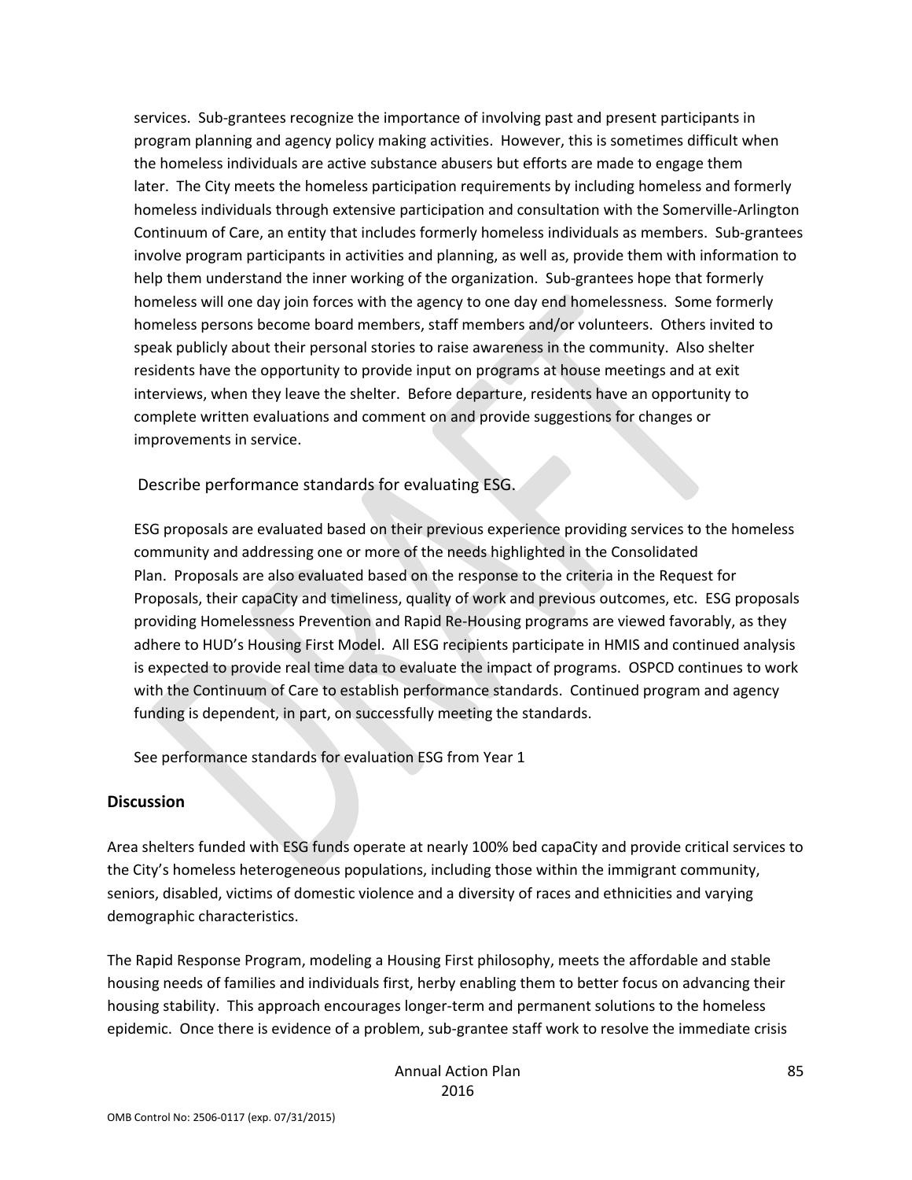services. Sub-grantees recognize the importance of involving past and present participants in program planning and agency policy making activities. However, this is sometimes difficult when the homeless individuals are active substance abusers but efforts are made to engage them later. The City meets the homeless participation requirements by including homeless and formerly homeless individuals through extensive participation and consultation with the Somerville-Arlington Continuum of Care, an entity that includes formerly homeless individuals as members. Sub-grantees involve program participants in activities and planning, as well as, provide them with information to help them understand the inner working of the organization. Sub-grantees hope that formerly homeless will one day join forces with the agency to one day end homelessness. Some formerly homeless persons become board members, staff members and/or volunteers. Others invited to speak publicly about their personal stories to raise awareness in the community. Also shelter residents have the opportunity to provide input on programs at house meetings and at exit interviews, when they leave the shelter. Before departure, residents have an opportunity to complete written evaluations and comment on and provide suggestions for changes or improvements in service.

Describe performance standards for evaluating ESG.

ESG proposals are evaluated based on their previous experience providing services to the homeless community and addressing one or more of the needs highlighted in the Consolidated Plan. Proposals are also evaluated based on the response to the criteria in the Request for Proposals, their capaCity and timeliness, quality of work and previous outcomes, etc. ESG proposals providing Homelessness Prevention and Rapid Re-Housing programs are viewed favorably, as they adhere to HUD's Housing First Model. All ESG recipients participate in HMIS and continued analysis is expected to provide real time data to evaluate the impact of programs. OSPCD continues to work with the Continuum of Care to establish performance standards. Continued program and agency funding is dependent, in part, on successfully meeting the standards.

See performance standards for evaluation ESG from Year 1

## Discussion

Area shelters funded with ESG funds operate at nearly 100% bed capaCity and provide critical services to the City's homeless heterogeneous populations, including those within the immigrant community, seniors, disabled, victims of domestic violence and a diversity of races and ethnicities and varying demographic characteristics.

The Rapid Response Program, modeling a Housing First philosophy, meets the affordable and stable housing needs of families and individuals first, herby enabling them to better focus on advancing their housing stability. This approach encourages longer-term and permanent solutions to the homeless epidemic. Once there is evidence of a problem, sub-grantee staff work to resolve the immediate crisis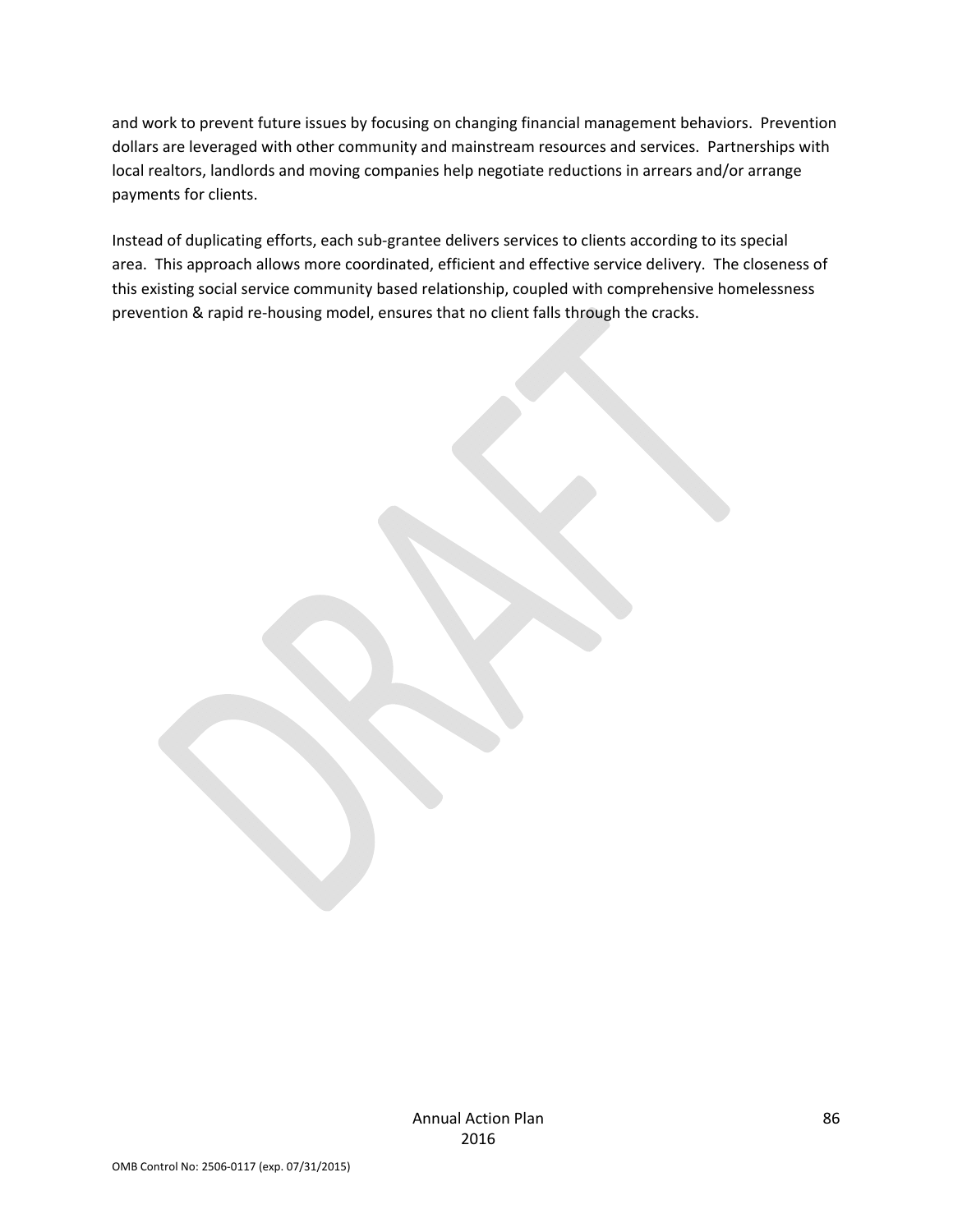and work to prevent future issues by focusing on changing financial management behaviors. Prevention dollars are leveraged with other community and mainstream resources and services. Partnerships with local realtors, landlords and moving companies help negotiate reductions in arrears and/or arrange payments for clients.

Instead of duplicating efforts, each sub-grantee delivers services to clients according to its special area. This approach allows more coordinated, efficient and effective service delivery. The closeness of this existing social service community based relationship, coupled with comprehensive homelessness prevention & rapid re-housing model, ensures that no client falls through the cracks.